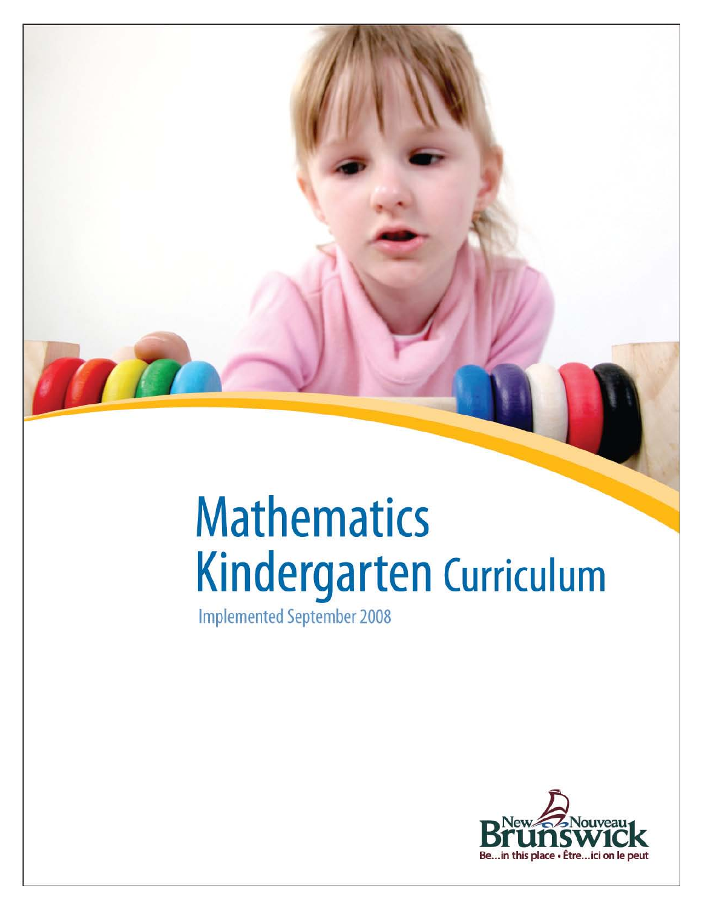# Mathematics Kindergarten Curriculum

Implemented September 2008

New Nouveau Brunswick

Be...in this place • Être...ici on le peut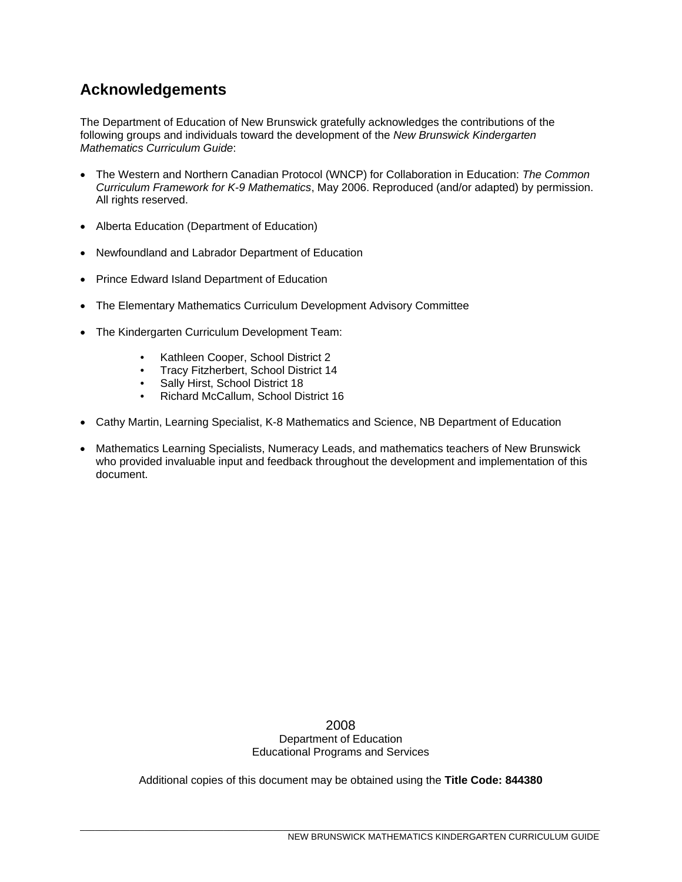## Acknowledgements

The Department of Education of New Brunswick gratefully acknowledges the contributions of the following groups and individuals toward the development of the *New Brunswick Kindergarten Mathematics Curriculum Guide*:

- The Western and Northern Canadian Protocol (WNCP) for Collaboration in Education: *The Common Curriculum Framework for K-9 Mathematics*, May 2006. Reproduced (and/or adapted) by permission. All rights reserved.
- Alberta Education (Department of Education)
- Newfoundland and Labrador Department of Education
- Prince Edward Island Department of Education
- The Elementary Mathematics Curriculum Development Advisory Committee
- The Kindergarten Curriculum Development Team:
    - Kathleen Cooper, School District 2
    - Tracy Fitzherbert, School District 14
    - Sally Hirst, School District 18
    - Richard McCallum, School District 16
- Cathy Martin, Learning Specialist, K-8 Mathematics and Science, NB Department of Education
- Mathematics Learning Specialists, Numeracy Leads, and mathematics teachers of New Brunswick who provided invaluable input and feedback throughout the development and implementation of this document.

2008
Department of Education
Educational Programs and Services

Additional copies of this document may be obtained using the **Title Code: 844380**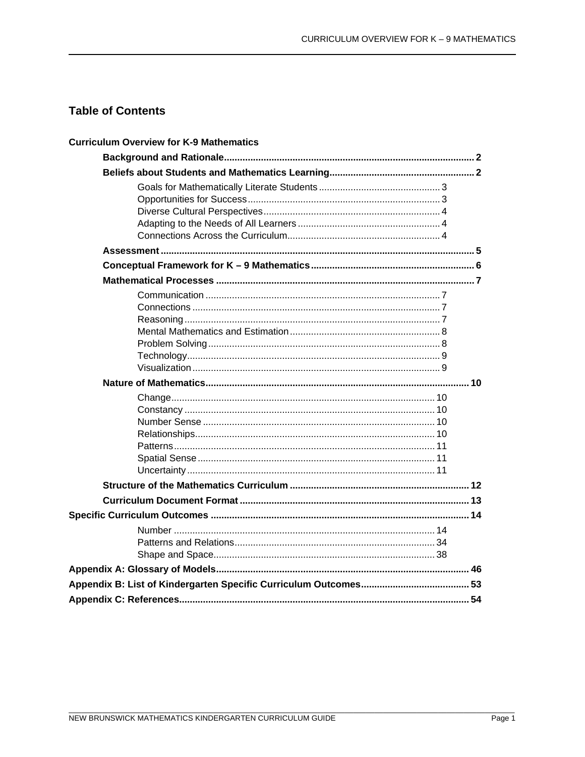# Table of Contents

**Curriculum Overview for K-9 Mathematics**

- **Background and Rationale** .......... 2
- **Beliefs about Students and Mathematics Learning** .......... 2
  - Goals for Mathematically Literate Students .......... 3
  - Opportunities for Success .......... 3
  - Diverse Cultural Perspectives .......... 4
  - Adapting to the Needs of All Learners .......... 4
  - Connections Across the Curriculum .......... 4
- **Assessment** .......... 5
- **Conceptual Framework for K – 9 Mathematics** .......... 6
- **Mathematical Processes** .......... 7
  - Communication .......... 7
  - Connections .......... 7
  - Reasoning .......... 7
  - Mental Mathematics and Estimation .......... 8
  - Problem Solving .......... 8
  - Technology .......... 9
  - Visualization .......... 9
- **Nature of Mathematics** .......... 10
  - Change .......... 10
  - Constancy .......... 10
  - Number Sense .......... 10
  - Relationships .......... 10
  - Patterns .......... 11
  - Spatial Sense .......... 11
  - Uncertainty .......... 11
- **Structure of the Mathematics Curriculum** .......... 12
- **Curriculum Document Format** .......... 13

**Specific Curriculum Outcomes** .......... 14

- Number .......... 14
- Patterns and Relations .......... 34
- Shape and Space .......... 38

**Appendix A: Glossary of Models** .......... 46

**Appendix B: List of Kindergarten Specific Curriculum Outcomes** .......... 53

**Appendix C: References** .......... 54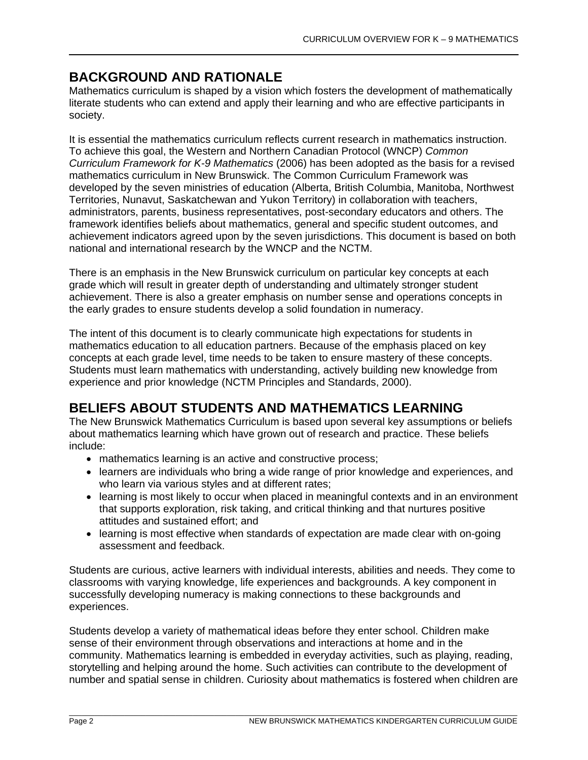## BACKGROUND AND RATIONALE

Mathematics curriculum is shaped by a vision which fosters the development of mathematically literate students who can extend and apply their learning and who are effective participants in society.

It is essential the mathematics curriculum reflects current research in mathematics instruction. To achieve this goal, the Western and Northern Canadian Protocol (WNCP) *Common Curriculum Framework for K-9 Mathematics* (2006) has been adopted as the basis for a revised mathematics curriculum in New Brunswick. The Common Curriculum Framework was developed by the seven ministries of education (Alberta, British Columbia, Manitoba, Northwest Territories, Nunavut, Saskatchewan and Yukon Territory) in collaboration with teachers, administrators, parents, business representatives, post-secondary educators and others. The framework identifies beliefs about mathematics, general and specific student outcomes, and achievement indicators agreed upon by the seven jurisdictions. This document is based on both national and international research by the WNCP and the NCTM.

There is an emphasis in the New Brunswick curriculum on particular key concepts at each grade which will result in greater depth of understanding and ultimately stronger student achievement. There is also a greater emphasis on number sense and operations concepts in the early grades to ensure students develop a solid foundation in numeracy.

The intent of this document is to clearly communicate high expectations for students in mathematics education to all education partners. Because of the emphasis placed on key concepts at each grade level, time needs to be taken to ensure mastery of these concepts. Students must learn mathematics with understanding, actively building new knowledge from experience and prior knowledge (NCTM Principles and Standards, 2000).

## BELIEFS ABOUT STUDENTS AND MATHEMATICS LEARNING

The New Brunswick Mathematics Curriculum is based upon several key assumptions or beliefs about mathematics learning which have grown out of research and practice. These beliefs include:

- mathematics learning is an active and constructive process;
- learners are individuals who bring a wide range of prior knowledge and experiences, and who learn via various styles and at different rates;
- learning is most likely to occur when placed in meaningful contexts and in an environment that supports exploration, risk taking, and critical thinking and that nurtures positive attitudes and sustained effort; and
- learning is most effective when standards of expectation are made clear with on-going assessment and feedback.

Students are curious, active learners with individual interests, abilities and needs. They come to classrooms with varying knowledge, life experiences and backgrounds. A key component in successfully developing numeracy is making connections to these backgrounds and experiences.

Students develop a variety of mathematical ideas before they enter school. Children make sense of their environment through observations and interactions at home and in the community. Mathematics learning is embedded in everyday activities, such as playing, reading, storytelling and helping around the home. Such activities can contribute to the development of number and spatial sense in children. Curiosity about mathematics is fostered when children are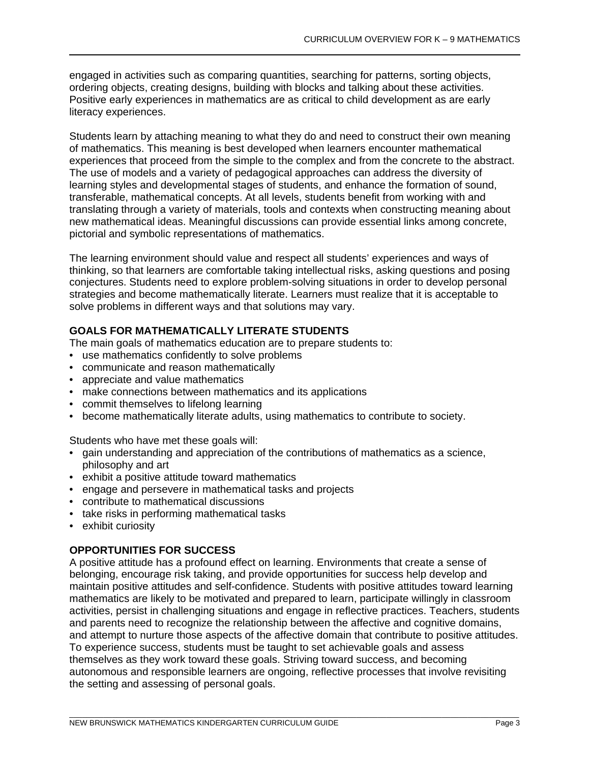engaged in activities such as comparing quantities, searching for patterns, sorting objects, ordering objects, creating designs, building with blocks and talking about these activities. Positive early experiences in mathematics are as critical to child development as are early literacy experiences.

Students learn by attaching meaning to what they do and need to construct their own meaning of mathematics. This meaning is best developed when learners encounter mathematical experiences that proceed from the simple to the complex and from the concrete to the abstract. The use of models and a variety of pedagogical approaches can address the diversity of learning styles and developmental stages of students, and enhance the formation of sound, transferable, mathematical concepts. At all levels, students benefit from working with and translating through a variety of materials, tools and contexts when constructing meaning about new mathematical ideas. Meaningful discussions can provide essential links among concrete, pictorial and symbolic representations of mathematics.

The learning environment should value and respect all students' experiences and ways of thinking, so that learners are comfortable taking intellectual risks, asking questions and posing conjectures. Students need to explore problem-solving situations in order to develop personal strategies and become mathematically literate. Learners must realize that it is acceptable to solve problems in different ways and that solutions may vary.

## GOALS FOR MATHEMATICALLY LITERATE STUDENTS

The main goals of mathematics education are to prepare students to:

- use mathematics confidently to solve problems
- communicate and reason mathematically
- appreciate and value mathematics
- make connections between mathematics and its applications
- commit themselves to lifelong learning
- become mathematically literate adults, using mathematics to contribute to society.

Students who have met these goals will:

- gain understanding and appreciation of the contributions of mathematics as a science, philosophy and art
- exhibit a positive attitude toward mathematics
- engage and persevere in mathematical tasks and projects
- contribute to mathematical discussions
- take risks in performing mathematical tasks
- exhibit curiosity

## OPPORTUNITIES FOR SUCCESS

A positive attitude has a profound effect on learning. Environments that create a sense of belonging, encourage risk taking, and provide opportunities for success help develop and maintain positive attitudes and self-confidence. Students with positive attitudes toward learning mathematics are likely to be motivated and prepared to learn, participate willingly in classroom activities, persist in challenging situations and engage in reflective practices. Teachers, students and parents need to recognize the relationship between the affective and cognitive domains, and attempt to nurture those aspects of the affective domain that contribute to positive attitudes. To experience success, students must be taught to set achievable goals and assess themselves as they work toward these goals. Striving toward success, and becoming autonomous and responsible learners are ongoing, reflective processes that involve revisiting the setting and assessing of personal goals.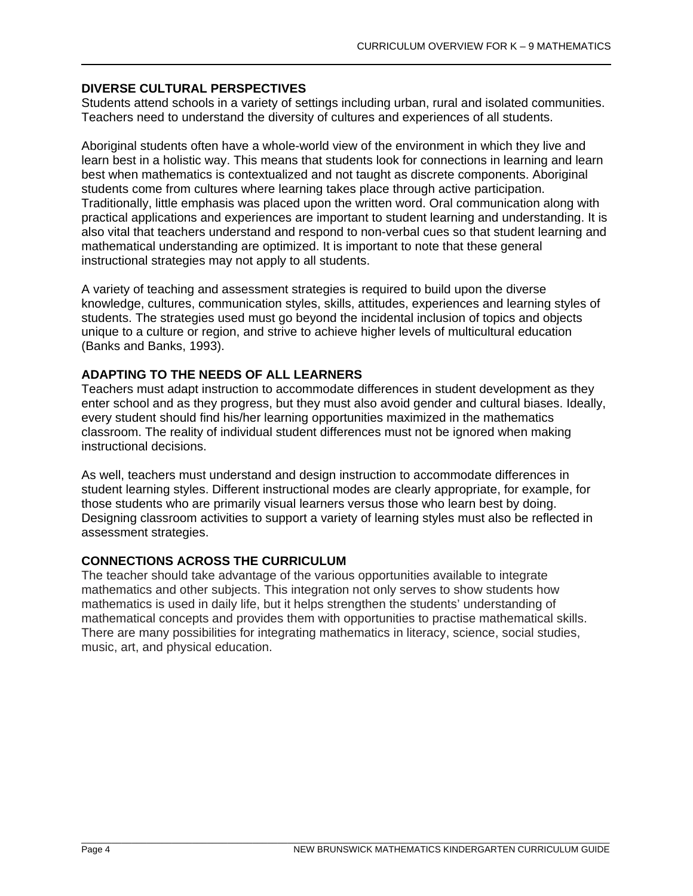## DIVERSE CULTURAL PERSPECTIVES

Students attend schools in a variety of settings including urban, rural and isolated communities. Teachers need to understand the diversity of cultures and experiences of all students.

Aboriginal students often have a whole-world view of the environment in which they live and learn best in a holistic way. This means that students look for connections in learning and learn best when mathematics is contextualized and not taught as discrete components. Aboriginal students come from cultures where learning takes place through active participation. Traditionally, little emphasis was placed upon the written word. Oral communication along with practical applications and experiences are important to student learning and understanding. It is also vital that teachers understand and respond to non-verbal cues so that student learning and mathematical understanding are optimized. It is important to note that these general instructional strategies may not apply to all students.

A variety of teaching and assessment strategies is required to build upon the diverse knowledge, cultures, communication styles, skills, attitudes, experiences and learning styles of students. The strategies used must go beyond the incidental inclusion of topics and objects unique to a culture or region, and strive to achieve higher levels of multicultural education (Banks and Banks, 1993).

## ADAPTING TO THE NEEDS OF ALL LEARNERS

Teachers must adapt instruction to accommodate differences in student development as they enter school and as they progress, but they must also avoid gender and cultural biases. Ideally, every student should find his/her learning opportunities maximized in the mathematics classroom. The reality of individual student differences must not be ignored when making instructional decisions.

As well, teachers must understand and design instruction to accommodate differences in student learning styles. Different instructional modes are clearly appropriate, for example, for those students who are primarily visual learners versus those who learn best by doing. Designing classroom activities to support a variety of learning styles must also be reflected in assessment strategies.

## CONNECTIONS ACROSS THE CURRICULUM

The teacher should take advantage of the various opportunities available to integrate mathematics and other subjects. This integration not only serves to show students how mathematics is used in daily life, but it helps strengthen the students' understanding of mathematical concepts and provides them with opportunities to practise mathematical skills. There are many possibilities for integrating mathematics in literacy, science, social studies, music, art, and physical education.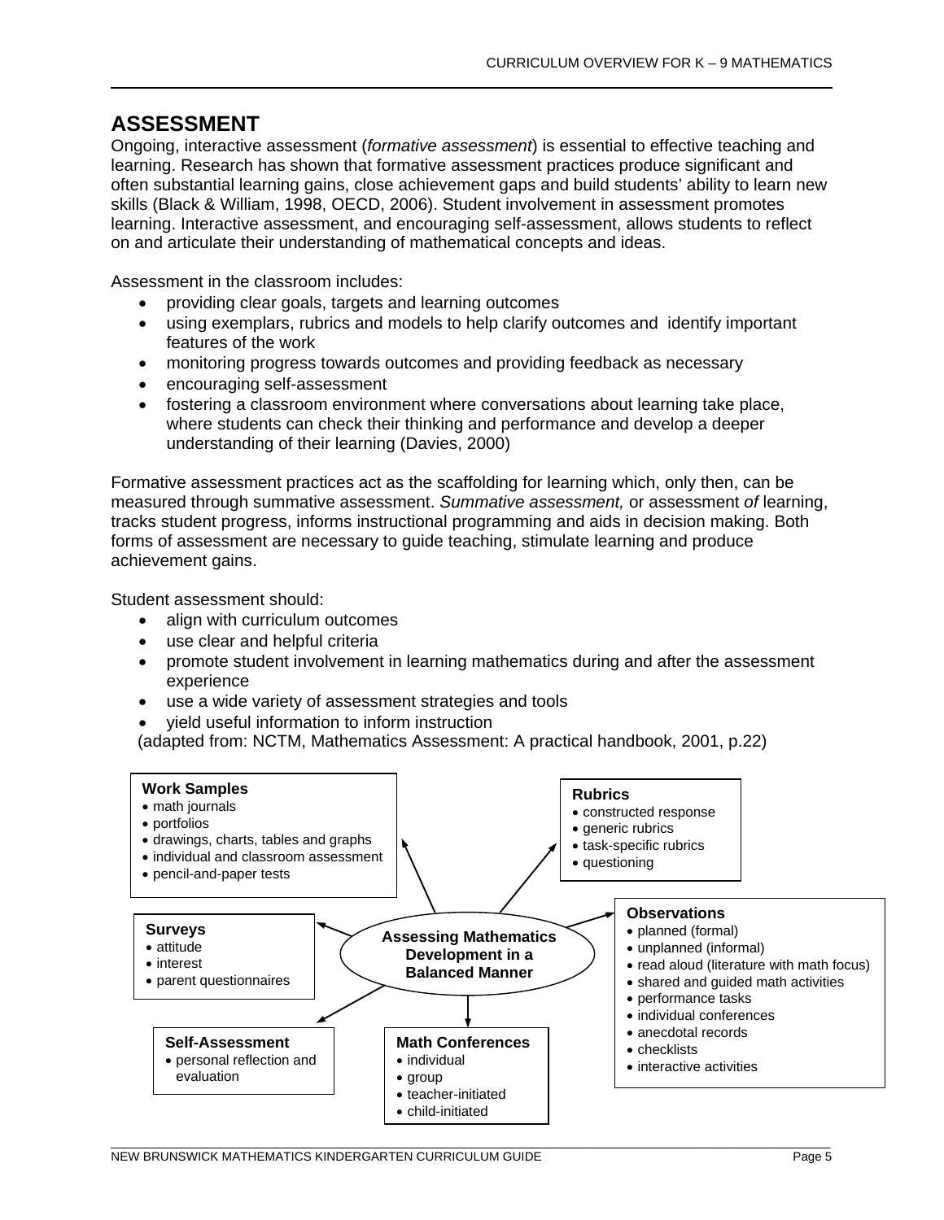## ASSESSMENT

Ongoing, interactive assessment (*formative assessment*) is essential to effective teaching and learning. Research has shown that formative assessment practices produce significant and often substantial learning gains, close achievement gaps and build students' ability to learn new skills (Black & William, 1998, OECD, 2006). Student involvement in assessment promotes learning. Interactive assessment, and encouraging self-assessment, allows students to reflect on and articulate their understanding of mathematical concepts and ideas.

Assessment in the classroom includes:

- providing clear goals, targets and learning outcomes
- using exemplars, rubrics and models to help clarify outcomes and identify important features of the work
- monitoring progress towards outcomes and providing feedback as necessary
- encouraging self-assessment
- fostering a classroom environment where conversations about learning take place, where students can check their thinking and performance and develop a deeper understanding of their learning (Davies, 2000)

Formative assessment practices act as the scaffolding for learning which, only then, can be measured through summative assessment. *Summative assessment,* or assessment *of* learning, tracks student progress, informs instructional programming and aids in decision making. Both forms of assessment are necessary to guide teaching, stimulate learning and produce achievement gains.

Student assessment should:

- align with curriculum outcomes
- use clear and helpful criteria
- promote student involvement in learning mathematics during and after the assessment experience
- use a wide variety of assessment strategies and tools
- yield useful information to inform instruction

(adapted from: NCTM, Mathematics Assessment: A practical handbook, 2001, p.22)

**Assessing Mathematics Development in a Balanced Manner**

**Work Samples**
- math journals
- portfolios
- drawings, charts, tables and graphs
- individual and classroom assessment
- pencil-and-paper tests

**Rubrics**
- constructed response
- generic rubrics
- task-specific rubrics
- questioning

**Surveys**
- attitude
- interest
- parent questionnaires

**Observations**
- planned (formal)
- unplanned (informal)
- read aloud (literature with math focus)
- shared and guided math activities
- performance tasks
- individual conferences
- anecdotal records
- checklists
- interactive activities

**Self-Assessment**
- personal reflection and evaluation

**Math Conferences**
- individual
- group
- teacher-initiated
- child-initiated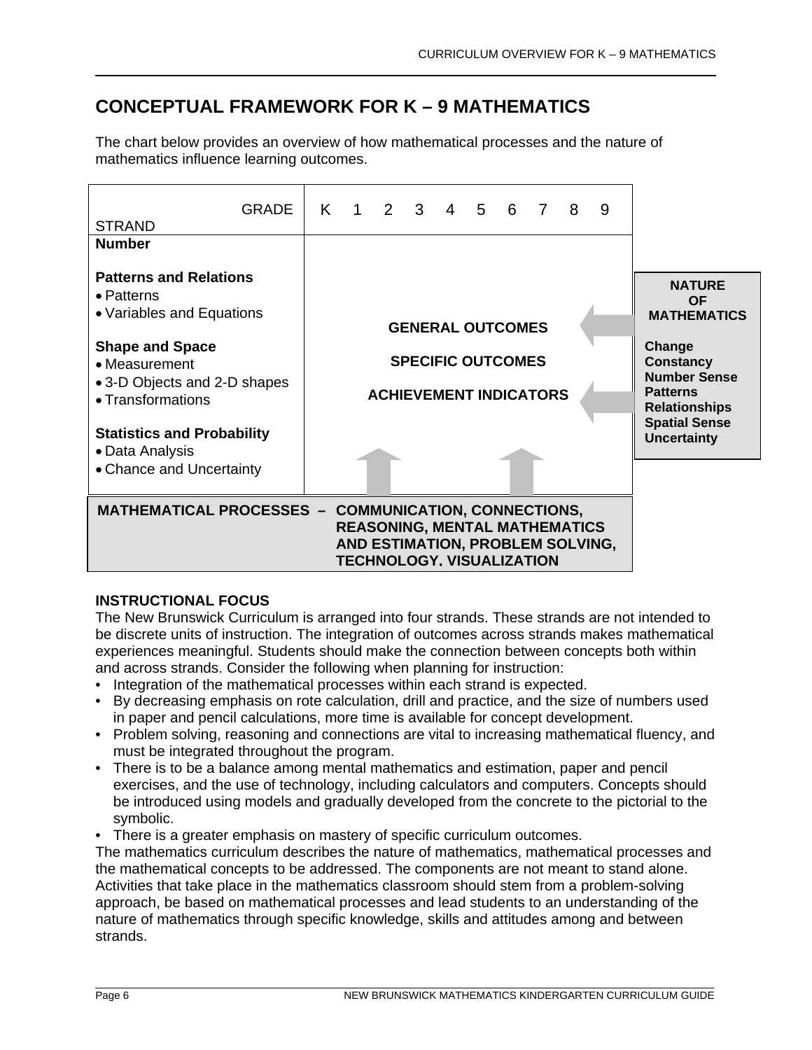## CONCEPTUAL FRAMEWORK FOR K – 9 MATHEMATICS

The chart below provides an overview of how mathematical processes and the nature of mathematics influence learning outcomes.

| STRAND / GRADE | K 1 2 3 4 5 6 7 8 9 | |
|---|---|---|
| **Number**<br><br>**Patterns and Relations**<br>• Patterns<br>• Variables and Equations<br><br>**Shape and Space**<br>• Measurement<br>• 3-D Objects and 2-D shapes<br>• Transformations<br><br>**Statistics and Probability**<br>• Data Analysis<br>• Chance and Uncertainty | **GENERAL OUTCOMES**<br><br>**SPECIFIC OUTCOMES**<br><br>**ACHIEVEMENT INDICATORS** | **NATURE OF MATHEMATICS**<br><br>**Change**<br>**Constancy**<br>**Number Sense**<br>**Patterns**<br>**Relationships**<br>**Spatial Sense**<br>**Uncertainty** |

**MATHEMATICAL PROCESSES – COMMUNICATION, CONNECTIONS, REASONING, MENTAL MATHEMATICS AND ESTIMATION, PROBLEM SOLVING, TECHNOLOGY, VISUALIZATION**

**INSTRUCTIONAL FOCUS**

The New Brunswick Curriculum is arranged into four strands. These strands are not intended to be discrete units of instruction. The integration of outcomes across strands makes mathematical experiences meaningful. Students should make the connection between concepts both within and across strands. Consider the following when planning for instruction:

- Integration of the mathematical processes within each strand is expected.
- By decreasing emphasis on rote calculation, drill and practice, and the size of numbers used in paper and pencil calculations, more time is available for concept development.
- Problem solving, reasoning and connections are vital to increasing mathematical fluency, and must be integrated throughout the program.
- There is to be a balance among mental mathematics and estimation, paper and pencil exercises, and the use of technology, including calculators and computers. Concepts should be introduced using models and gradually developed from the concrete to the pictorial to the symbolic.
- There is a greater emphasis on mastery of specific curriculum outcomes.

The mathematics curriculum describes the nature of mathematics, mathematical processes and the mathematical concepts to be addressed. The components are not meant to stand alone. Activities that take place in the mathematics classroom should stem from a problem-solving approach, be based on mathematical processes and lead students to an understanding of the nature of mathematics through specific knowledge, skills and attitudes among and between strands.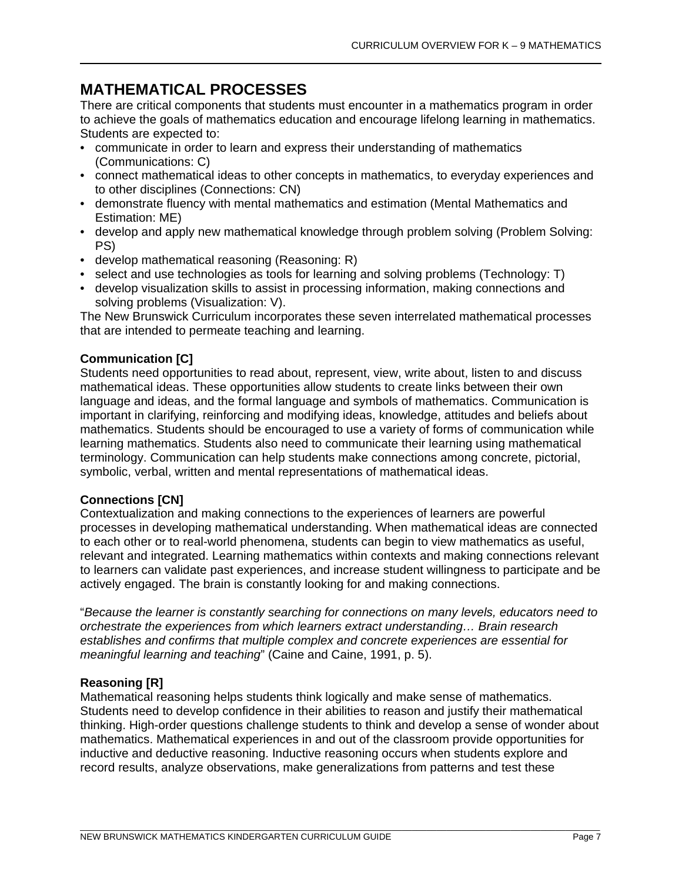## MATHEMATICAL PROCESSES

There are critical components that students must encounter in a mathematics program in order to achieve the goals of mathematics education and encourage lifelong learning in mathematics. Students are expected to:

- communicate in order to learn and express their understanding of mathematics (Communications: C)
- connect mathematical ideas to other concepts in mathematics, to everyday experiences and to other disciplines (Connections: CN)
- demonstrate fluency with mental mathematics and estimation (Mental Mathematics and Estimation: ME)
- develop and apply new mathematical knowledge through problem solving (Problem Solving: PS)
- develop mathematical reasoning (Reasoning: R)
- select and use technologies as tools for learning and solving problems (Technology: T)
- develop visualization skills to assist in processing information, making connections and solving problems (Visualization: V).

The New Brunswick Curriculum incorporates these seven interrelated mathematical processes that are intended to permeate teaching and learning.

### Communication [C]

Students need opportunities to read about, represent, view, write about, listen to and discuss mathematical ideas. These opportunities allow students to create links between their own language and ideas, and the formal language and symbols of mathematics. Communication is important in clarifying, reinforcing and modifying ideas, knowledge, attitudes and beliefs about mathematics. Students should be encouraged to use a variety of forms of communication while learning mathematics. Students also need to communicate their learning using mathematical terminology. Communication can help students make connections among concrete, pictorial, symbolic, verbal, written and mental representations of mathematical ideas.

### Connections [CN]

Contextualization and making connections to the experiences of learners are powerful processes in developing mathematical understanding. When mathematical ideas are connected to each other or to real-world phenomena, students can begin to view mathematics as useful, relevant and integrated. Learning mathematics within contexts and making connections relevant to learners can validate past experiences, and increase student willingness to participate and be actively engaged. The brain is constantly looking for and making connections.

"*Because the learner is constantly searching for connections on many levels, educators need to orchestrate the experiences from which learners extract understanding… Brain research establishes and confirms that multiple complex and concrete experiences are essential for meaningful learning and teaching*" (Caine and Caine, 1991, p. 5).

### Reasoning [R]

Mathematical reasoning helps students think logically and make sense of mathematics. Students need to develop confidence in their abilities to reason and justify their mathematical thinking. High-order questions challenge students to think and develop a sense of wonder about mathematics. Mathematical experiences in and out of the classroom provide opportunities for inductive and deductive reasoning. Inductive reasoning occurs when students explore and record results, analyze observations, make generalizations from patterns and test these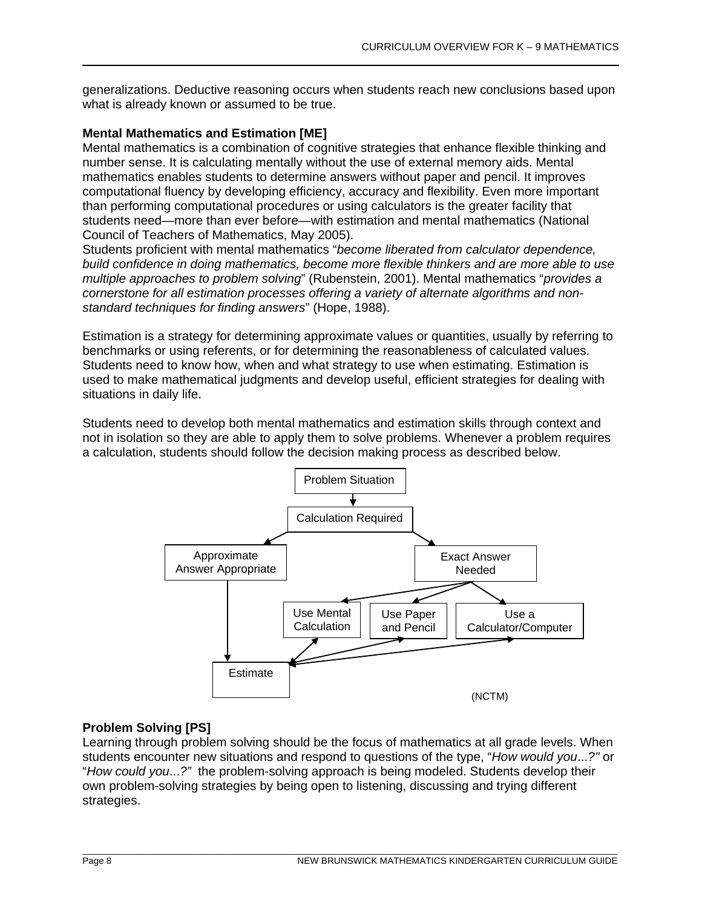generalizations. Deductive reasoning occurs when students reach new conclusions based upon what is already known or assumed to be true.

**Mental Mathematics and Estimation [ME]**

Mental mathematics is a combination of cognitive strategies that enhance flexible thinking and number sense. It is calculating mentally without the use of external memory aids. Mental mathematics enables students to determine answers without paper and pencil. It improves computational fluency by developing efficiency, accuracy and flexibility. Even more important than performing computational procedures or using calculators is the greater facility that students need—more than ever before—with estimation and mental mathematics (National Council of Teachers of Mathematics, May 2005).

Students proficient with mental mathematics "*become liberated from calculator dependence, build confidence in doing mathematics, become more flexible thinkers and are more able to use multiple approaches to problem solving*" (Rubenstein, 2001). Mental mathematics "*provides a cornerstone for all estimation processes offering a variety of alternate algorithms and non-standard techniques for finding answers*" (Hope, 1988).

Estimation is a strategy for determining approximate values or quantities, usually by referring to benchmarks or using referents, or for determining the reasonableness of calculated values. Students need to know how, when and what strategy to use when estimating. Estimation is used to make mathematical judgments and develop useful, efficient strategies for dealing with situations in daily life.

Students need to develop both mental mathematics and estimation skills through context and not in isolation so they are able to apply them to solve problems. Whenever a problem requires a calculation, students should follow the decision making process as described below.

Problem Situation → Calculation Required

Calculation Required → Approximate Answer Appropriate → Estimate

Calculation Required → Exact Answer Needed → Use Mental Calculation / Use Paper and Pencil / Use a Calculator/Computer

Use Mental Calculation ↔ Estimate; Use Paper and Pencil ↔ Estimate; Use a Calculator/Computer ↔ Estimate

(NCTM)

**Problem Solving [PS]**

Learning through problem solving should be the focus of mathematics at all grade levels. When students encounter new situations and respond to questions of the type, "*How would you...?*" or "*How could you...?*" the problem-solving approach is being modeled. Students develop their own problem-solving strategies by being open to listening, discussing and trying different strategies.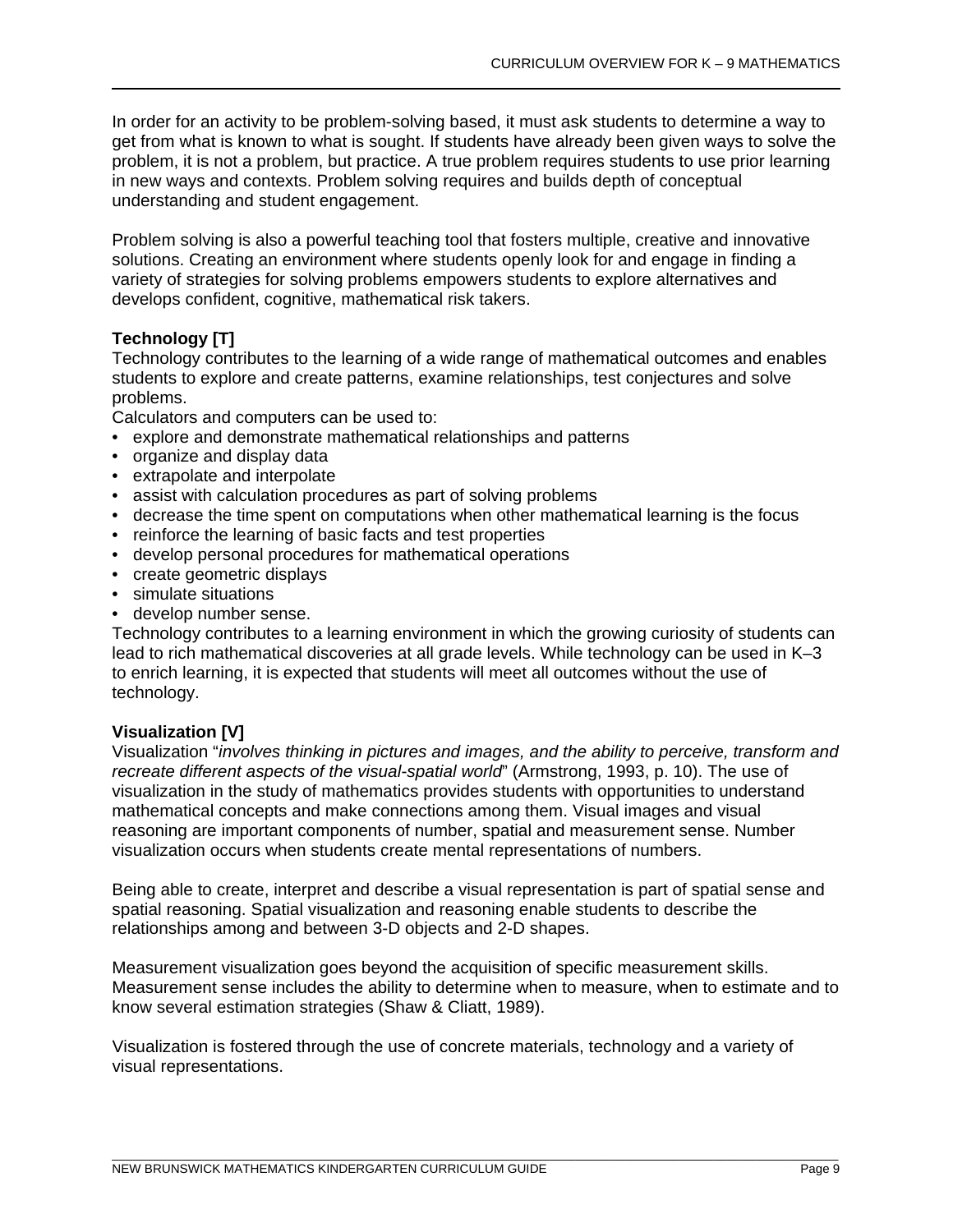In order for an activity to be problem-solving based, it must ask students to determine a way to get from what is known to what is sought. If students have already been given ways to solve the problem, it is not a problem, but practice. A true problem requires students to use prior learning in new ways and contexts. Problem solving requires and builds depth of conceptual understanding and student engagement.

Problem solving is also a powerful teaching tool that fosters multiple, creative and innovative solutions. Creating an environment where students openly look for and engage in finding a variety of strategies for solving problems empowers students to explore alternatives and develops confident, cognitive, mathematical risk takers.

**Technology [T]**

Technology contributes to the learning of a wide range of mathematical outcomes and enables students to explore and create patterns, examine relationships, test conjectures and solve problems.

Calculators and computers can be used to:

- explore and demonstrate mathematical relationships and patterns
- organize and display data
- extrapolate and interpolate
- assist with calculation procedures as part of solving problems
- decrease the time spent on computations when other mathematical learning is the focus
- reinforce the learning of basic facts and test properties
- develop personal procedures for mathematical operations
- create geometric displays
- simulate situations
- develop number sense.

Technology contributes to a learning environment in which the growing curiosity of students can lead to rich mathematical discoveries at all grade levels. While technology can be used in K–3 to enrich learning, it is expected that students will meet all outcomes without the use of technology.

**Visualization [V]**

Visualization "*involves thinking in pictures and images, and the ability to perceive, transform and recreate different aspects of the visual-spatial world*" (Armstrong, 1993, p. 10). The use of visualization in the study of mathematics provides students with opportunities to understand mathematical concepts and make connections among them. Visual images and visual reasoning are important components of number, spatial and measurement sense. Number visualization occurs when students create mental representations of numbers.

Being able to create, interpret and describe a visual representation is part of spatial sense and spatial reasoning. Spatial visualization and reasoning enable students to describe the relationships among and between 3-D objects and 2-D shapes.

Measurement visualization goes beyond the acquisition of specific measurement skills. Measurement sense includes the ability to determine when to measure, when to estimate and to know several estimation strategies (Shaw & Cliatt, 1989).

Visualization is fostered through the use of concrete materials, technology and a variety of visual representations.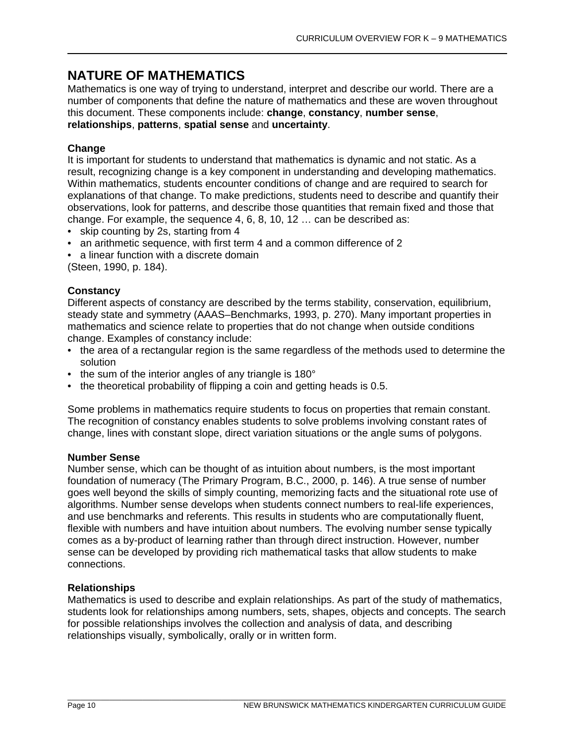## NATURE OF MATHEMATICS

Mathematics is one way of trying to understand, interpret and describe our world. There are a number of components that define the nature of mathematics and these are woven throughout this document. These components include: **change**, **constancy**, **number sense**, **relationships**, **patterns**, **spatial sense** and **uncertainty**.

### Change

It is important for students to understand that mathematics is dynamic and not static. As a result, recognizing change is a key component in understanding and developing mathematics. Within mathematics, students encounter conditions of change and are required to search for explanations of that change. To make predictions, students need to describe and quantify their observations, look for patterns, and describe those quantities that remain fixed and those that change. For example, the sequence 4, 6, 8, 10, 12 … can be described as:

- skip counting by 2s, starting from 4
- an arithmetic sequence, with first term 4 and a common difference of 2
- a linear function with a discrete domain

(Steen, 1990, p. 184).

### Constancy

Different aspects of constancy are described by the terms stability, conservation, equilibrium, steady state and symmetry (AAAS–Benchmarks, 1993, p. 270). Many important properties in mathematics and science relate to properties that do not change when outside conditions change. Examples of constancy include:

- the area of a rectangular region is the same regardless of the methods used to determine the solution
- the sum of the interior angles of any triangle is 180°
- the theoretical probability of flipping a coin and getting heads is 0.5.

Some problems in mathematics require students to focus on properties that remain constant. The recognition of constancy enables students to solve problems involving constant rates of change, lines with constant slope, direct variation situations or the angle sums of polygons.

### Number Sense

Number sense, which can be thought of as intuition about numbers, is the most important foundation of numeracy (The Primary Program, B.C., 2000, p. 146). A true sense of number goes well beyond the skills of simply counting, memorizing facts and the situational rote use of algorithms. Number sense develops when students connect numbers to real-life experiences, and use benchmarks and referents. This results in students who are computationally fluent, flexible with numbers and have intuition about numbers. The evolving number sense typically comes as a by-product of learning rather than through direct instruction. However, number sense can be developed by providing rich mathematical tasks that allow students to make connections.

### Relationships

Mathematics is used to describe and explain relationships. As part of the study of mathematics, students look for relationships among numbers, sets, shapes, objects and concepts. The search for possible relationships involves the collection and analysis of data, and describing relationships visually, symbolically, orally or in written form.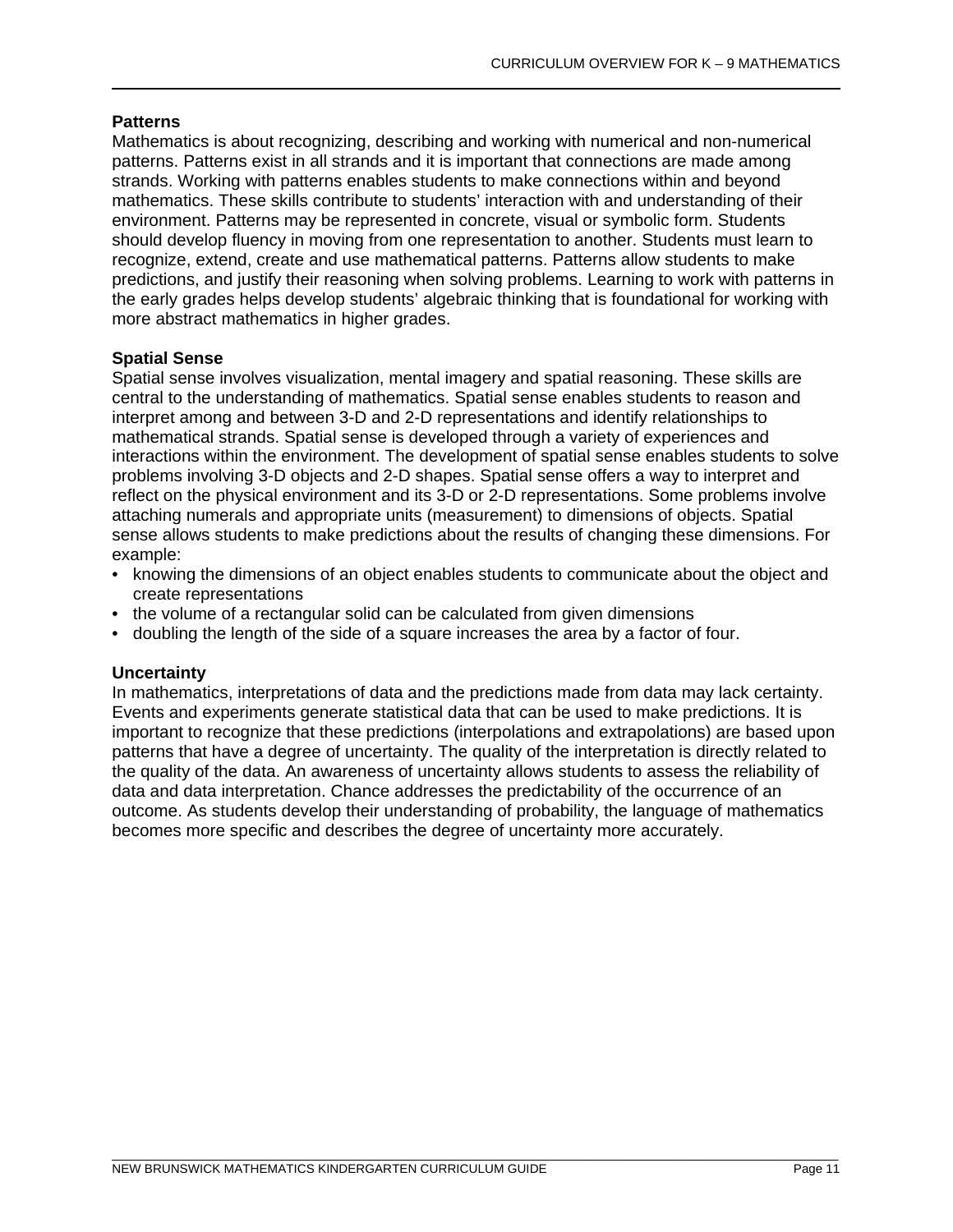### Patterns

Mathematics is about recognizing, describing and working with numerical and non-numerical patterns. Patterns exist in all strands and it is important that connections are made among strands. Working with patterns enables students to make connections within and beyond mathematics. These skills contribute to students' interaction with and understanding of their environment. Patterns may be represented in concrete, visual or symbolic form. Students should develop fluency in moving from one representation to another. Students must learn to recognize, extend, create and use mathematical patterns. Patterns allow students to make predictions, and justify their reasoning when solving problems. Learning to work with patterns in the early grades helps develop students' algebraic thinking that is foundational for working with more abstract mathematics in higher grades.

### Spatial Sense

Spatial sense involves visualization, mental imagery and spatial reasoning. These skills are central to the understanding of mathematics. Spatial sense enables students to reason and interpret among and between 3-D and 2-D representations and identify relationships to mathematical strands. Spatial sense is developed through a variety of experiences and interactions within the environment. The development of spatial sense enables students to solve problems involving 3-D objects and 2-D shapes. Spatial sense offers a way to interpret and reflect on the physical environment and its 3-D or 2-D representations. Some problems involve attaching numerals and appropriate units (measurement) to dimensions of objects. Spatial sense allows students to make predictions about the results of changing these dimensions. For example:

- knowing the dimensions of an object enables students to communicate about the object and create representations
- the volume of a rectangular solid can be calculated from given dimensions
- doubling the length of the side of a square increases the area by a factor of four.

### Uncertainty

In mathematics, interpretations of data and the predictions made from data may lack certainty. Events and experiments generate statistical data that can be used to make predictions. It is important to recognize that these predictions (interpolations and extrapolations) are based upon patterns that have a degree of uncertainty. The quality of the interpretation is directly related to the quality of the data. An awareness of uncertainty allows students to assess the reliability of data and data interpretation. Chance addresses the predictability of the occurrence of an outcome. As students develop their understanding of probability, the language of mathematics becomes more specific and describes the degree of uncertainty more accurately.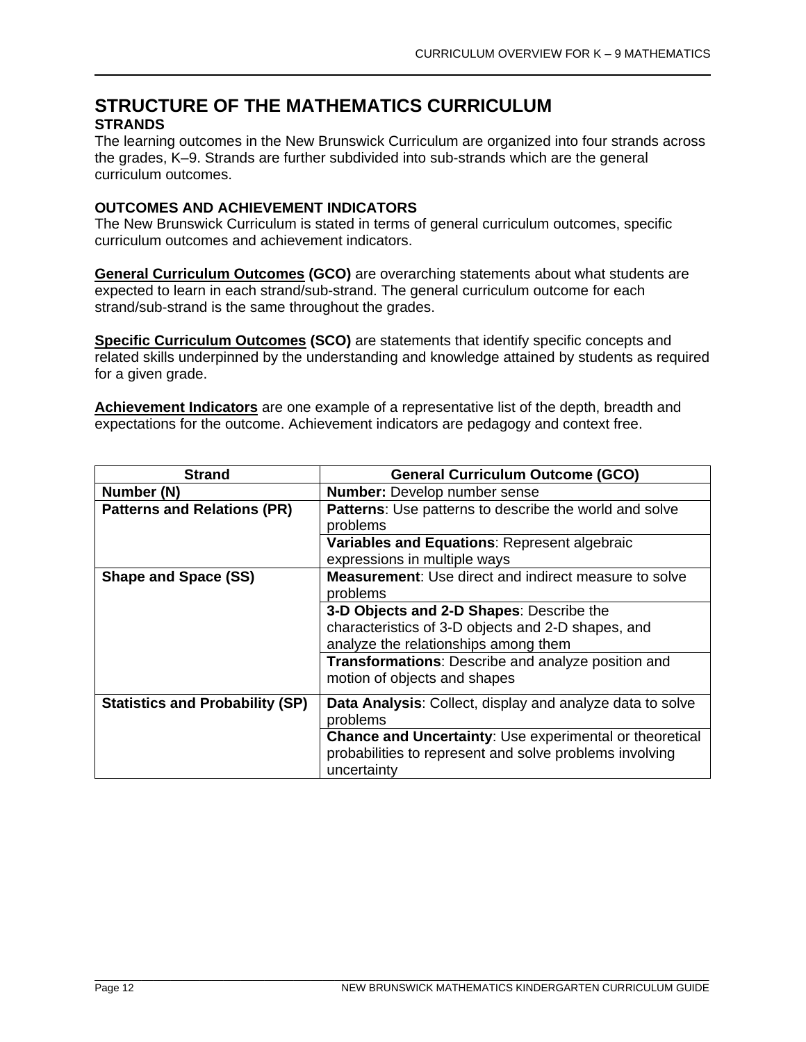# STRUCTURE OF THE MATHEMATICS CURRICULUM

## STRANDS

The learning outcomes in the New Brunswick Curriculum are organized into four strands across the grades, K–9. Strands are further subdivided into sub-strands which are the general curriculum outcomes.

## OUTCOMES AND ACHIEVEMENT INDICATORS

The New Brunswick Curriculum is stated in terms of general curriculum outcomes, specific curriculum outcomes and achievement indicators.

**General Curriculum Outcomes (GCO)** are overarching statements about what students are expected to learn in each strand/sub-strand. The general curriculum outcome for each strand/sub-strand is the same throughout the grades.

**Specific Curriculum Outcomes (SCO)** are statements that identify specific concepts and related skills underpinned by the understanding and knowledge attained by students as required for a given grade.

**Achievement Indicators** are one example of a representative list of the depth, breadth and expectations for the outcome. Achievement indicators are pedagogy and context free.

| Strand | General Curriculum Outcome (GCO) |
| --- | --- |
| **Number (N)** | **Number:** Develop number sense |
| **Patterns and Relations (PR)** | **Patterns**: Use patterns to describe the world and solve problems |
| | **Variables and Equations**: Represent algebraic expressions in multiple ways |
| **Shape and Space (SS)** | **Measurement**: Use direct and indirect measure to solve problems |
| | **3-D Objects and 2-D Shapes**: Describe the characteristics of 3-D objects and 2-D shapes, and analyze the relationships among them |
| | **Transformations**: Describe and analyze position and motion of objects and shapes |
| **Statistics and Probability (SP)** | **Data Analysis**: Collect, display and analyze data to solve problems |
| | **Chance and Uncertainty**: Use experimental or theoretical probabilities to represent and solve problems involving uncertainty |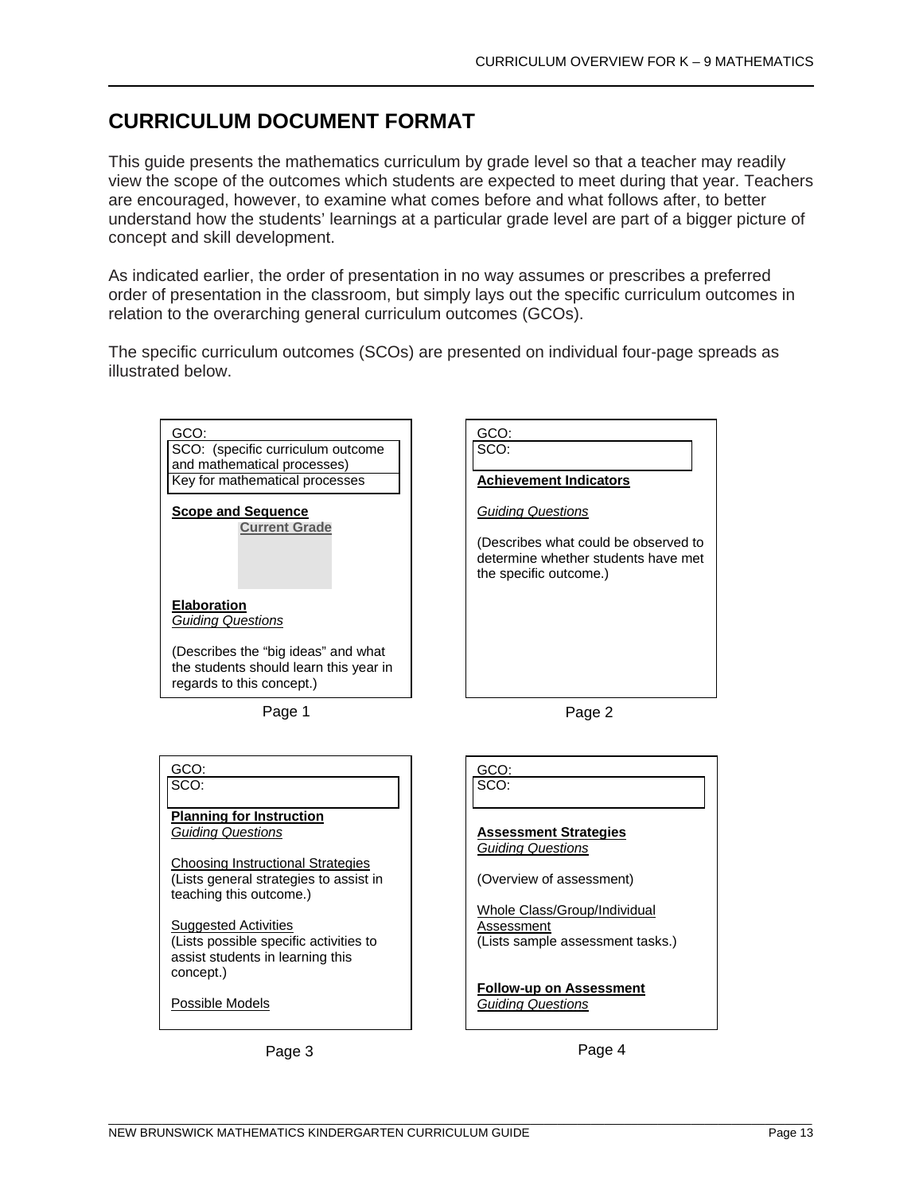# CURRICULUM DOCUMENT FORMAT

This guide presents the mathematics curriculum by grade level so that a teacher may readily view the scope of the outcomes which students are expected to meet during that year. Teachers are encouraged, however, to examine what comes before and what follows after, to better understand how the students' learnings at a particular grade level are part of a bigger picture of concept and skill development.

As indicated earlier, the order of presentation in no way assumes or prescribes a preferred order of presentation in the classroom, but simply lays out the specific curriculum outcomes in relation to the overarching general curriculum outcomes (GCOs).

The specific curriculum outcomes (SCOs) are presented on individual four-page spreads as illustrated below.

GCO:
SCO: (specific curriculum outcome and mathematical processes)
Key for mathematical processes

**Scope and Sequence**

**Current Grade**

**Elaboration**
*Guiding Questions*

(Describes the "big ideas" and what the students should learn this year in regards to this concept.)

Page 1

GCO:
SCO:

**Achievement Indicators**

*Guiding Questions*

(Describes what could be observed to determine whether students have met the specific outcome.)

Page 2

GCO:
SCO:

**Planning for Instruction**
*Guiding Questions*

Choosing Instructional Strategies
(Lists general strategies to assist in teaching this outcome.)

Suggested Activities
(Lists possible specific activities to assist students in learning this concept.)

Possible Models

Page 3

GCO:
SCO:

**Assessment Strategies**
*Guiding Questions*

(Overview of assessment)

Whole Class/Group/Individual Assessment
(Lists sample assessment tasks.)

**Follow-up on Assessment**
*Guiding Questions*

Page 4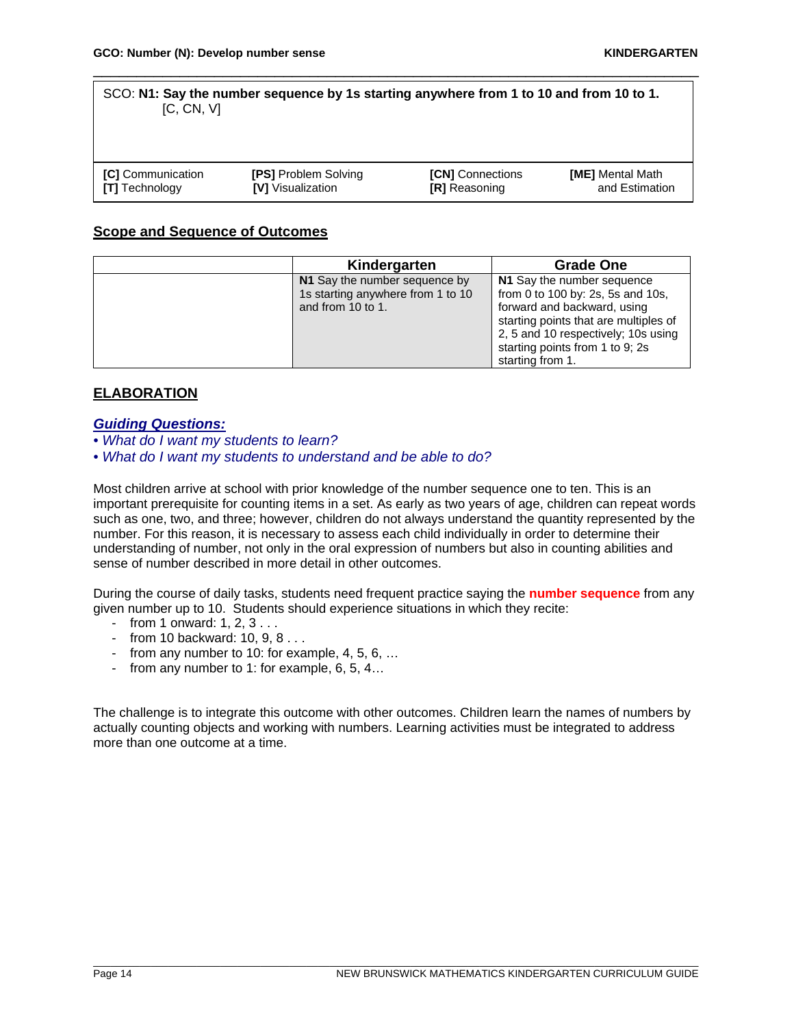GCO: Number (N): Develop number sense

| SCO: **N1: Say the number sequence by 1s starting anywhere from 1 to 10 and from 10 to 1.** [C, CN, V] | | | |
|---|---|---|---|
| **[C]** Communication<br>**[T]** Technology | **[PS]** Problem Solving<br>**[V]** Visualization | **[CN]** Connections<br>**[R]** Reasoning | **[ME]** Mental Math and Estimation |

## Scope and Sequence of Outcomes

| | Kindergarten | Grade One |
|---|---|---|
| | **N1** Say the number sequence by 1s starting anywhere from 1 to 10 and from 10 to 1. | **N1** Say the number sequence from 0 to 100 by: 2s, 5s and 10s, forward and backward, using starting points that are multiples of 2, 5 and 10 respectively; 10s using starting points from 1 to 9; 2s starting from 1. |

## ELABORATION

### *Guiding Questions:*

- *What do I want my students to learn?*
- *What do I want my students to understand and be able to do?*

Most children arrive at school with prior knowledge of the number sequence one to ten. This is an important prerequisite for counting items in a set. As early as two years of age, children can repeat words such as one, two, and three; however, children do not always understand the quantity represented by the number. For this reason, it is necessary to assess each child individually in order to determine their understanding of number, not only in the oral expression of numbers but also in counting abilities and sense of number described in more detail in other outcomes.

During the course of daily tasks, students need frequent practice saying the **number sequence** from any given number up to 10. Students should experience situations in which they recite:

- from 1 onward: 1, 2, 3 . . .
- from 10 backward: 10, 9, 8 . . .
- from any number to 10: for example, 4, 5, 6, …
- from any number to 1: for example, 6, 5, 4…

The challenge is to integrate this outcome with other outcomes. Children learn the names of numbers by actually counting objects and working with numbers. Learning activities must be integrated to address more than one outcome at a time.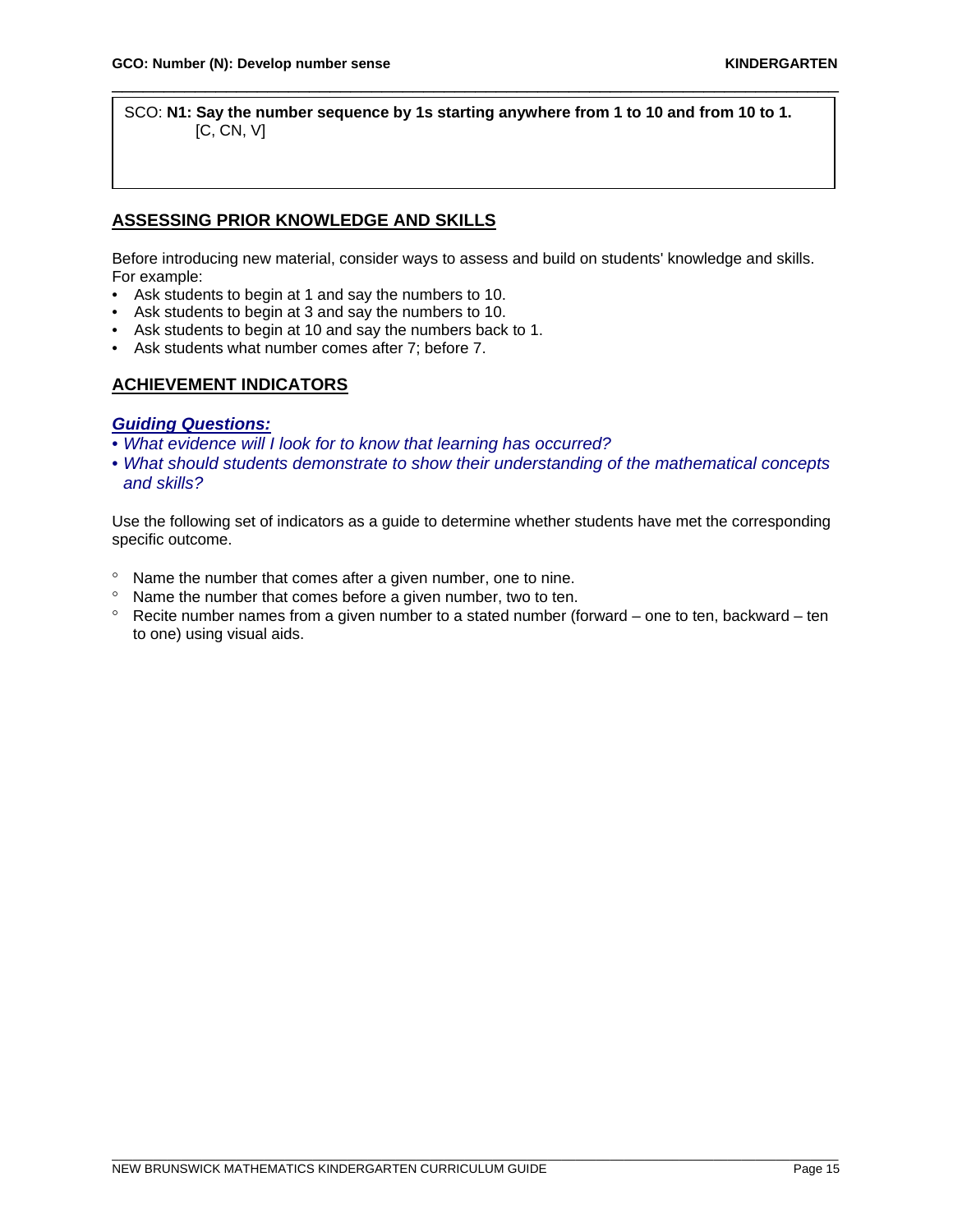SCO: **N1: Say the number sequence by 1s starting anywhere from 1 to 10 and from 10 to 1.** [C, CN, V]

## ASSESSING PRIOR KNOWLEDGE AND SKILLS

Before introducing new material, consider ways to assess and build on students' knowledge and skills. For example:

- Ask students to begin at 1 and say the numbers to 10.
- Ask students to begin at 3 and say the numbers to 10.
- Ask students to begin at 10 and say the numbers back to 1.
- Ask students what number comes after 7; before 7.

## ACHIEVEMENT INDICATORS

### *Guiding Questions:*

- *What evidence will I look for to know that learning has occurred?*
- *What should students demonstrate to show their understanding of the mathematical concepts and skills?*

Use the following set of indicators as a guide to determine whether students have met the corresponding specific outcome.

- Name the number that comes after a given number, one to nine.
- Name the number that comes before a given number, two to ten.
- Recite number names from a given number to a stated number (forward – one to ten, backward – ten to one) using visual aids.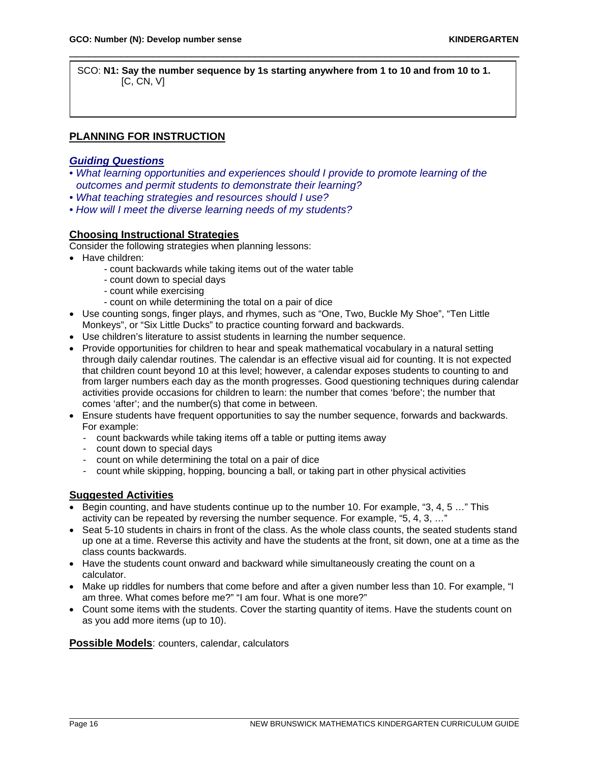SCO: **N1: Say the number sequence by 1s starting anywhere from 1 to 10 and from 10 to 1.** [C, CN, V]

## PLANNING FOR INSTRUCTION

### *Guiding Questions*

- *What learning opportunities and experiences should I provide to promote learning of the outcomes and permit students to demonstrate their learning?*
- *What teaching strategies and resources should I use?*
- *How will I meet the diverse learning needs of my students?*

### Choosing Instructional Strategies

Consider the following strategies when planning lessons:

- Have children:
  - count backwards while taking items out of the water table
  - count down to special days
  - count while exercising
  - count on while determining the total on a pair of dice
- Use counting songs, finger plays, and rhymes, such as "One, Two, Buckle My Shoe", "Ten Little Monkeys", or "Six Little Ducks" to practice counting forward and backwards.
- Use children's literature to assist students in learning the number sequence.
- Provide opportunities for children to hear and speak mathematical vocabulary in a natural setting through daily calendar routines. The calendar is an effective visual aid for counting. It is not expected that children count beyond 10 at this level; however, a calendar exposes students to counting to and from larger numbers each day as the month progresses. Good questioning techniques during calendar activities provide occasions for children to learn: the number that comes 'before'; the number that comes 'after'; and the number(s) that come in between.
- Ensure students have frequent opportunities to say the number sequence, forwards and backwards. For example:
  - count backwards while taking items off a table or putting items away
  - count down to special days
  - count on while determining the total on a pair of dice
  - count while skipping, hopping, bouncing a ball, or taking part in other physical activities

### Suggested Activities

- Begin counting, and have students continue up to the number 10. For example, "3, 4, 5 …" This activity can be repeated by reversing the number sequence. For example, "5, 4, 3, …"
- Seat 5-10 students in chairs in front of the class. As the whole class counts, the seated students stand up one at a time. Reverse this activity and have the students at the front, sit down, one at a time as the class counts backwards.
- Have the students count onward and backward while simultaneously creating the count on a calculator.
- Make up riddles for numbers that come before and after a given number less than 10. For example, "I am three. What comes before me?" "I am four. What is one more?"
- Count some items with the students. Cover the starting quantity of items. Have the students count on as you add more items (up to 10).

**Possible Models**: counters, calendar, calculators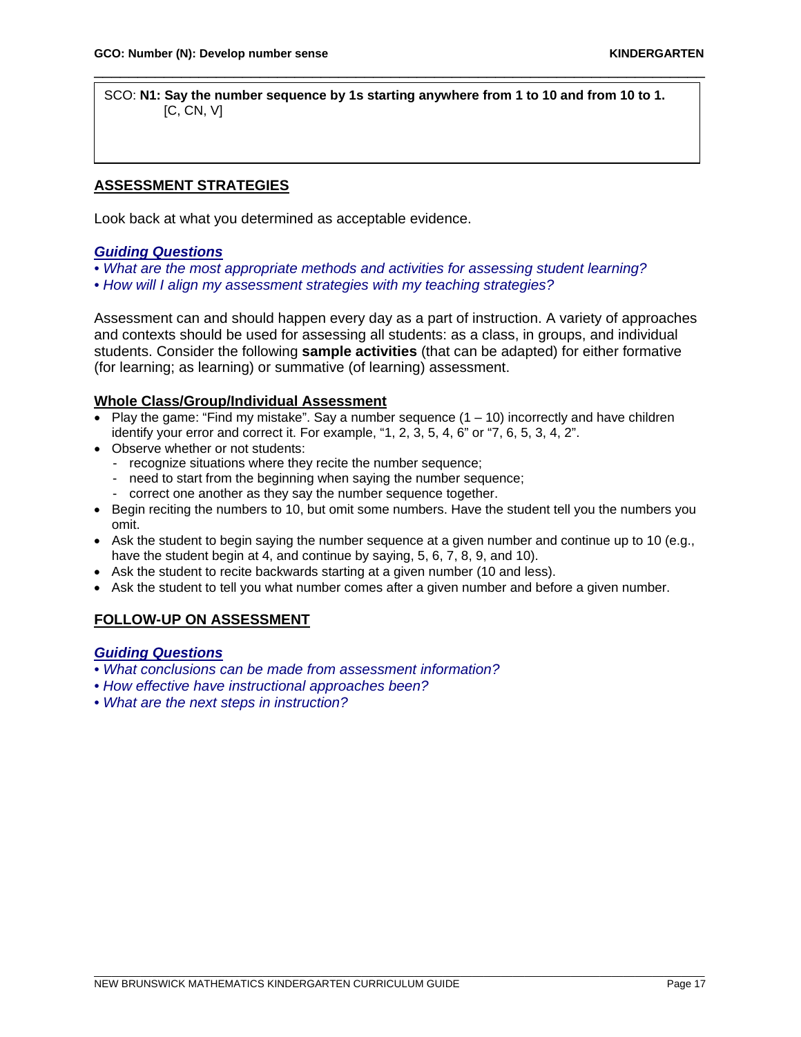SCO: **N1: Say the number sequence by 1s starting anywhere from 1 to 10 and from 10 to 1.**
[C, CN, V]

## ASSESSMENT STRATEGIES

Look back at what you determined as acceptable evidence.

### *Guiding Questions*

- *What are the most appropriate methods and activities for assessing student learning?*
- *How will I align my assessment strategies with my teaching strategies?*

Assessment can and should happen every day as a part of instruction. A variety of approaches and contexts should be used for assessing all students: as a class, in groups, and individual students. Consider the following **sample activities** (that can be adapted) for either formative (for learning; as learning) or summative (of learning) assessment.

### Whole Class/Group/Individual Assessment

- Play the game: "Find my mistake". Say a number sequence (1 – 10) incorrectly and have children identify your error and correct it. For example, "1, 2, 3, 5, 4, 6" or "7, 6, 5, 3, 4, 2".
- Observe whether or not students:
  - recognize situations where they recite the number sequence;
  - need to start from the beginning when saying the number sequence;
  - correct one another as they say the number sequence together.
- Begin reciting the numbers to 10, but omit some numbers. Have the student tell you the numbers you omit.
- Ask the student to begin saying the number sequence at a given number and continue up to 10 (e.g., have the student begin at 4, and continue by saying, 5, 6, 7, 8, 9, and 10).
- Ask the student to recite backwards starting at a given number (10 and less).
- Ask the student to tell you what number comes after a given number and before a given number.

## FOLLOW-UP ON ASSESSMENT

### *Guiding Questions*

- *What conclusions can be made from assessment information?*
- *How effective have instructional approaches been?*
- *What are the next steps in instruction?*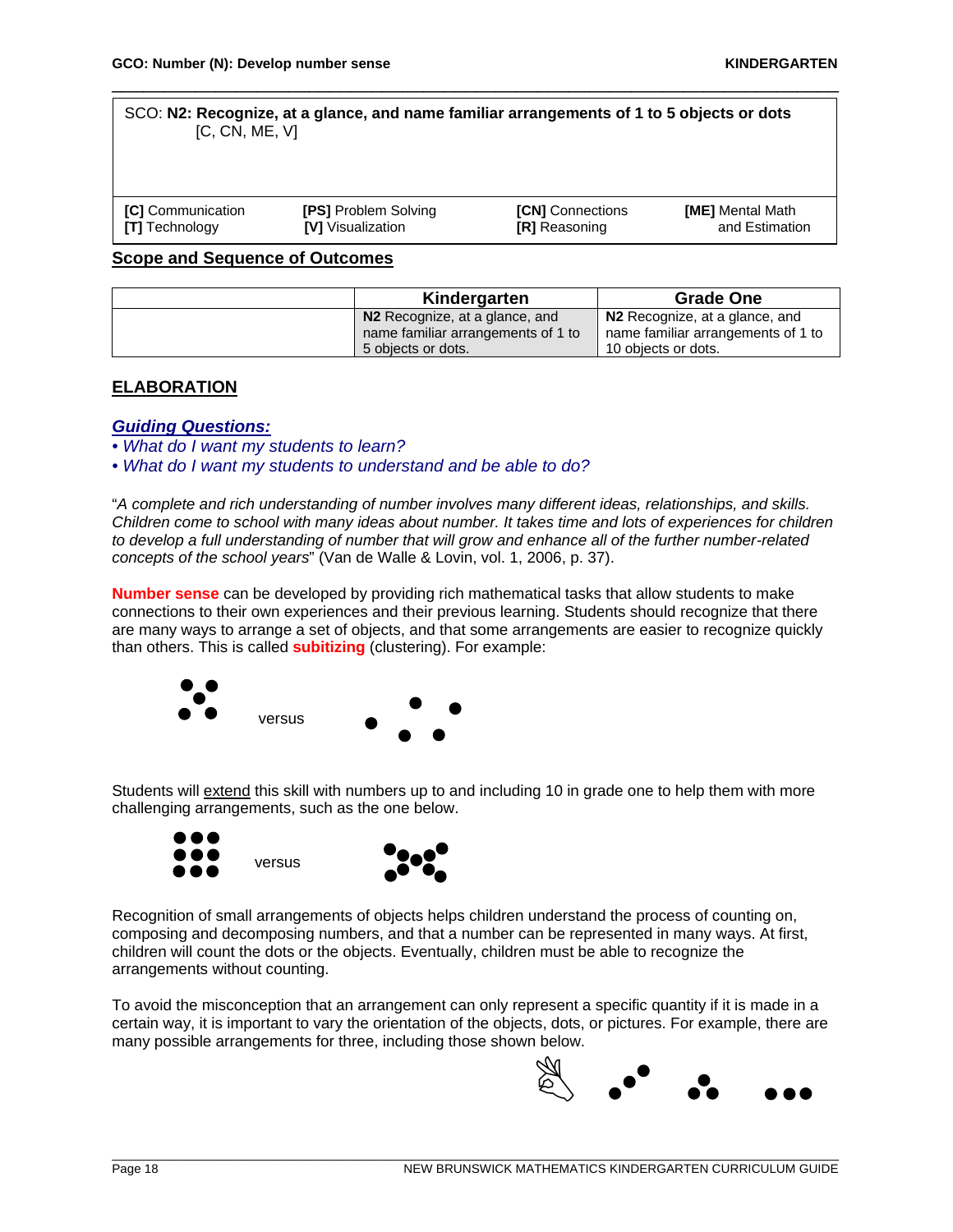SCO: **N2: Recognize, at a glance, and name familiar arrangements of 1 to 5 objects or dots** [C, CN, ME, V]

| | | | |
|---|---|---|---|
| **[C]** Communication | **[PS]** Problem Solving | **[CN]** Connections | **[ME]** Mental Math and Estimation |
| **[T]** Technology | **[V]** Visualization | **[R]** Reasoning | |

## Scope and Sequence of Outcomes

| | Kindergarten | Grade One |
|---|---|---|
| | **N2** Recognize, at a glance, and name familiar arrangements of 1 to 5 objects or dots. | **N2** Recognize, at a glance, and name familiar arrangements of 1 to 10 objects or dots. |

## ELABORATION

### *Guiding Questions:*

- *What do I want my students to learn?*
- *What do I want my students to understand and be able to do?*

"*A complete and rich understanding of number involves many different ideas, relationships, and skills. Children come to school with many ideas about number. It takes time and lots of experiences for children to develop a full understanding of number that will grow and enhance all of the further number-related concepts of the school years*" (Van de Walle & Lovin, vol. 1, 2006, p. 37).

**Number sense** can be developed by providing rich mathematical tasks that allow students to make connections to their own experiences and their previous learning. Students should recognize that there are many ways to arrange a set of objects, and that some arrangements are easier to recognize quickly than others. This is called **subitizing** (clustering). For example:

versus

Students will extend this skill with numbers up to and including 10 in grade one to help them with more challenging arrangements, such as the one below.

versus

Recognition of small arrangements of objects helps children understand the process of counting on, composing and decomposing numbers, and that a number can be represented in many ways. At first, children will count the dots or the objects. Eventually, children must be able to recognize the arrangements without counting.

To avoid the misconception that an arrangement can only represent a specific quantity if it is made in a certain way, it is important to vary the orientation of the objects, dots, or pictures. For example, there are many possible arrangements for three, including those shown below.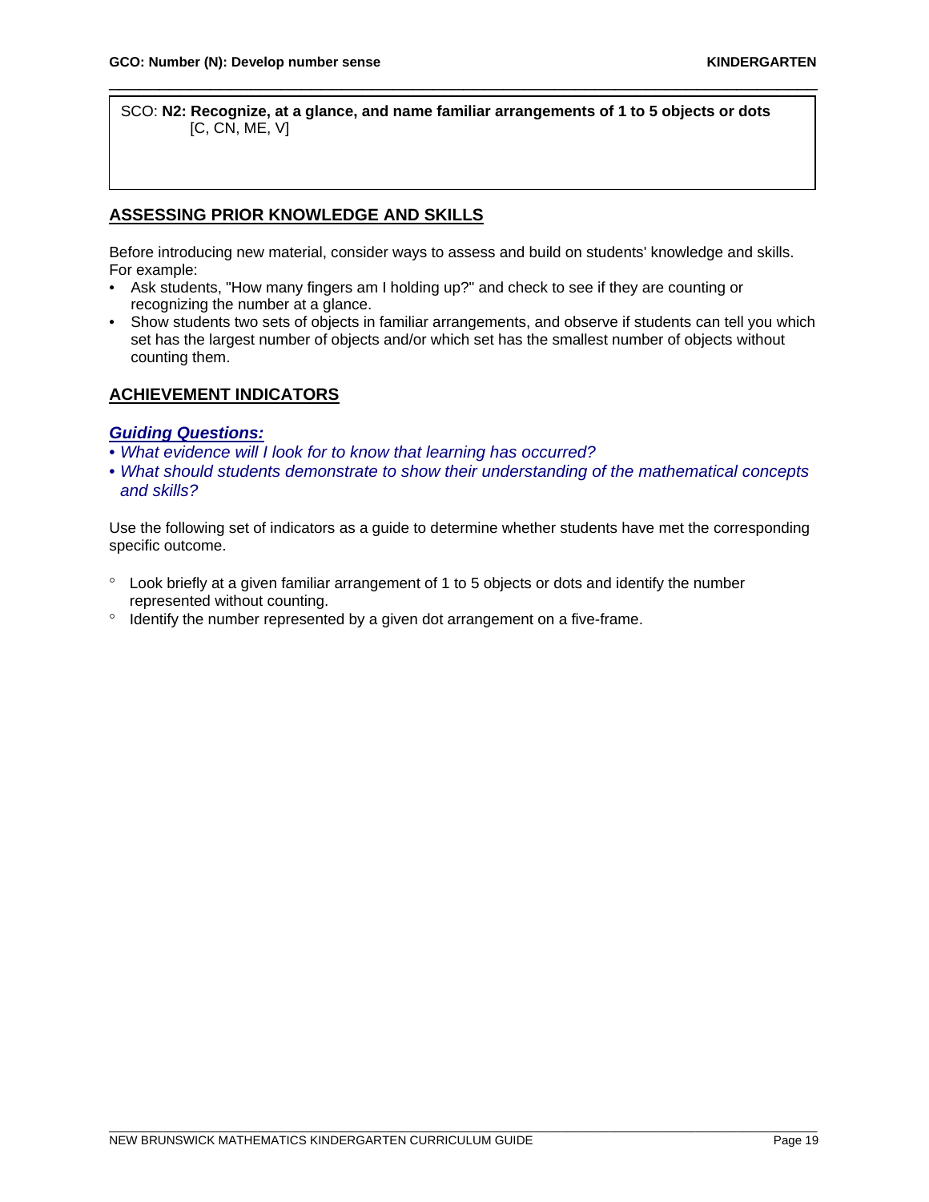SCO: **N2: Recognize, at a glance, and name familiar arrangements of 1 to 5 objects or dots**
[C, CN, ME, V]

## ASSESSING PRIOR KNOWLEDGE AND SKILLS

Before introducing new material, consider ways to assess and build on students' knowledge and skills. For example:

- Ask students, "How many fingers am I holding up?" and check to see if they are counting or recognizing the number at a glance.
- Show students two sets of objects in familiar arrangements, and observe if students can tell you which set has the largest number of objects and/or which set has the smallest number of objects without counting them.

## ACHIEVEMENT INDICATORS

***Guiding Questions:***

- *What evidence will I look for to know that learning has occurred?*
- *What should students demonstrate to show their understanding of the mathematical concepts and skills?*

Use the following set of indicators as a guide to determine whether students have met the corresponding specific outcome.

- Look briefly at a given familiar arrangement of 1 to 5 objects or dots and identify the number represented without counting.
- Identify the number represented by a given dot arrangement on a five-frame.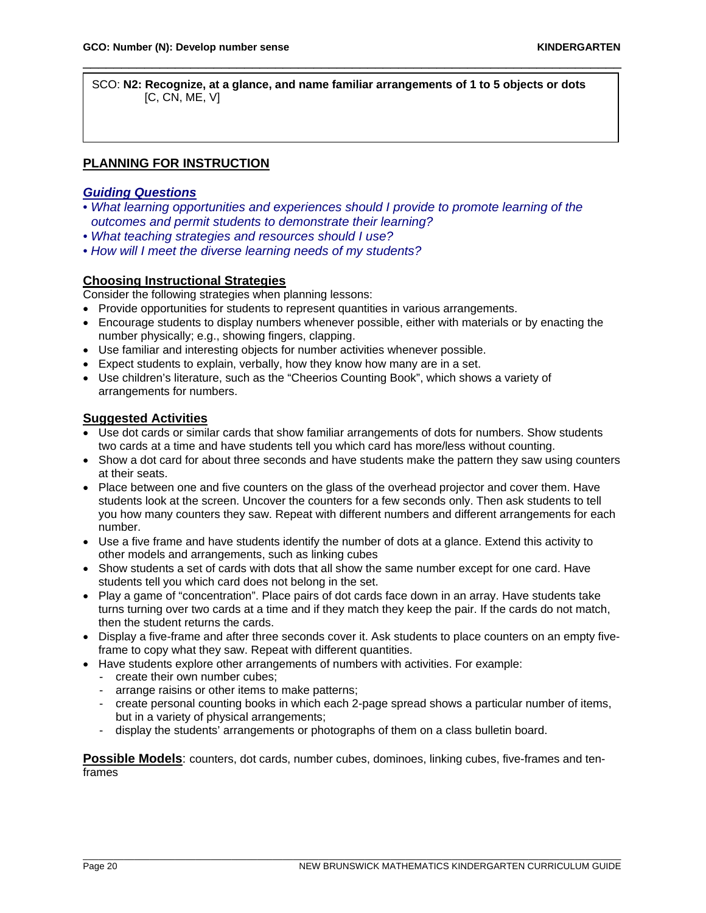SCO: **N2: Recognize, at a glance, and name familiar arrangements of 1 to 5 objects or dots** [C, CN, ME, V]

## PLANNING FOR INSTRUCTION

### *Guiding Questions*

- *What learning opportunities and experiences should I provide to promote learning of the outcomes and permit students to demonstrate their learning?*
- *What teaching strategies and resources should I use?*
- *How will I meet the diverse learning needs of my students?*

### Choosing Instructional Strategies

Consider the following strategies when planning lessons:

- Provide opportunities for students to represent quantities in various arrangements.
- Encourage students to display numbers whenever possible, either with materials or by enacting the number physically; e.g., showing fingers, clapping.
- Use familiar and interesting objects for number activities whenever possible.
- Expect students to explain, verbally, how they know how many are in a set.
- Use children's literature, such as the "Cheerios Counting Book", which shows a variety of arrangements for numbers.

### Suggested Activities

- Use dot cards or similar cards that show familiar arrangements of dots for numbers. Show students two cards at a time and have students tell you which card has more/less without counting.
- Show a dot card for about three seconds and have students make the pattern they saw using counters at their seats.
- Place between one and five counters on the glass of the overhead projector and cover them. Have students look at the screen. Uncover the counters for a few seconds only. Then ask students to tell you how many counters they saw. Repeat with different numbers and different arrangements for each number.
- Use a five frame and have students identify the number of dots at a glance. Extend this activity to other models and arrangements, such as linking cubes
- Show students a set of cards with dots that all show the same number except for one card. Have students tell you which card does not belong in the set.
- Play a game of "concentration". Place pairs of dot cards face down in an array. Have students take turns turning over two cards at a time and if they match they keep the pair. If the cards do not match, then the student returns the cards.
- Display a five-frame and after three seconds cover it. Ask students to place counters on an empty five-frame to copy what they saw. Repeat with different quantities.
- Have students explore other arrangements of numbers with activities. For example:
  - create their own number cubes;
  - arrange raisins or other items to make patterns;
  - create personal counting books in which each 2-page spread shows a particular number of items, but in a variety of physical arrangements;
  - display the students' arrangements or photographs of them on a class bulletin board.

**Possible Models**: counters, dot cards, number cubes, dominoes, linking cubes, five-frames and ten-frames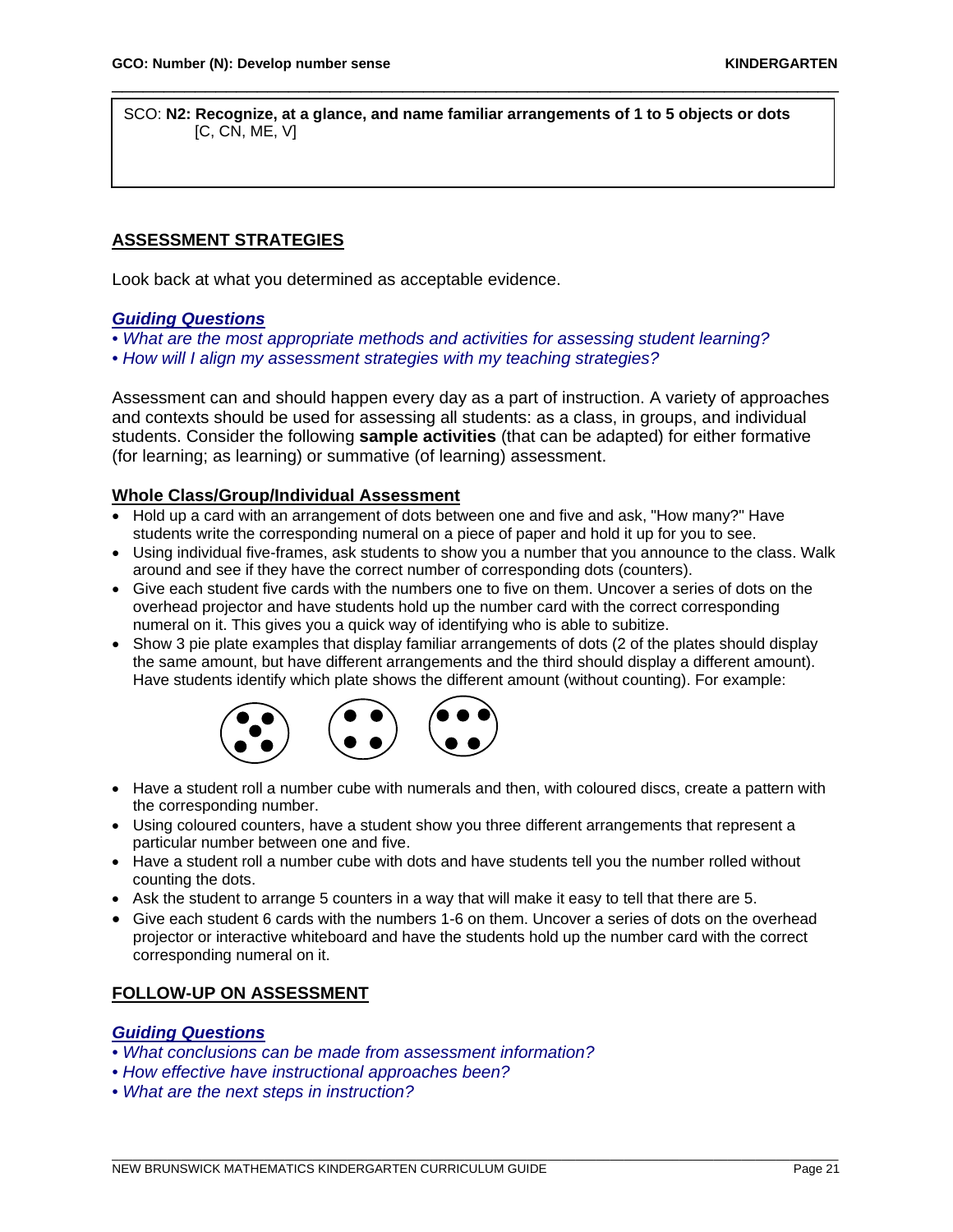SCO: **N2: Recognize, at a glance, and name familiar arrangements of 1 to 5 objects or dots** [C, CN, ME, V]

## ASSESSMENT STRATEGIES

Look back at what you determined as acceptable evidence.

***Guiding Questions***

- *What are the most appropriate methods and activities for assessing student learning?*
- *How will I align my assessment strategies with my teaching strategies?*

Assessment can and should happen every day as a part of instruction. A variety of approaches and contexts should be used for assessing all students: as a class, in groups, and individual students. Consider the following **sample activities** (that can be adapted) for either formative (for learning; as learning) or summative (of learning) assessment.

### Whole Class/Group/Individual Assessment

- Hold up a card with an arrangement of dots between one and five and ask, "How many?" Have students write the corresponding numeral on a piece of paper and hold it up for you to see.
- Using individual five-frames, ask students to show you a number that you announce to the class. Walk around and see if they have the correct number of corresponding dots (counters).
- Give each student five cards with the numbers one to five on them. Uncover a series of dots on the overhead projector and have students hold up the number card with the correct corresponding numeral on it. This gives you a quick way of identifying who is able to subitize.
- Show 3 pie plate examples that display familiar arrangements of dots (2 of the plates should display the same amount, but have different arrangements and the third should display a different amount). Have students identify which plate shows the different amount (without counting). For example:
- Have a student roll a number cube with numerals and then, with coloured discs, create a pattern with the corresponding number.
- Using coloured counters, have a student show you three different arrangements that represent a particular number between one and five.
- Have a student roll a number cube with dots and have students tell you the number rolled without counting the dots.
- Ask the student to arrange 5 counters in a way that will make it easy to tell that there are 5.
- Give each student 6 cards with the numbers 1-6 on them. Uncover a series of dots on the overhead projector or interactive whiteboard and have the students hold up the number card with the correct corresponding numeral on it.

## FOLLOW-UP ON ASSESSMENT

***Guiding Questions***

- *What conclusions can be made from assessment information?*
- *How effective have instructional approaches been?*
- *What are the next steps in instruction?*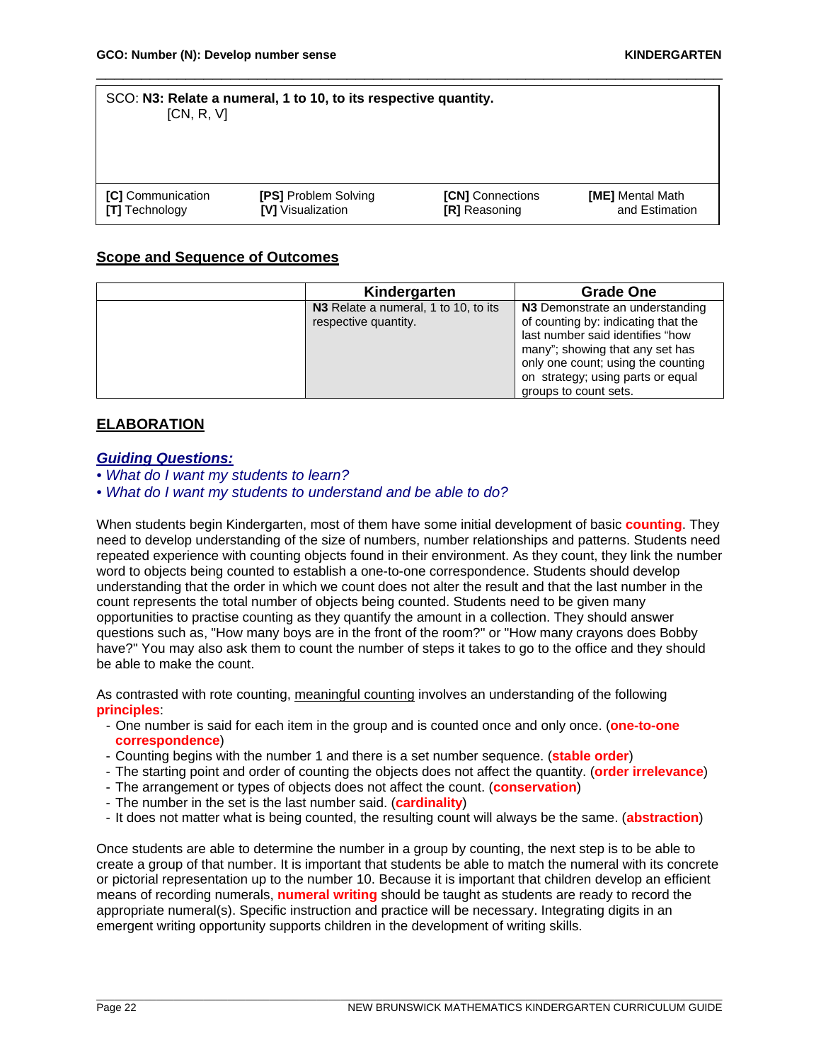SCO: **N3: Relate a numeral, 1 to 10, to its respective quantity.**
[CN, R, V]

| | | | |
|---|---|---|---|
| **[C]** Communication<br>**[T]** Technology | **[PS]** Problem Solving<br>**[V]** Visualization | **[CN]** Connections<br>**[R]** Reasoning | **[ME]** Mental Math and Estimation |

## Scope and Sequence of Outcomes

| | Kindergarten | Grade One |
|---|---|---|
| | **N3** Relate a numeral, 1 to 10, to its respective quantity. | **N3** Demonstrate an understanding of counting by: indicating that the last number said identifies "how many"; showing that any set has only one count; using the counting on strategy; using parts or equal groups to count sets. |

## ELABORATION

### *Guiding Questions:*

- *What do I want my students to learn?*
- *What do I want my students to understand and be able to do?*

When students begin Kindergarten, most of them have some initial development of basic **counting**. They need to develop understanding of the size of numbers, number relationships and patterns. Students need repeated experience with counting objects found in their environment. As they count, they link the number word to objects being counted to establish a one-to-one correspondence. Students should develop understanding that the order in which we count does not alter the result and that the last number in the count represents the total number of objects being counted. Students need to be given many opportunities to practise counting as they quantify the amount in a collection. They should answer questions such as, "How many boys are in the front of the room?" or "How many crayons does Bobby have?" You may also ask them to count the number of steps it takes to go to the office and they should be able to make the count.

As contrasted with rote counting, meaningful counting involves an understanding of the following **principles**:

- One number is said for each item in the group and is counted once and only once. (**one-to-one correspondence**)
- Counting begins with the number 1 and there is a set number sequence. (**stable order**)
- The starting point and order of counting the objects does not affect the quantity. (**order irrelevance**)
- The arrangement or types of objects does not affect the count. (**conservation**)
- The number in the set is the last number said. (**cardinality**)
- It does not matter what is being counted, the resulting count will always be the same. (**abstraction**)

Once students are able to determine the number in a group by counting, the next step is to be able to create a group of that number. It is important that students be able to match the numeral with its concrete or pictorial representation up to the number 10. Because it is important that children develop an efficient means of recording numerals, **numeral writing** should be taught as students are ready to record the appropriate numeral(s). Specific instruction and practice will be necessary. Integrating digits in an emergent writing opportunity supports children in the development of writing skills.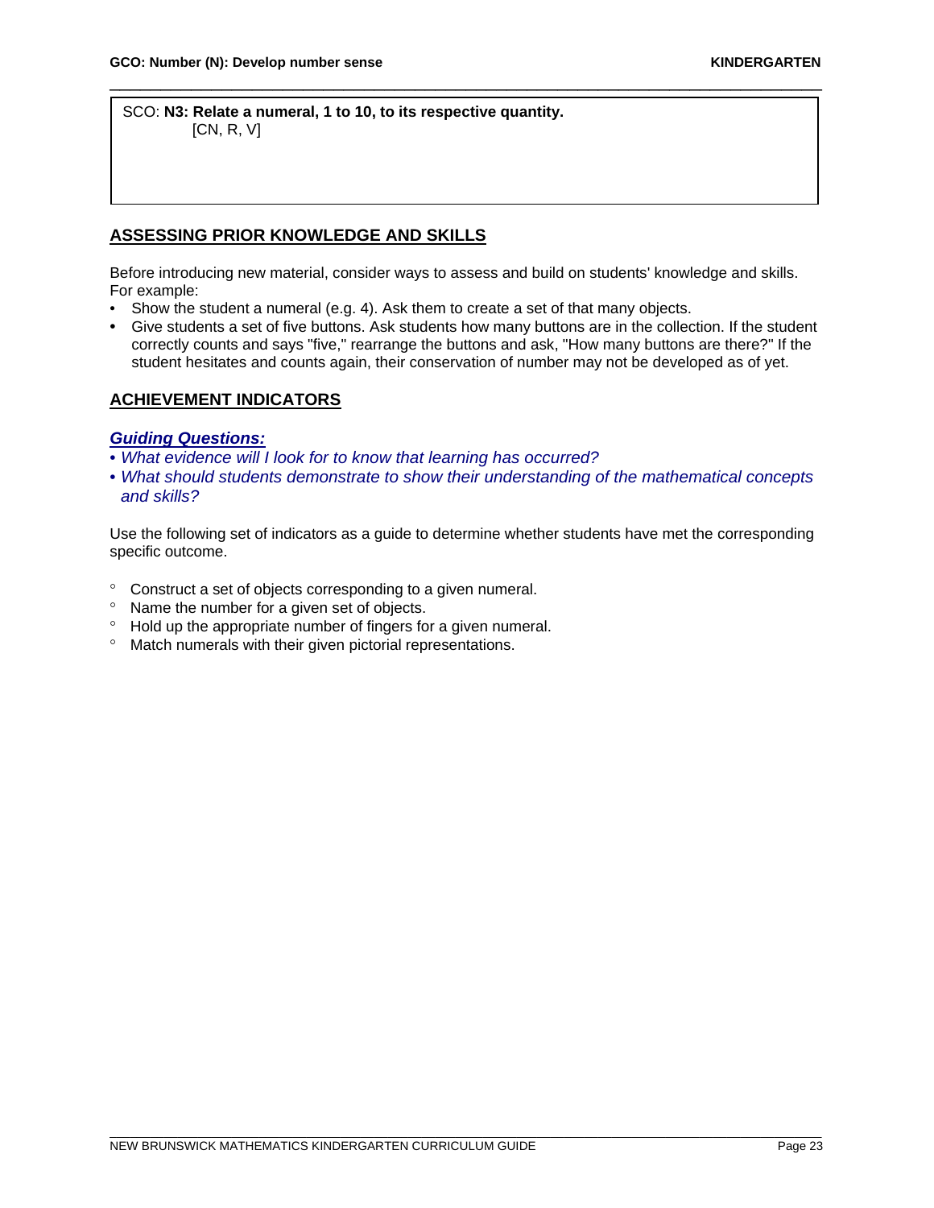SCO: **N3: Relate a numeral, 1 to 10, to its respective quantity.**
[CN, R, V]

## ASSESSING PRIOR KNOWLEDGE AND SKILLS

Before introducing new material, consider ways to assess and build on students' knowledge and skills. For example:

- Show the student a numeral (e.g. 4). Ask them to create a set of that many objects.
- Give students a set of five buttons. Ask students how many buttons are in the collection. If the student correctly counts and says "five," rearrange the buttons and ask, "How many buttons are there?" If the student hesitates and counts again, their conservation of number may not be developed as of yet.

## ACHIEVEMENT INDICATORS

***Guiding Questions:***

- *What evidence will I look for to know that learning has occurred?*
- *What should students demonstrate to show their understanding of the mathematical concepts and skills?*

Use the following set of indicators as a guide to determine whether students have met the corresponding specific outcome.

- Construct a set of objects corresponding to a given numeral.
- Name the number for a given set of objects.
- Hold up the appropriate number of fingers for a given numeral.
- Match numerals with their given pictorial representations.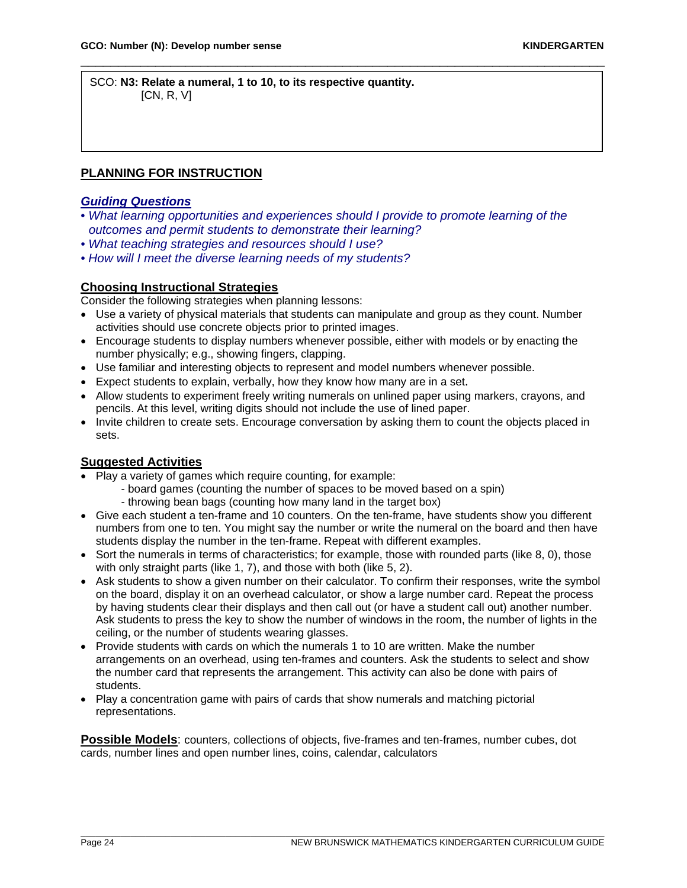SCO: **N3: Relate a numeral, 1 to 10, to its respective quantity.**
[CN, R, V]

## PLANNING FOR INSTRUCTION

### *Guiding Questions*

- *What learning opportunities and experiences should I provide to promote learning of the outcomes and permit students to demonstrate their learning?*
- *What teaching strategies and resources should I use?*
- *How will I meet the diverse learning needs of my students?*

### Choosing Instructional Strategies

Consider the following strategies when planning lessons:

- Use a variety of physical materials that students can manipulate and group as they count. Number activities should use concrete objects prior to printed images.
- Encourage students to display numbers whenever possible, either with models or by enacting the number physically; e.g., showing fingers, clapping.
- Use familiar and interesting objects to represent and model numbers whenever possible.
- Expect students to explain, verbally, how they know how many are in a set.
- Allow students to experiment freely writing numerals on unlined paper using markers, crayons, and pencils. At this level, writing digits should not include the use of lined paper.
- Invite children to create sets. Encourage conversation by asking them to count the objects placed in sets.

### Suggested Activities

- Play a variety of games which require counting, for example:
  - board games (counting the number of spaces to be moved based on a spin)
  - throwing bean bags (counting how many land in the target box)
- Give each student a ten-frame and 10 counters. On the ten-frame, have students show you different numbers from one to ten. You might say the number or write the numeral on the board and then have students display the number in the ten-frame. Repeat with different examples.
- Sort the numerals in terms of characteristics; for example, those with rounded parts (like 8, 0), those with only straight parts (like 1, 7), and those with both (like 5, 2).
- Ask students to show a given number on their calculator. To confirm their responses, write the symbol on the board, display it on an overhead calculator, or show a large number card. Repeat the process by having students clear their displays and then call out (or have a student call out) another number. Ask students to press the key to show the number of windows in the room, the number of lights in the ceiling, or the number of students wearing glasses.
- Provide students with cards on which the numerals 1 to 10 are written. Make the number arrangements on an overhead, using ten-frames and counters. Ask the students to select and show the number card that represents the arrangement. This activity can also be done with pairs of students.
- Play a concentration game with pairs of cards that show numerals and matching pictorial representations.

**Possible Models**: counters, collections of objects, five-frames and ten-frames, number cubes, dot cards, number lines and open number lines, coins, calendar, calculators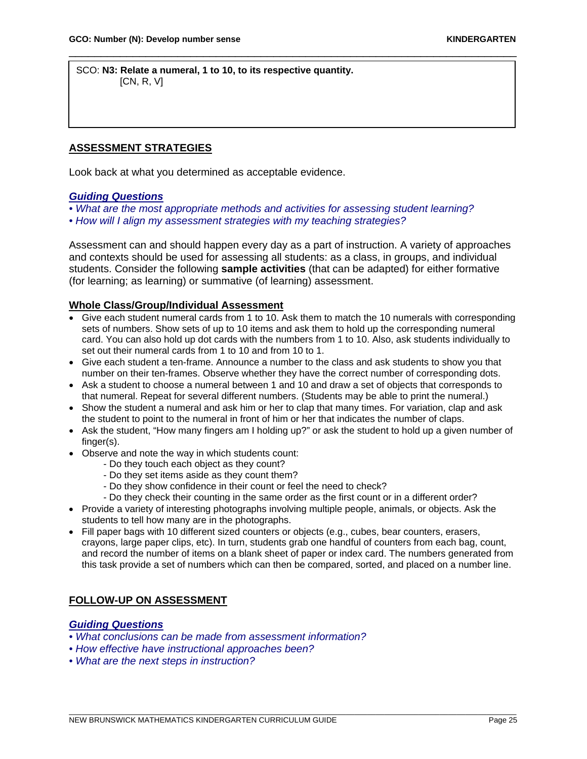SCO: **N3: Relate a numeral, 1 to 10, to its respective quantity.**
[CN, R, V]

## ASSESSMENT STRATEGIES

Look back at what you determined as acceptable evidence.

***Guiding Questions***
- *What are the most appropriate methods and activities for assessing student learning?*
- *How will I align my assessment strategies with my teaching strategies?*

Assessment can and should happen every day as a part of instruction. A variety of approaches and contexts should be used for assessing all students: as a class, in groups, and individual students. Consider the following **sample activities** (that can be adapted) for either formative (for learning; as learning) or summative (of learning) assessment.

### Whole Class/Group/Individual Assessment

- Give each student numeral cards from 1 to 10. Ask them to match the 10 numerals with corresponding sets of numbers. Show sets of up to 10 items and ask them to hold up the corresponding numeral card. You can also hold up dot cards with the numbers from 1 to 10. Also, ask students individually to set out their numeral cards from 1 to 10 and from 10 to 1.
- Give each student a ten-frame. Announce a number to the class and ask students to show you that number on their ten-frames. Observe whether they have the correct number of corresponding dots.
- Ask a student to choose a numeral between 1 and 10 and draw a set of objects that corresponds to that numeral. Repeat for several different numbers. (Students may be able to print the numeral.)
- Show the student a numeral and ask him or her to clap that many times. For variation, clap and ask the student to point to the numeral in front of him or her that indicates the number of claps.
- Ask the student, "How many fingers am I holding up?" or ask the student to hold up a given number of finger(s).
- Observe and note the way in which students count:
  - Do they touch each object as they count?
  - Do they set items aside as they count them?
  - Do they show confidence in their count or feel the need to check?
  - Do they check their counting in the same order as the first count or in a different order?
- Provide a variety of interesting photographs involving multiple people, animals, or objects. Ask the students to tell how many are in the photographs.
- Fill paper bags with 10 different sized counters or objects (e.g., cubes, bear counters, erasers, crayons, large paper clips, etc). In turn, students grab one handful of counters from each bag, count, and record the number of items on a blank sheet of paper or index card. The numbers generated from this task provide a set of numbers which can then be compared, sorted, and placed on a number line.

## FOLLOW-UP ON ASSESSMENT

***Guiding Questions***
- *What conclusions can be made from assessment information?*
- *How effective have instructional approaches been?*
- *What are the next steps in instruction?*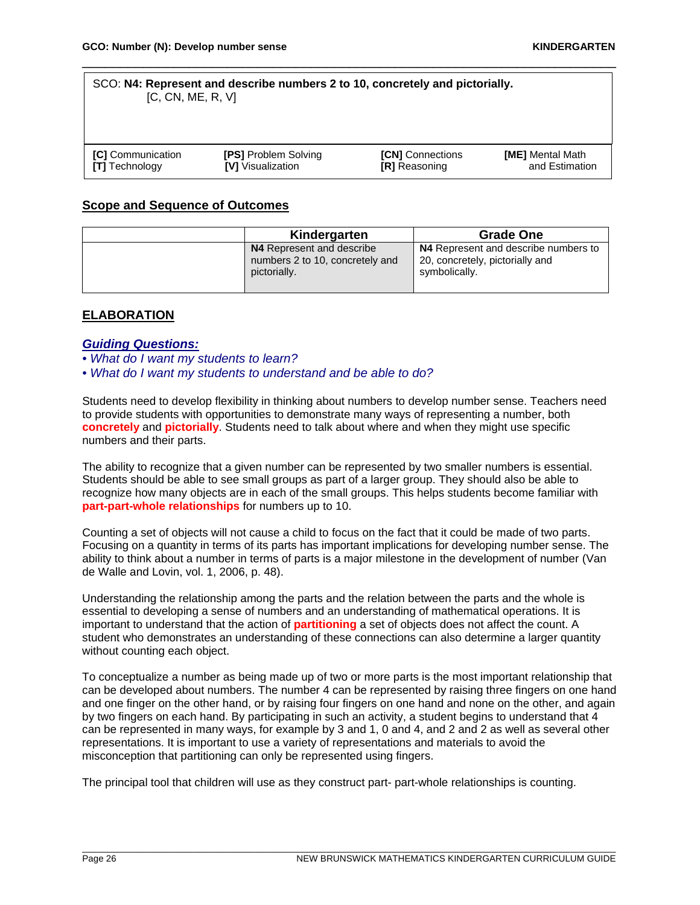SCO: **N4: Represent and describe numbers 2 to 10, concretely and pictorially.**
[C, CN, ME, R, V]

| | | | |
|---|---|---|---|
| **[C]** Communication<br>**[T]** Technology | **[PS]** Problem Solving<br>**[V]** Visualization | **[CN]** Connections<br>**[R]** Reasoning | **[ME]** Mental Math and Estimation |

## Scope and Sequence of Outcomes

| | Kindergarten | Grade One |
|---|---|---|
| | **N4** Represent and describe numbers 2 to 10, concretely and pictorially. | **N4** Represent and describe numbers to 20, concretely, pictorially and symbolically. |

## ELABORATION

### *Guiding Questions:*

- *What do I want my students to learn?*
- *What do I want my students to understand and be able to do?*

Students need to develop flexibility in thinking about numbers to develop number sense. Teachers need to provide students with opportunities to demonstrate many ways of representing a number, both **concretely** and **pictorially**. Students need to talk about where and when they might use specific numbers and their parts.

The ability to recognize that a given number can be represented by two smaller numbers is essential. Students should be able to see small groups as part of a larger group. They should also be able to recognize how many objects are in each of the small groups. This helps students become familiar with **part-part-whole relationships** for numbers up to 10.

Counting a set of objects will not cause a child to focus on the fact that it could be made of two parts. Focusing on a quantity in terms of its parts has important implications for developing number sense. The ability to think about a number in terms of parts is a major milestone in the development of number (Van de Walle and Lovin, vol. 1, 2006, p. 48).

Understanding the relationship among the parts and the relation between the parts and the whole is essential to developing a sense of numbers and an understanding of mathematical operations. It is important to understand that the action of **partitioning** a set of objects does not affect the count. A student who demonstrates an understanding of these connections can also determine a larger quantity without counting each object.

To conceptualize a number as being made up of two or more parts is the most important relationship that can be developed about numbers. The number 4 can be represented by raising three fingers on one hand and one finger on the other hand, or by raising four fingers on one hand and none on the other, and again by two fingers on each hand. By participating in such an activity, a student begins to understand that 4 can be represented in many ways, for example by 3 and 1, 0 and 4, and 2 and 2 as well as several other representations. It is important to use a variety of representations and materials to avoid the misconception that partitioning can only be represented using fingers.

The principal tool that children will use as they construct part- part-whole relationships is counting.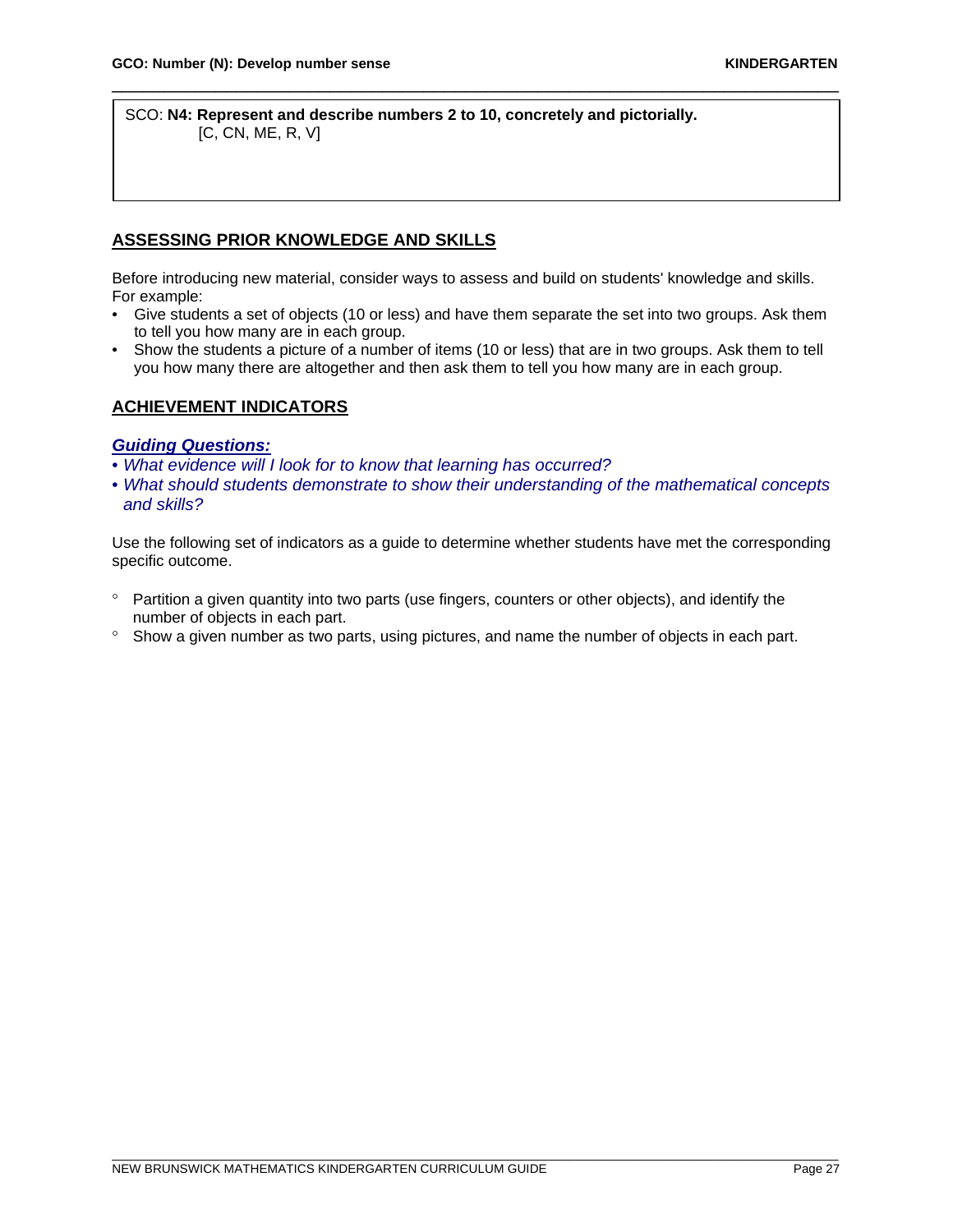SCO: **N4: Represent and describe numbers 2 to 10, concretely and pictorially.**
[C, CN, ME, R, V]

## ASSESSING PRIOR KNOWLEDGE AND SKILLS

Before introducing new material, consider ways to assess and build on students' knowledge and skills. For example:

- Give students a set of objects (10 or less) and have them separate the set into two groups. Ask them to tell you how many are in each group.
- Show the students a picture of a number of items (10 or less) that are in two groups. Ask them to tell you how many there are altogether and then ask them to tell you how many are in each group.

## ACHIEVEMENT INDICATORS

***Guiding Questions:***

- *What evidence will I look for to know that learning has occurred?*
- *What should students demonstrate to show their understanding of the mathematical concepts and skills?*

Use the following set of indicators as a guide to determine whether students have met the corresponding specific outcome.

- Partition a given quantity into two parts (use fingers, counters or other objects), and identify the number of objects in each part.
- Show a given number as two parts, using pictures, and name the number of objects in each part.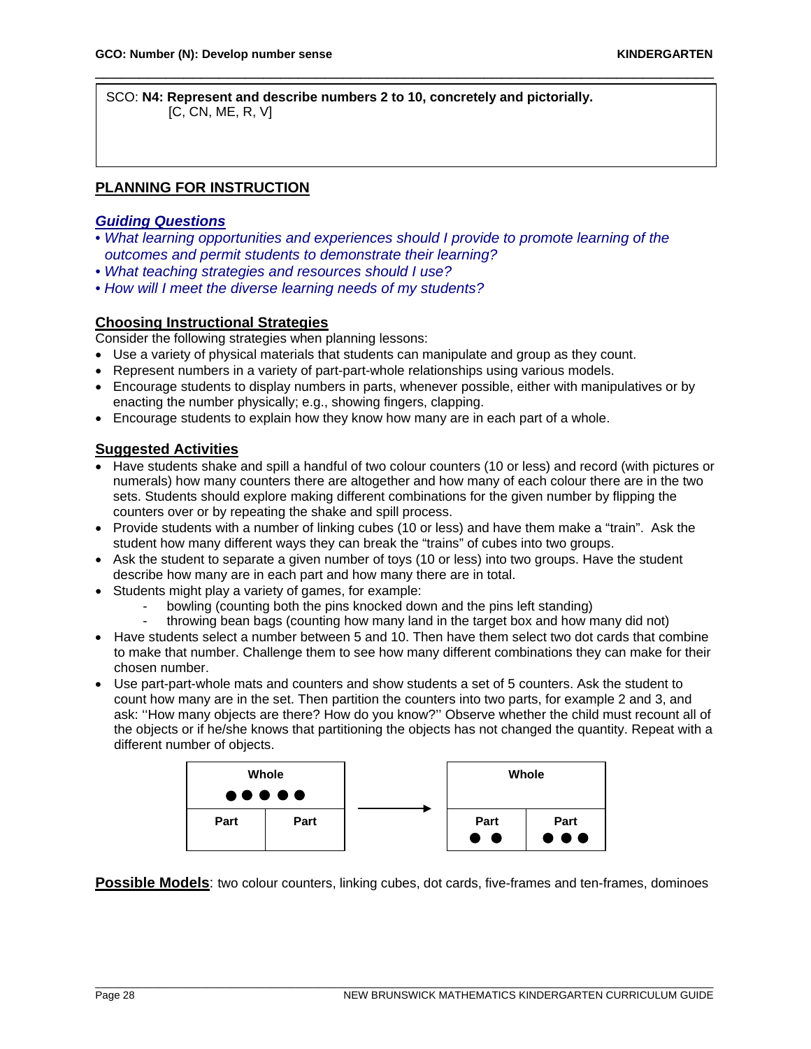SCO: **N4: Represent and describe numbers 2 to 10, concretely and pictorially.** [C, CN, ME, R, V]

## PLANNING FOR INSTRUCTION

### *Guiding Questions*

- *What learning opportunities and experiences should I provide to promote learning of the outcomes and permit students to demonstrate their learning?*
- *What teaching strategies and resources should I use?*
- *How will I meet the diverse learning needs of my students?*

### Choosing Instructional Strategies

Consider the following strategies when planning lessons:

- Use a variety of physical materials that students can manipulate and group as they count.
- Represent numbers in a variety of part-part-whole relationships using various models.
- Encourage students to display numbers in parts, whenever possible, either with manipulatives or by enacting the number physically; e.g., showing fingers, clapping.
- Encourage students to explain how they know how many are in each part of a whole.

### Suggested Activities

- Have students shake and spill a handful of two colour counters (10 or less) and record (with pictures or numerals) how many counters there are altogether and how many of each colour there are in the two sets. Students should explore making different combinations for the given number by flipping the counters over or by repeating the shake and spill process.
- Provide students with a number of linking cubes (10 or less) and have them make a "train". Ask the student how many different ways they can break the "trains" of cubes into two groups.
- Ask the student to separate a given number of toys (10 or less) into two groups. Have the student describe how many are in each part and how many there are in total.
- Students might play a variety of games, for example:
  - bowling (counting both the pins knocked down and the pins left standing)
  - throwing bean bags (counting how many land in the target box and how many did not)
- Have students select a number between 5 and 10. Then have them select two dot cards that combine to make that number. Challenge them to see how many different combinations they can make for their chosen number.
- Use part-part-whole mats and counters and show students a set of 5 counters. Ask the student to count how many are in the set. Then partition the counters into two parts, for example 2 and 3, and ask: ''How many objects are there? How do you know?'' Observe whether the child must recount all of the objects or if he/she knows that partitioning the objects has not changed the quantity. Repeat with a different number of objects.

| Whole | |
|---|---|
| ● ● ● ● ● | |
| **Part** | **Part** |
| | |

→

| Whole | |
|---|---|
| | |
| **Part** | **Part** |
| ● ● | ● ● ● |

**Possible Models**: two colour counters, linking cubes, dot cards, five-frames and ten-frames, dominoes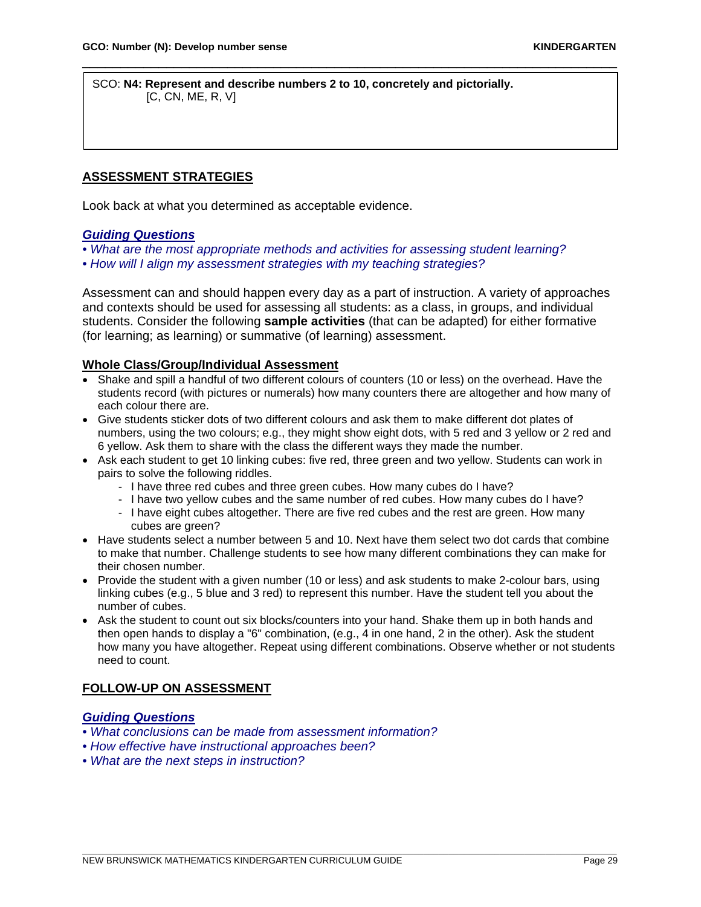SCO: **N4: Represent and describe numbers 2 to 10, concretely and pictorially.**
[C, CN, ME, R, V]

## ASSESSMENT STRATEGIES

Look back at what you determined as acceptable evidence.

***Guiding Questions***

- *What are the most appropriate methods and activities for assessing student learning?*
- *How will I align my assessment strategies with my teaching strategies?*

Assessment can and should happen every day as a part of instruction. A variety of approaches and contexts should be used for assessing all students: as a class, in groups, and individual students. Consider the following **sample activities** (that can be adapted) for either formative (for learning; as learning) or summative (of learning) assessment.

### Whole Class/Group/Individual Assessment

- Shake and spill a handful of two different colours of counters (10 or less) on the overhead. Have the students record (with pictures or numerals) how many counters there are altogether and how many of each colour there are.
- Give students sticker dots of two different colours and ask them to make different dot plates of numbers, using the two colours; e.g., they might show eight dots, with 5 red and 3 yellow or 2 red and 6 yellow. Ask them to share with the class the different ways they made the number.
- Ask each student to get 10 linking cubes: five red, three green and two yellow. Students can work in pairs to solve the following riddles.
  - I have three red cubes and three green cubes. How many cubes do I have?
  - I have two yellow cubes and the same number of red cubes. How many cubes do I have?
  - I have eight cubes altogether. There are five red cubes and the rest are green. How many cubes are green?
- Have students select a number between 5 and 10. Next have them select two dot cards that combine to make that number. Challenge students to see how many different combinations they can make for their chosen number.
- Provide the student with a given number (10 or less) and ask students to make 2-colour bars, using linking cubes (e.g., 5 blue and 3 red) to represent this number. Have the student tell you about the number of cubes.
- Ask the student to count out six blocks/counters into your hand. Shake them up in both hands and then open hands to display a "6" combination, (e.g., 4 in one hand, 2 in the other). Ask the student how many you have altogether. Repeat using different combinations. Observe whether or not students need to count.

## FOLLOW-UP ON ASSESSMENT

***Guiding Questions***

- *What conclusions can be made from assessment information?*
- *How effective have instructional approaches been?*
- *What are the next steps in instruction?*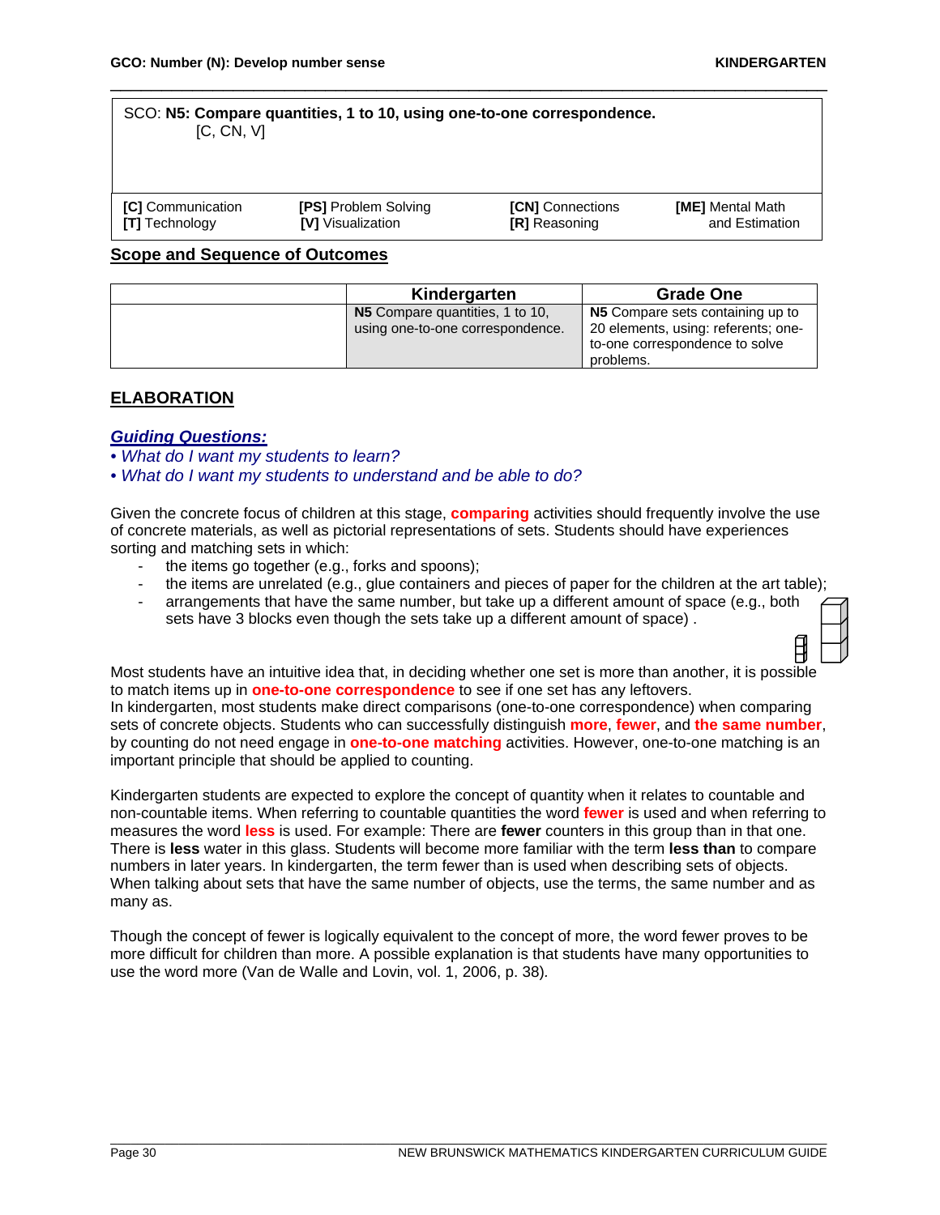SCO: **N5: Compare quantities, 1 to 10, using one-to-one correspondence.**
[C, CN, V]

| **[C]** Communication | **[PS]** Problem Solving | **[CN]** Connections | **[ME]** Mental Math and Estimation |
|---|---|---|---|
| **[T]** Technology | **[V]** Visualization | **[R]** Reasoning | |

## Scope and Sequence of Outcomes

| | Kindergarten | Grade One |
|---|---|---|
| | **N5** Compare quantities, 1 to 10, using one-to-one correspondence. | **N5** Compare sets containing up to 20 elements, using: referents; one-to-one correspondence to solve problems. |

## ELABORATION

### *Guiding Questions:*

- *What do I want my students to learn?*
- *What do I want my students to understand and be able to do?*

Given the concrete focus of children at this stage, **comparing** activities should frequently involve the use of concrete materials, as well as pictorial representations of sets. Students should have experiences sorting and matching sets in which:

- the items go together (e.g., forks and spoons);
- the items are unrelated (e.g., glue containers and pieces of paper for the children at the art table);
- arrangements that have the same number, but take up a different amount of space (e.g., both sets have 3 blocks even though the sets take up a different amount of space) .

Most students have an intuitive idea that, in deciding whether one set is more than another, it is possible to match items up in **one-to-one correspondence** to see if one set has any leftovers.
In kindergarten, most students make direct comparisons (one-to-one correspondence) when comparing sets of concrete objects. Students who can successfully distinguish **more**, **fewer**, and **the same number**, by counting do not need engage in **one-to-one matching** activities. However, one-to-one matching is an important principle that should be applied to counting.

Kindergarten students are expected to explore the concept of quantity when it relates to countable and non-countable items. When referring to countable quantities the word **fewer** is used and when referring to measures the word **less** is used. For example: There are **fewer** counters in this group than in that one. There is **less** water in this glass. Students will become more familiar with the term **less than** to compare numbers in later years. In kindergarten, the term fewer than is used when describing sets of objects. When talking about sets that have the same number of objects, use the terms, the same number and as many as.

Though the concept of fewer is logically equivalent to the concept of more, the word fewer proves to be more difficult for children than more. A possible explanation is that students have many opportunities to use the word more (Van de Walle and Lovin, vol. 1, 2006, p. 38).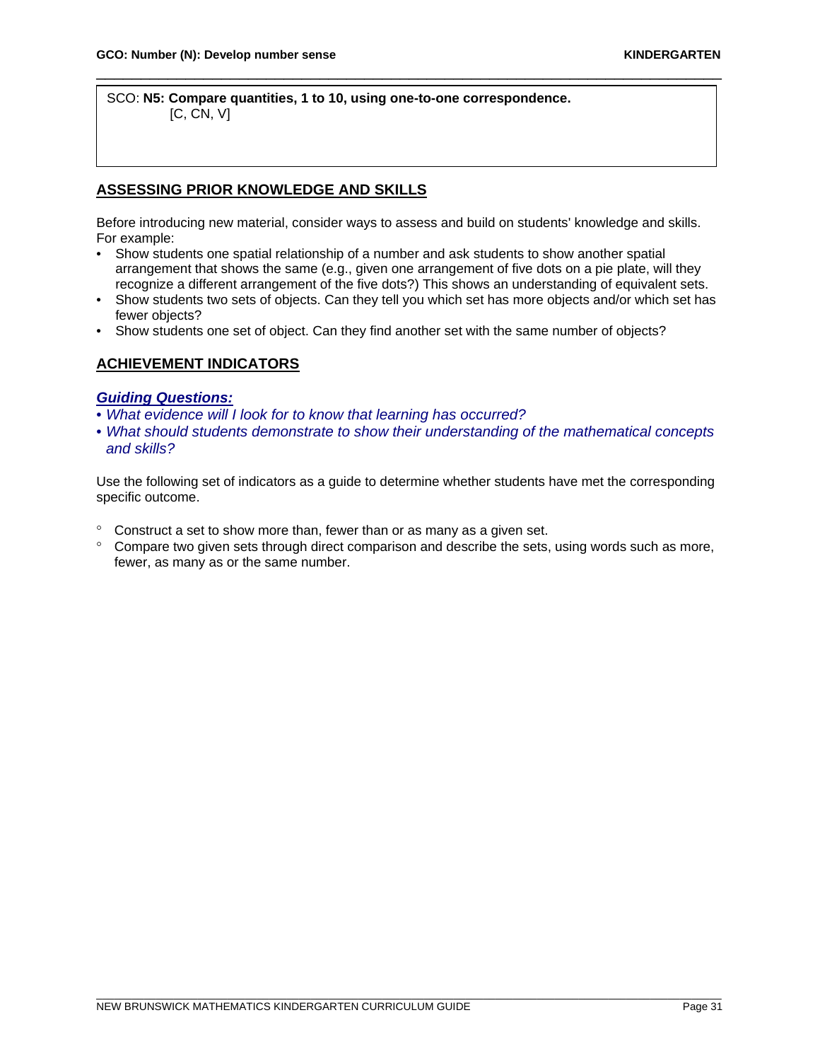SCO: **N5: Compare quantities, 1 to 10, using one-to-one correspondence.**
[C, CN, V]

## ASSESSING PRIOR KNOWLEDGE AND SKILLS

Before introducing new material, consider ways to assess and build on students' knowledge and skills. For example:

- Show students one spatial relationship of a number and ask students to show another spatial arrangement that shows the same (e.g., given one arrangement of five dots on a pie plate, will they recognize a different arrangement of the five dots?) This shows an understanding of equivalent sets.
- Show students two sets of objects. Can they tell you which set has more objects and/or which set has fewer objects?
- Show students one set of object. Can they find another set with the same number of objects?

## ACHIEVEMENT INDICATORS

***Guiding Questions:***

- *What evidence will I look for to know that learning has occurred?*
- *What should students demonstrate to show their understanding of the mathematical concepts and skills?*

Use the following set of indicators as a guide to determine whether students have met the corresponding specific outcome.

- Construct a set to show more than, fewer than or as many as a given set.
- Compare two given sets through direct comparison and describe the sets, using words such as more, fewer, as many as or the same number.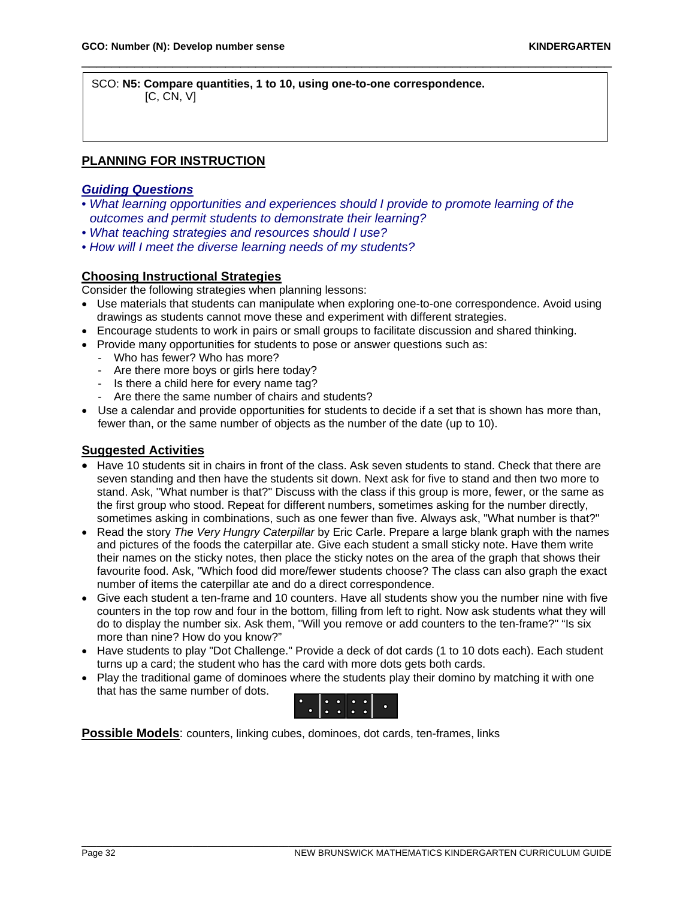SCO: **N5: Compare quantities, 1 to 10, using one-to-one correspondence.**
[C, CN, V]

## PLANNING FOR INSTRUCTION

### *Guiding Questions*

- *What learning opportunities and experiences should I provide to promote learning of the outcomes and permit students to demonstrate their learning?*
- *What teaching strategies and resources should I use?*
- *How will I meet the diverse learning needs of my students?*

### Choosing Instructional Strategies

Consider the following strategies when planning lessons:

- Use materials that students can manipulate when exploring one-to-one correspondence. Avoid using drawings as students cannot move these and experiment with different strategies.
- Encourage students to work in pairs or small groups to facilitate discussion and shared thinking.
- Provide many opportunities for students to pose or answer questions such as:
  - Who has fewer? Who has more?
  - Are there more boys or girls here today?
  - Is there a child here for every name tag?
  - Are there the same number of chairs and students?
- Use a calendar and provide opportunities for students to decide if a set that is shown has more than, fewer than, or the same number of objects as the number of the date (up to 10).

### Suggested Activities

- Have 10 students sit in chairs in front of the class. Ask seven students to stand. Check that there are seven standing and then have the students sit down. Next ask for five to stand and then two more to stand. Ask, "What number is that?" Discuss with the class if this group is more, fewer, or the same as the first group who stood. Repeat for different numbers, sometimes asking for the number directly, sometimes asking in combinations, such as one fewer than five. Always ask, "What number is that?"
- Read the story *The Very Hungry Caterpillar* by Eric Carle. Prepare a large blank graph with the names and pictures of the foods the caterpillar ate. Give each student a small sticky note. Have them write their names on the sticky notes, then place the sticky notes on the area of the graph that shows their favourite food. Ask, "Which food did more/fewer students choose? The class can also graph the exact number of items the caterpillar ate and do a direct correspondence.
- Give each student a ten-frame and 10 counters. Have all students show you the number nine with five counters in the top row and four in the bottom, filling from left to right. Now ask students what they will do to display the number six. Ask them, "Will you remove or add counters to the ten-frame?" "Is six more than nine? How do you know?"
- Have students to play "Dot Challenge." Provide a deck of dot cards (1 to 10 dots each). Each student turns up a card; the student who has the card with more dots gets both cards.
- Play the traditional game of dominoes where the students play their domino by matching it with one that has the same number of dots.

**Possible Models**: counters, linking cubes, dominoes, dot cards, ten-frames, links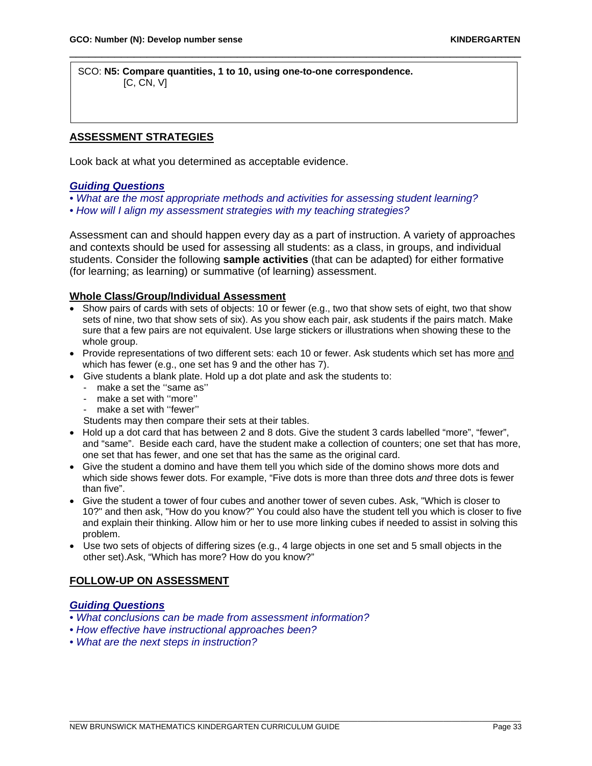SCO: **N5: Compare quantities, 1 to 10, using one-to-one correspondence.**
[C, CN, V]

## ASSESSMENT STRATEGIES

Look back at what you determined as acceptable evidence.

### *Guiding Questions*

- *What are the most appropriate methods and activities for assessing student learning?*
- *How will I align my assessment strategies with my teaching strategies?*

Assessment can and should happen every day as a part of instruction. A variety of approaches and contexts should be used for assessing all students: as a class, in groups, and individual students. Consider the following **sample activities** (that can be adapted) for either formative (for learning; as learning) or summative (of learning) assessment.

### Whole Class/Group/Individual Assessment

- Show pairs of cards with sets of objects: 10 or fewer (e.g., two that show sets of eight, two that show sets of nine, two that show sets of six). As you show each pair, ask students if the pairs match. Make sure that a few pairs are not equivalent. Use large stickers or illustrations when showing these to the whole group.
- Provide representations of two different sets: each 10 or fewer. Ask students which set has more and which has fewer (e.g., one set has 9 and the other has 7).
- Give students a blank plate. Hold up a dot plate and ask the students to:
  - make a set the ''same as''
  - make a set with ''more''
  - make a set with ''fewer''

  Students may then compare their sets at their tables.
- Hold up a dot card that has between 2 and 8 dots. Give the student 3 cards labelled "more", "fewer", and "same". Beside each card, have the student make a collection of counters; one set that has more, one set that has fewer, and one set that has the same as the original card.
- Give the student a domino and have them tell you which side of the domino shows more dots and which side shows fewer dots. For example, "Five dots is more than three dots *and* three dots is fewer than five".
- Give the student a tower of four cubes and another tower of seven cubes. Ask, "Which is closer to 10?" and then ask, "How do you know?" You could also have the student tell you which is closer to five and explain their thinking. Allow him or her to use more linking cubes if needed to assist in solving this problem.
- Use two sets of objects of differing sizes (e.g., 4 large objects in one set and 5 small objects in the other set).Ask, "Which has more? How do you know?"

## FOLLOW-UP ON ASSESSMENT

### *Guiding Questions*

- *What conclusions can be made from assessment information?*
- *How effective have instructional approaches been?*
- *What are the next steps in instruction?*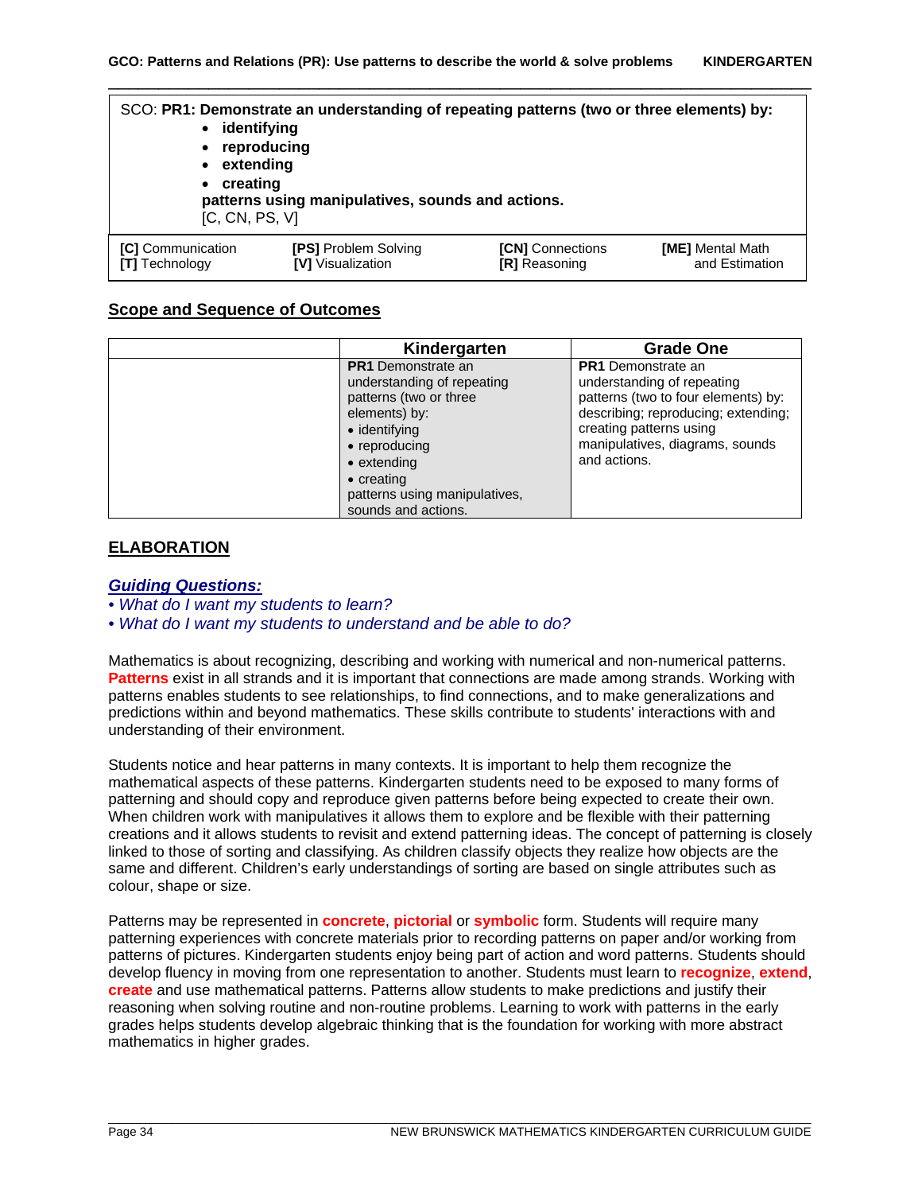SCO: **PR1: Demonstrate an understanding of repeating patterns (two or three elements) by:**

- **identifying**
- **reproducing**
- **extending**
- **creating**

**patterns using manipulatives, sounds and actions.**
[C, CN, PS, V]

| | | | |
|---|---|---|---|
| **[C]** Communication<br>**[T]** Technology | **[PS]** Problem Solving<br>**[V]** Visualization | **[CN]** Connections<br>**[R]** Reasoning | **[ME]** Mental Math and Estimation |

## Scope and Sequence of Outcomes

| | Kindergarten | Grade One |
|---|---|---|
| | **PR1** Demonstrate an understanding of repeating patterns (two or three elements) by:<br>• identifying<br>• reproducing<br>• extending<br>• creating<br>patterns using manipulatives, sounds and actions. | **PR1** Demonstrate an understanding of repeating patterns (two to four elements) by: describing; reproducing; extending; creating patterns using manipulatives, diagrams, sounds and actions. |

## ELABORATION

### *Guiding Questions:*

- *What do I want my students to learn?*
- *What do I want my students to understand and be able to do?*

Mathematics is about recognizing, describing and working with numerical and non-numerical patterns. **Patterns** exist in all strands and it is important that connections are made among strands. Working with patterns enables students to see relationships, to find connections, and to make generalizations and predictions within and beyond mathematics. These skills contribute to students' interactions with and understanding of their environment.

Students notice and hear patterns in many contexts. It is important to help them recognize the mathematical aspects of these patterns. Kindergarten students need to be exposed to many forms of patterning and should copy and reproduce given patterns before being expected to create their own. When children work with manipulatives it allows them to explore and be flexible with their patterning creations and it allows students to revisit and extend patterning ideas. The concept of patterning is closely linked to those of sorting and classifying. As children classify objects they realize how objects are the same and different. Children's early understandings of sorting are based on single attributes such as colour, shape or size.

Patterns may be represented in **concrete**, **pictorial** or **symbolic** form. Students will require many patterning experiences with concrete materials prior to recording patterns on paper and/or working from patterns of pictures. Kindergarten students enjoy being part of action and word patterns. Students should develop fluency in moving from one representation to another. Students must learn to **recognize**, **extend**, **create** and use mathematical patterns. Patterns allow students to make predictions and justify their reasoning when solving routine and non-routine problems. Learning to work with patterns in the early grades helps students develop algebraic thinking that is the foundation for working with more abstract mathematics in higher grades.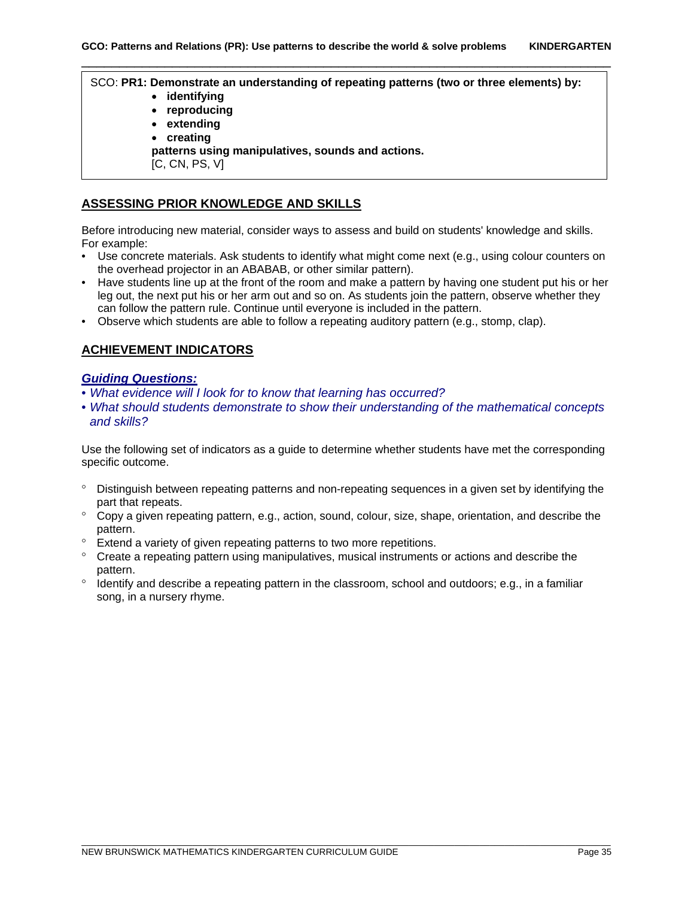SCO: **PR1: Demonstrate an understanding of repeating patterns (two or three elements) by:**

- **identifying**
- **reproducing**
- **extending**
- **creating**

**patterns using manipulatives, sounds and actions.**
[C, CN, PS, V]

## ASSESSING PRIOR KNOWLEDGE AND SKILLS

Before introducing new material, consider ways to assess and build on students' knowledge and skills. For example:

- Use concrete materials. Ask students to identify what might come next (e.g., using colour counters on the overhead projector in an ABABAB, or other similar pattern).
- Have students line up at the front of the room and make a pattern by having one student put his or her leg out, the next put his or her arm out and so on. As students join the pattern, observe whether they can follow the pattern rule. Continue until everyone is included in the pattern.
- Observe which students are able to follow a repeating auditory pattern (e.g., stomp, clap).

## ACHIEVEMENT INDICATORS

### *Guiding Questions:*

- *What evidence will I look for to know that learning has occurred?*
- *What should students demonstrate to show their understanding of the mathematical concepts and skills?*

Use the following set of indicators as a guide to determine whether students have met the corresponding specific outcome.

- Distinguish between repeating patterns and non-repeating sequences in a given set by identifying the part that repeats.
- Copy a given repeating pattern, e.g., action, sound, colour, size, shape, orientation, and describe the pattern.
- Extend a variety of given repeating patterns to two more repetitions.
- Create a repeating pattern using manipulatives, musical instruments or actions and describe the pattern.
- Identify and describe a repeating pattern in the classroom, school and outdoors; e.g., in a familiar song, in a nursery rhyme.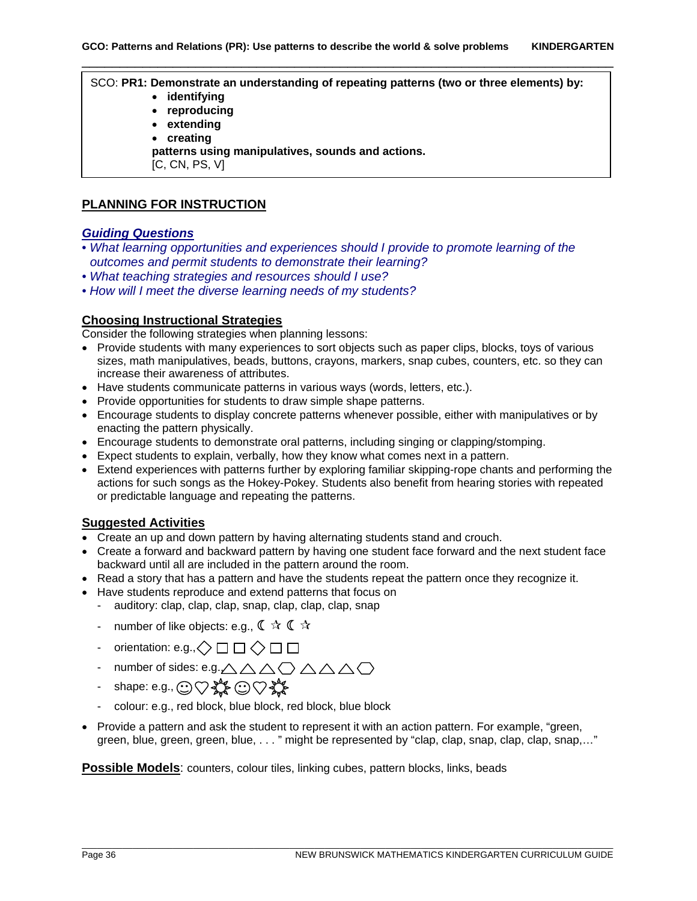**GCO: Patterns and Relations (PR): Use patterns to describe the world & solve problems** **KINDERGARTEN**

SCO: **PR1: Demonstrate an understanding of repeating patterns (two or three elements) by:**
- **identifying**
- **reproducing**
- **extending**
- **creating**

**patterns using manipulatives, sounds and actions.**
[C, CN, PS, V]

## PLANNING FOR INSTRUCTION

### *Guiding Questions*

- *What learning opportunities and experiences should I provide to promote learning of the outcomes and permit students to demonstrate their learning?*
- *What teaching strategies and resources should I use?*
- *How will I meet the diverse learning needs of my students?*

### Choosing Instructional Strategies

Consider the following strategies when planning lessons:

- Provide students with many experiences to sort objects such as paper clips, blocks, toys of various sizes, math manipulatives, beads, buttons, crayons, markers, snap cubes, counters, etc. so they can increase their awareness of attributes.
- Have students communicate patterns in various ways (words, letters, etc.).
- Provide opportunities for students to draw simple shape patterns.
- Encourage students to display concrete patterns whenever possible, either with manipulatives or by enacting the pattern physically.
- Encourage students to demonstrate oral patterns, including singing or clapping/stomping.
- Expect students to explain, verbally, how they know what comes next in a pattern.
- Extend experiences with patterns further by exploring familiar skipping-rope chants and performing the actions for such songs as the Hokey-Pokey. Students also benefit from hearing stories with repeated or predictable language and repeating the patterns.

### Suggested Activities

- Create an up and down pattern by having alternating students stand and crouch.
- Create a forward and backward pattern by having one student face forward and the next student face backward until all are included in the pattern around the room.
- Read a story that has a pattern and have the students repeat the pattern once they recognize it.
- Have students reproduce and extend patterns that focus on
  - auditory: clap, clap, clap, snap, clap, clap, clap, snap
  - number of like objects: e.g., ☾ ☆ ☾ ☆
  - orientation: e.g., ◇ □ □ ◇ □ □
  - number of sides: e.g. △ △ △ ⬡ △ △ △ ⬡
  - shape: e.g., ☺ ♡ ☼ ☺ ♡ ☼
  - colour: e.g., red block, blue block, red block, blue block
- Provide a pattern and ask the student to represent it with an action pattern. For example, "green, green, blue, green, green, blue, . . . " might be represented by "clap, clap, snap, clap, clap, snap,…"

**Possible Models**: counters, colour tiles, linking cubes, pattern blocks, links, beads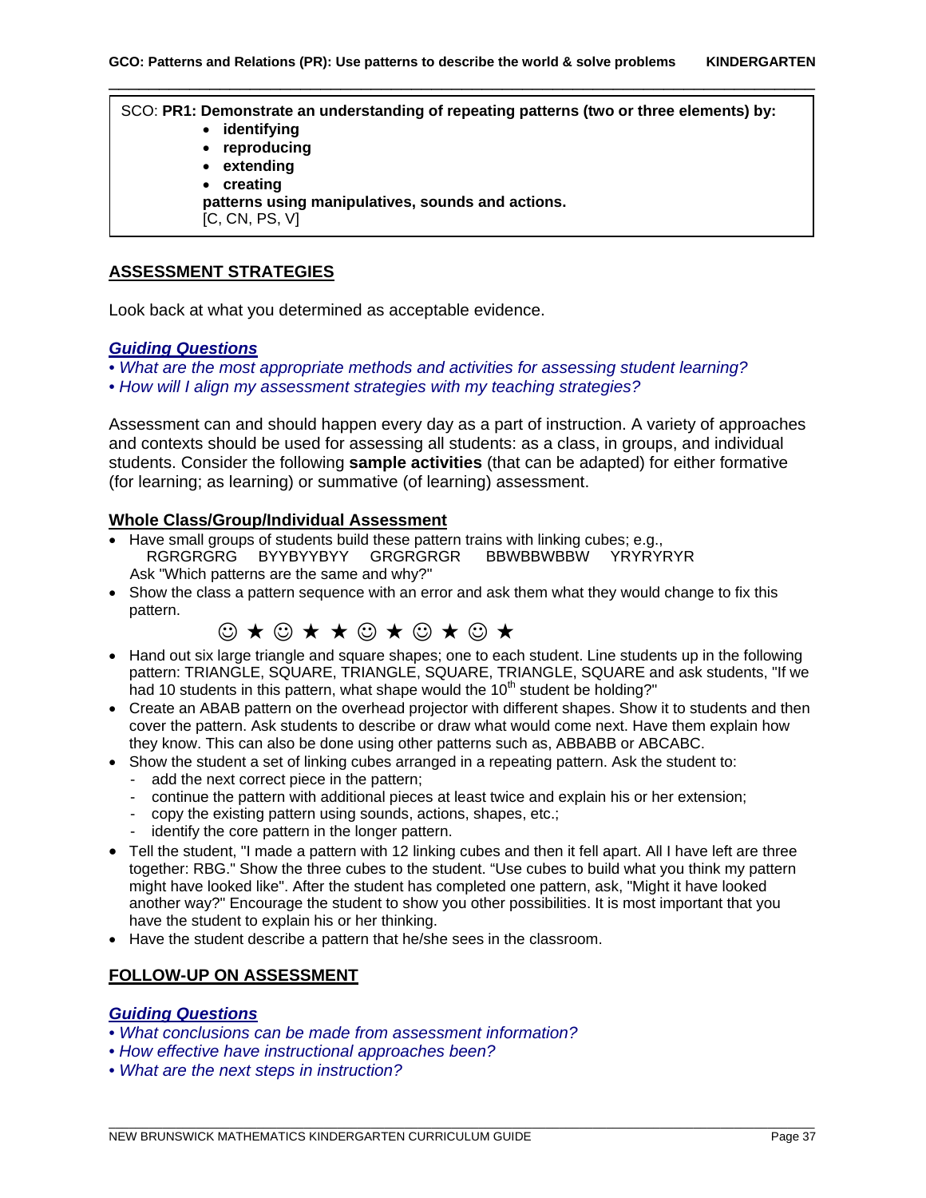SCO: **PR1: Demonstrate an understanding of repeating patterns (two or three elements) by:**

- **identifying**
- **reproducing**
- **extending**
- **creating**

**patterns using manipulatives, sounds and actions.**
[C, CN, PS, V]

## ASSESSMENT STRATEGIES

Look back at what you determined as acceptable evidence.

### *Guiding Questions*

- *What are the most appropriate methods and activities for assessing student learning?*
- *How will I align my assessment strategies with my teaching strategies?*

Assessment can and should happen every day as a part of instruction. A variety of approaches and contexts should be used for assessing all students: as a class, in groups, and individual students. Consider the following **sample activities** (that can be adapted) for either formative (for learning; as learning) or summative (of learning) assessment.

### Whole Class/Group/Individual Assessment

- Have small groups of students build these pattern trains with linking cubes; e.g.,
  RGRGRGRG  BYYBYYBYY  GRGRGRGR  BBWBBWBBW  YRYRYRYR
  Ask "Which patterns are the same and why?"
- Show the class a pattern sequence with an error and ask them what they would change to fix this pattern.
  ☺ ★ ☺ ★ ★ ☺ ★ ☺ ★ ☺ ★
- Hand out six large triangle and square shapes; one to each student. Line students up in the following pattern: TRIANGLE, SQUARE, TRIANGLE, SQUARE, TRIANGLE, SQUARE and ask students, "If we had 10 students in this pattern, what shape would the 10th student be holding?"
- Create an ABAB pattern on the overhead projector with different shapes. Show it to students and then cover the pattern. Ask students to describe or draw what would come next. Have them explain how they know. This can also be done using other patterns such as, ABBABB or ABCABC.
- Show the student a set of linking cubes arranged in a repeating pattern. Ask the student to:
  - add the next correct piece in the pattern;
  - continue the pattern with additional pieces at least twice and explain his or her extension;
  - copy the existing pattern using sounds, actions, shapes, etc.;
  - identify the core pattern in the longer pattern.
- Tell the student, "I made a pattern with 12 linking cubes and then it fell apart. All I have left are three together: RBG." Show the three cubes to the student. "Use cubes to build what you think my pattern might have looked like". After the student has completed one pattern, ask, "Might it have looked another way?" Encourage the student to show you other possibilities. It is most important that you have the student to explain his or her thinking.
- Have the student describe a pattern that he/she sees in the classroom.

## FOLLOW-UP ON ASSESSMENT

### *Guiding Questions*

- *What conclusions can be made from assessment information?*
- *How effective have instructional approaches been?*
- *What are the next steps in instruction?*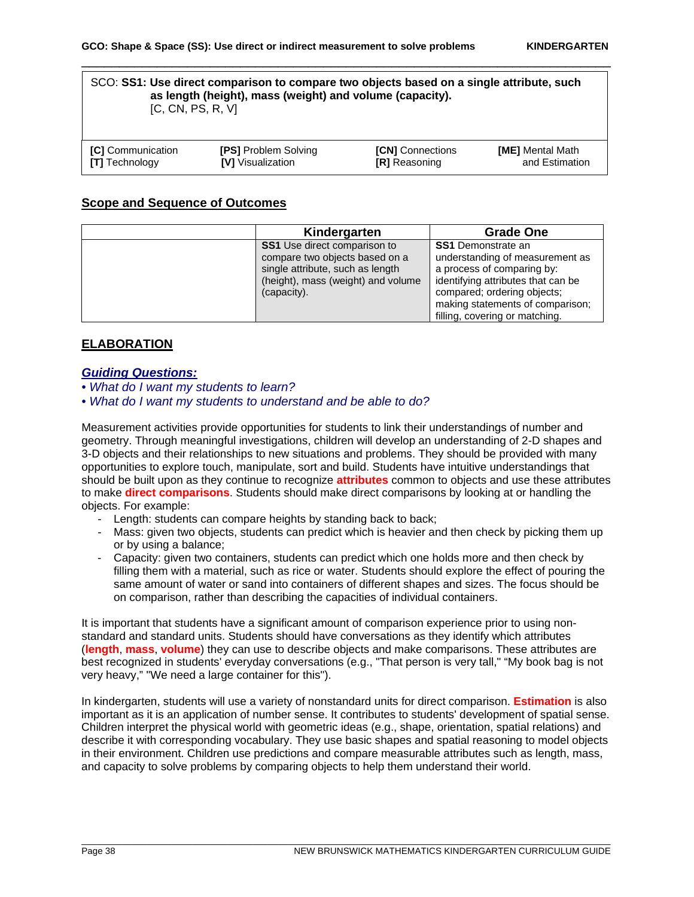SCO: **SS1: Use direct comparison to compare two objects based on a single attribute, such as length (height), mass (weight) and volume (capacity).**
[C, CN, PS, R, V]

| **[C]** Communication | **[PS]** Problem Solving | **[CN]** Connections | **[ME]** Mental Math and Estimation |
|---|---|---|---|
| **[T]** Technology | **[V]** Visualization | **[R]** Reasoning | |

## Scope and Sequence of Outcomes

| | Kindergarten | Grade One |
|---|---|---|
| | **SS1** Use direct comparison to compare two objects based on a single attribute, such as length (height), mass (weight) and volume (capacity). | **SS1** Demonstrate an understanding of measurement as a process of comparing by: identifying attributes that can be compared; ordering objects; making statements of comparison; filling, covering or matching. |

## ELABORATION

### *Guiding Questions:*

- *What do I want my students to learn?*
- *What do I want my students to understand and be able to do?*

Measurement activities provide opportunities for students to link their understandings of number and geometry. Through meaningful investigations, children will develop an understanding of 2-D shapes and 3-D objects and their relationships to new situations and problems. They should be provided with many opportunities to explore touch, manipulate, sort and build. Students have intuitive understandings that should be built upon as they continue to recognize **attributes** common to objects and use these attributes to make **direct comparisons**. Students should make direct comparisons by looking at or handling the objects. For example:

- Length: students can compare heights by standing back to back;
- Mass: given two objects, students can predict which is heavier and then check by picking them up or by using a balance;
- Capacity: given two containers, students can predict which one holds more and then check by filling them with a material, such as rice or water. Students should explore the effect of pouring the same amount of water or sand into containers of different shapes and sizes. The focus should be on comparison, rather than describing the capacities of individual containers.

It is important that students have a significant amount of comparison experience prior to using non-standard and standard units. Students should have conversations as they identify which attributes (**length**, **mass**, **volume**) they can use to describe objects and make comparisons. These attributes are best recognized in students' everyday conversations (e.g., "That person is very tall," "My book bag is not very heavy," "We need a large container for this").

In kindergarten, students will use a variety of nonstandard units for direct comparison. **Estimation** is also important as it is an application of number sense. It contributes to students' development of spatial sense. Children interpret the physical world with geometric ideas (e.g., shape, orientation, spatial relations) and describe it with corresponding vocabulary. They use basic shapes and spatial reasoning to model objects in their environment. Children use predictions and compare measurable attributes such as length, mass, and capacity to solve problems by comparing objects to help them understand their world.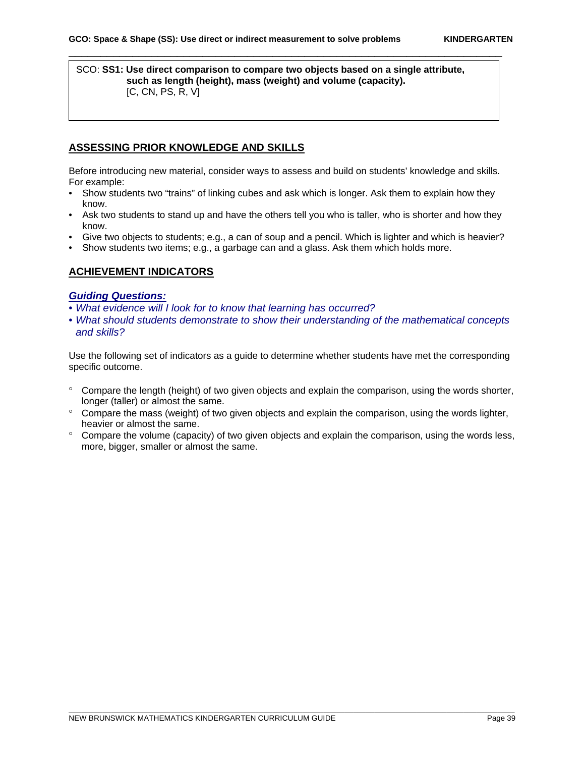SCO: **SS1: Use direct comparison to compare two objects based on a single attribute, such as length (height), mass (weight) and volume (capacity).**
[C, CN, PS, R, V]

## ASSESSING PRIOR KNOWLEDGE AND SKILLS

Before introducing new material, consider ways to assess and build on students' knowledge and skills. For example:

- Show students two "trains" of linking cubes and ask which is longer. Ask them to explain how they know.
- Ask two students to stand up and have the others tell you who is taller, who is shorter and how they know.
- Give two objects to students; e.g., a can of soup and a pencil. Which is lighter and which is heavier?
- Show students two items; e.g., a garbage can and a glass. Ask them which holds more.

## ACHIEVEMENT INDICATORS

***Guiding Questions:***

- *What evidence will I look for to know that learning has occurred?*
- *What should students demonstrate to show their understanding of the mathematical concepts and skills?*

Use the following set of indicators as a guide to determine whether students have met the corresponding specific outcome.

- Compare the length (height) of two given objects and explain the comparison, using the words shorter, longer (taller) or almost the same.
- Compare the mass (weight) of two given objects and explain the comparison, using the words lighter, heavier or almost the same.
- Compare the volume (capacity) of two given objects and explain the comparison, using the words less, more, bigger, smaller or almost the same.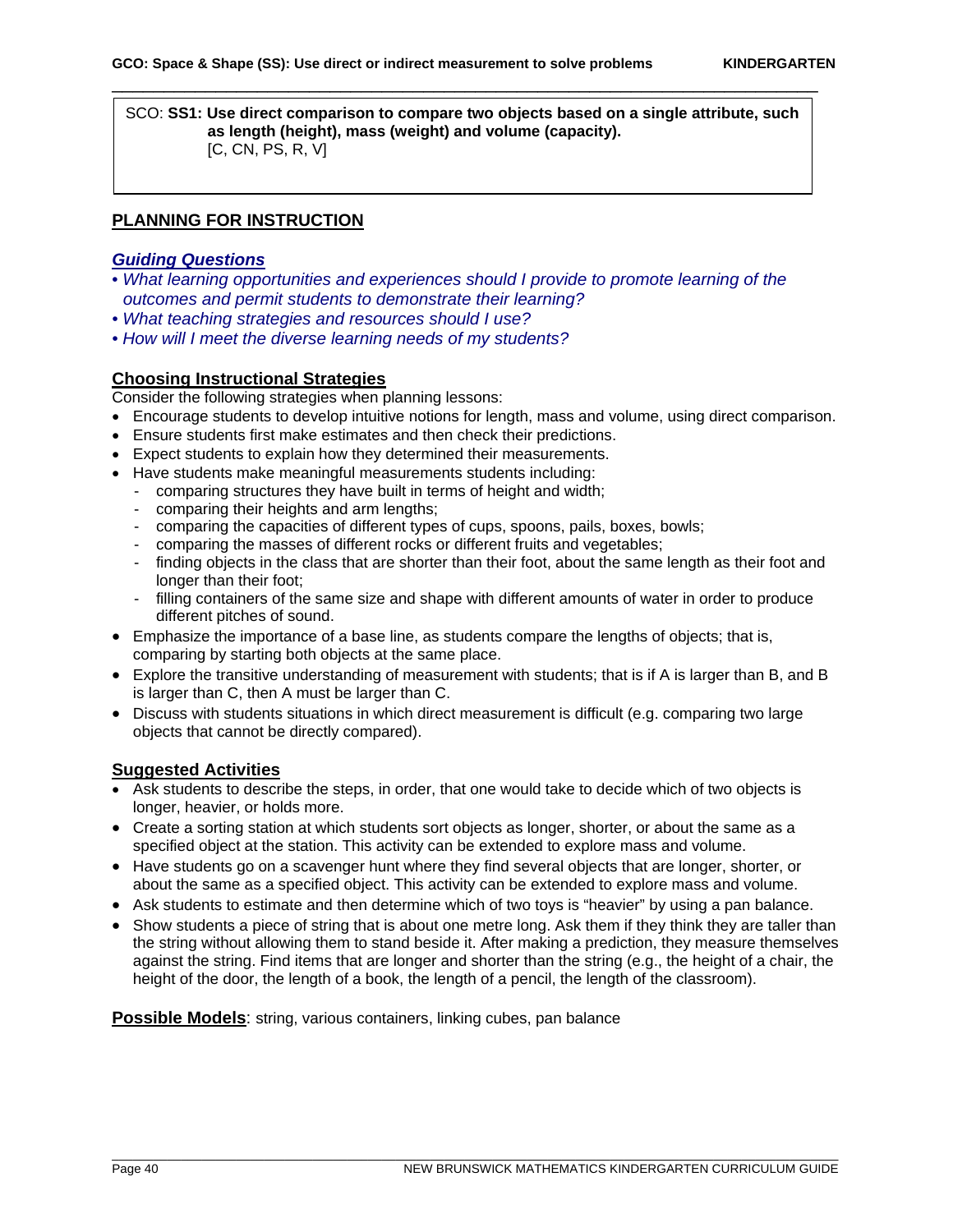SCO: **SS1: Use direct comparison to compare two objects based on a single attribute, such as length (height), mass (weight) and volume (capacity).**
[C, CN, PS, R, V]

## PLANNING FOR INSTRUCTION

### *Guiding Questions*

- *What learning opportunities and experiences should I provide to promote learning of the outcomes and permit students to demonstrate their learning?*
- *What teaching strategies and resources should I use?*
- *How will I meet the diverse learning needs of my students?*

### Choosing Instructional Strategies

Consider the following strategies when planning lessons:

- Encourage students to develop intuitive notions for length, mass and volume, using direct comparison.
- Ensure students first make estimates and then check their predictions.
- Expect students to explain how they determined their measurements.
- Have students make meaningful measurements students including:
  - comparing structures they have built in terms of height and width;
  - comparing their heights and arm lengths;
  - comparing the capacities of different types of cups, spoons, pails, boxes, bowls;
  - comparing the masses of different rocks or different fruits and vegetables;
  - finding objects in the class that are shorter than their foot, about the same length as their foot and longer than their foot;
  - filling containers of the same size and shape with different amounts of water in order to produce different pitches of sound.
- Emphasize the importance of a base line, as students compare the lengths of objects; that is, comparing by starting both objects at the same place.
- Explore the transitive understanding of measurement with students; that is if A is larger than B, and B is larger than C, then A must be larger than C.
- Discuss with students situations in which direct measurement is difficult (e.g. comparing two large objects that cannot be directly compared).

### Suggested Activities

- Ask students to describe the steps, in order, that one would take to decide which of two objects is longer, heavier, or holds more.
- Create a sorting station at which students sort objects as longer, shorter, or about the same as a specified object at the station. This activity can be extended to explore mass and volume.
- Have students go on a scavenger hunt where they find several objects that are longer, shorter, or about the same as a specified object. This activity can be extended to explore mass and volume.
- Ask students to estimate and then determine which of two toys is "heavier" by using a pan balance.
- Show students a piece of string that is about one metre long. Ask them if they think they are taller than the string without allowing them to stand beside it. After making a prediction, they measure themselves against the string. Find items that are longer and shorter than the string (e.g., the height of a chair, the height of the door, the length of a book, the length of a pencil, the length of the classroom).

**Possible Models**: string, various containers, linking cubes, pan balance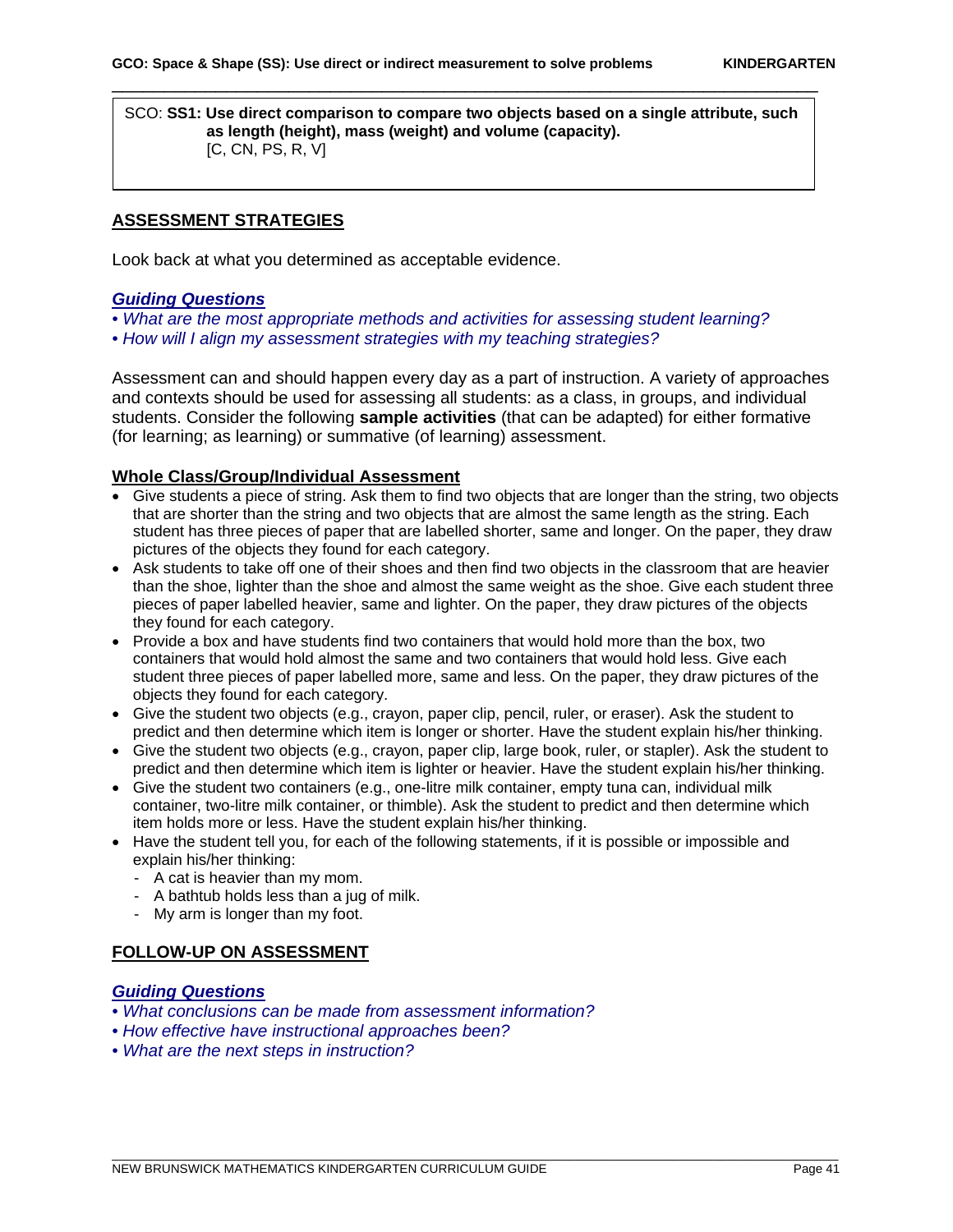SCO: **SS1: Use direct comparison to compare two objects based on a single attribute, such as length (height), mass (weight) and volume (capacity).**
[C, CN, PS, R, V]

## ASSESSMENT STRATEGIES

Look back at what you determined as acceptable evidence.

### *Guiding Questions*

- *What are the most appropriate methods and activities for assessing student learning?*
- *How will I align my assessment strategies with my teaching strategies?*

Assessment can and should happen every day as a part of instruction. A variety of approaches and contexts should be used for assessing all students: as a class, in groups, and individual students. Consider the following **sample activities** (that can be adapted) for either formative (for learning; as learning) or summative (of learning) assessment.

### Whole Class/Group/Individual Assessment

- Give students a piece of string. Ask them to find two objects that are longer than the string, two objects that are shorter than the string and two objects that are almost the same length as the string. Each student has three pieces of paper that are labelled shorter, same and longer. On the paper, they draw pictures of the objects they found for each category.
- Ask students to take off one of their shoes and then find two objects in the classroom that are heavier than the shoe, lighter than the shoe and almost the same weight as the shoe. Give each student three pieces of paper labelled heavier, same and lighter. On the paper, they draw pictures of the objects they found for each category.
- Provide a box and have students find two containers that would hold more than the box, two containers that would hold almost the same and two containers that would hold less. Give each student three pieces of paper labelled more, same and less. On the paper, they draw pictures of the objects they found for each category.
- Give the student two objects (e.g., crayon, paper clip, pencil, ruler, or eraser). Ask the student to predict and then determine which item is longer or shorter. Have the student explain his/her thinking.
- Give the student two objects (e.g., crayon, paper clip, large book, ruler, or stapler). Ask the student to predict and then determine which item is lighter or heavier. Have the student explain his/her thinking.
- Give the student two containers (e.g., one-litre milk container, empty tuna can, individual milk container, two-litre milk container, or thimble). Ask the student to predict and then determine which item holds more or less. Have the student explain his/her thinking.
- Have the student tell you, for each of the following statements, if it is possible or impossible and explain his/her thinking:
  - A cat is heavier than my mom.
  - A bathtub holds less than a jug of milk.
  - My arm is longer than my foot.

## FOLLOW-UP ON ASSESSMENT

### *Guiding Questions*

- *What conclusions can be made from assessment information?*
- *How effective have instructional approaches been?*
- *What are the next steps in instruction?*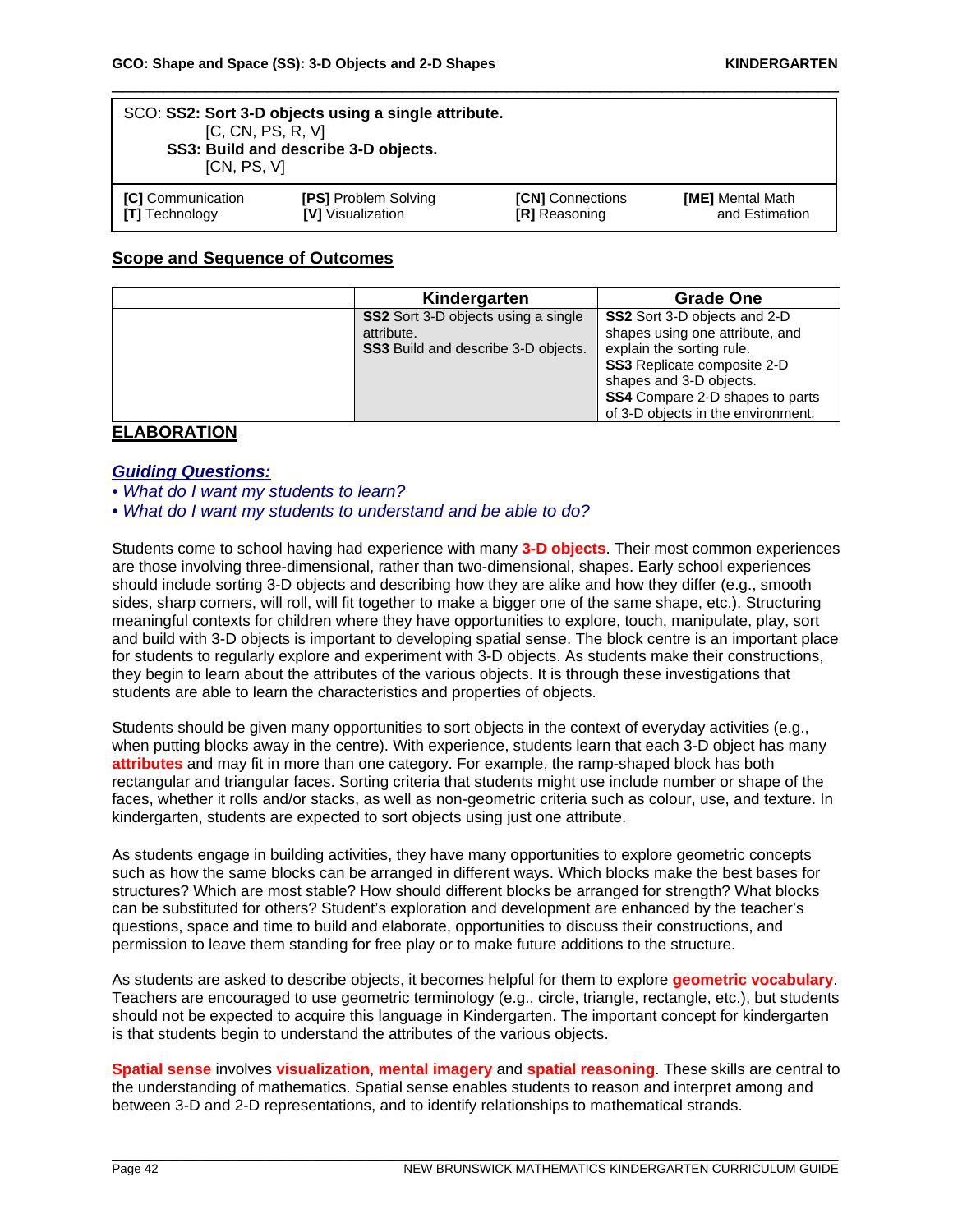SCO: **SS2: Sort 3-D objects using a single attribute.**
[C, CN, PS, R, V]
**SS3: Build and describe 3-D objects.**
[CN, PS, V]

| | | | |
|---|---|---|---|
| **[C]** Communication | **[PS]** Problem Solving | **[CN]** Connections | **[ME]** Mental Math and Estimation |
| **[T]** Technology | **[V]** Visualization | **[R]** Reasoning | |

## Scope and Sequence of Outcomes

| | Kindergarten | Grade One |
|---|---|---|
| | **SS2** Sort 3-D objects using a single attribute.<br>**SS3** Build and describe 3-D objects. | **SS2** Sort 3-D objects and 2-D shapes using one attribute, and explain the sorting rule.<br>**SS3** Replicate composite 2-D shapes and 3-D objects.<br>**SS4** Compare 2-D shapes to parts of 3-D objects in the environment. |

## ELABORATION

### *Guiding Questions:*

- *What do I want my students to learn?*
- *What do I want my students to understand and be able to do?*

Students come to school having had experience with many **3-D objects**. Their most common experiences are those involving three-dimensional, rather than two-dimensional, shapes. Early school experiences should include sorting 3-D objects and describing how they are alike and how they differ (e.g., smooth sides, sharp corners, will roll, will fit together to make a bigger one of the same shape, etc.). Structuring meaningful contexts for children where they have opportunities to explore, touch, manipulate, play, sort and build with 3-D objects is important to developing spatial sense. The block centre is an important place for students to regularly explore and experiment with 3-D objects. As students make their constructions, they begin to learn about the attributes of the various objects. It is through these investigations that students are able to learn the characteristics and properties of objects.

Students should be given many opportunities to sort objects in the context of everyday activities (e.g., when putting blocks away in the centre). With experience, students learn that each 3-D object has many **attributes** and may fit in more than one category. For example, the ramp-shaped block has both rectangular and triangular faces. Sorting criteria that students might use include number or shape of the faces, whether it rolls and/or stacks, as well as non-geometric criteria such as colour, use, and texture. In kindergarten, students are expected to sort objects using just one attribute.

As students engage in building activities, they have many opportunities to explore geometric concepts such as how the same blocks can be arranged in different ways. Which blocks make the best bases for structures? Which are most stable? How should different blocks be arranged for strength? What blocks can be substituted for others? Student's exploration and development are enhanced by the teacher's questions, space and time to build and elaborate, opportunities to discuss their constructions, and permission to leave them standing for free play or to make future additions to the structure.

As students are asked to describe objects, it becomes helpful for them to explore **geometric vocabulary**. Teachers are encouraged to use geometric terminology (e.g., circle, triangle, rectangle, etc.), but students should not be expected to acquire this language in Kindergarten. The important concept for kindergarten is that students begin to understand the attributes of the various objects.

**Spatial sense** involves **visualization**, **mental imagery** and **spatial reasoning**. These skills are central to the understanding of mathematics. Spatial sense enables students to reason and interpret among and between 3-D and 2-D representations, and to identify relationships to mathematical strands.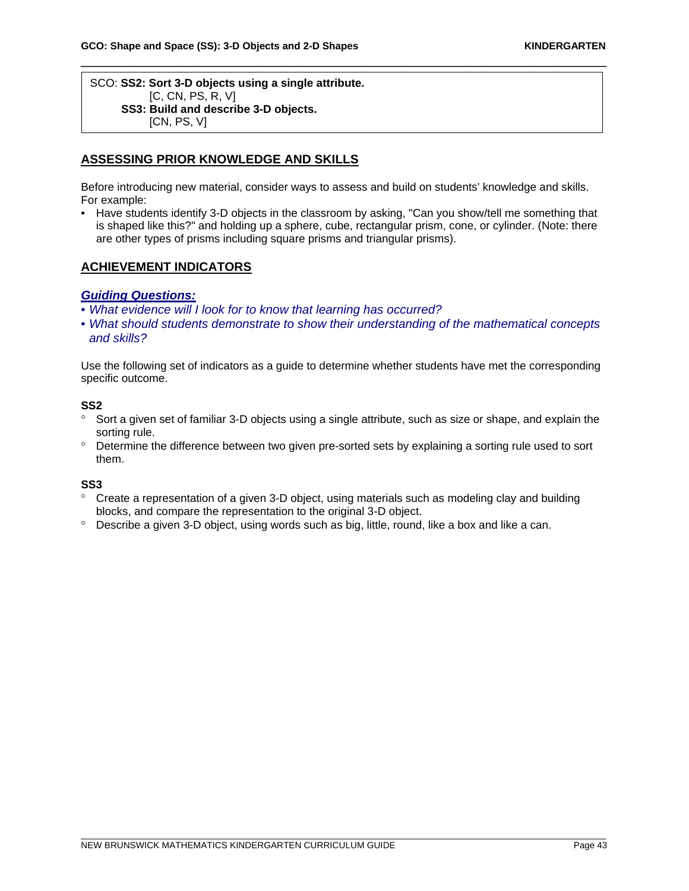SCO: **SS2: Sort 3-D objects using a single attribute.**
[C, CN, PS, R, V]
**SS3: Build and describe 3-D objects.**
[CN, PS, V]

## ASSESSING PRIOR KNOWLEDGE AND SKILLS

Before introducing new material, consider ways to assess and build on students' knowledge and skills. For example:

- Have students identify 3-D objects in the classroom by asking, "Can you show/tell me something that is shaped like this?" and holding up a sphere, cube, rectangular prism, cone, or cylinder. (Note: there are other types of prisms including square prisms and triangular prisms).

## ACHIEVEMENT INDICATORS

***Guiding Questions:***

- *What evidence will I look for to know that learning has occurred?*
- *What should students demonstrate to show their understanding of the mathematical concepts and skills?*

Use the following set of indicators as a guide to determine whether students have met the corresponding specific outcome.

**SS2**

- Sort a given set of familiar 3-D objects using a single attribute, such as size or shape, and explain the sorting rule.
- Determine the difference between two given pre-sorted sets by explaining a sorting rule used to sort them.

**SS3**

- Create a representation of a given 3-D object, using materials such as modeling clay and building blocks, and compare the representation to the original 3-D object.
- Describe a given 3-D object, using words such as big, little, round, like a box and like a can.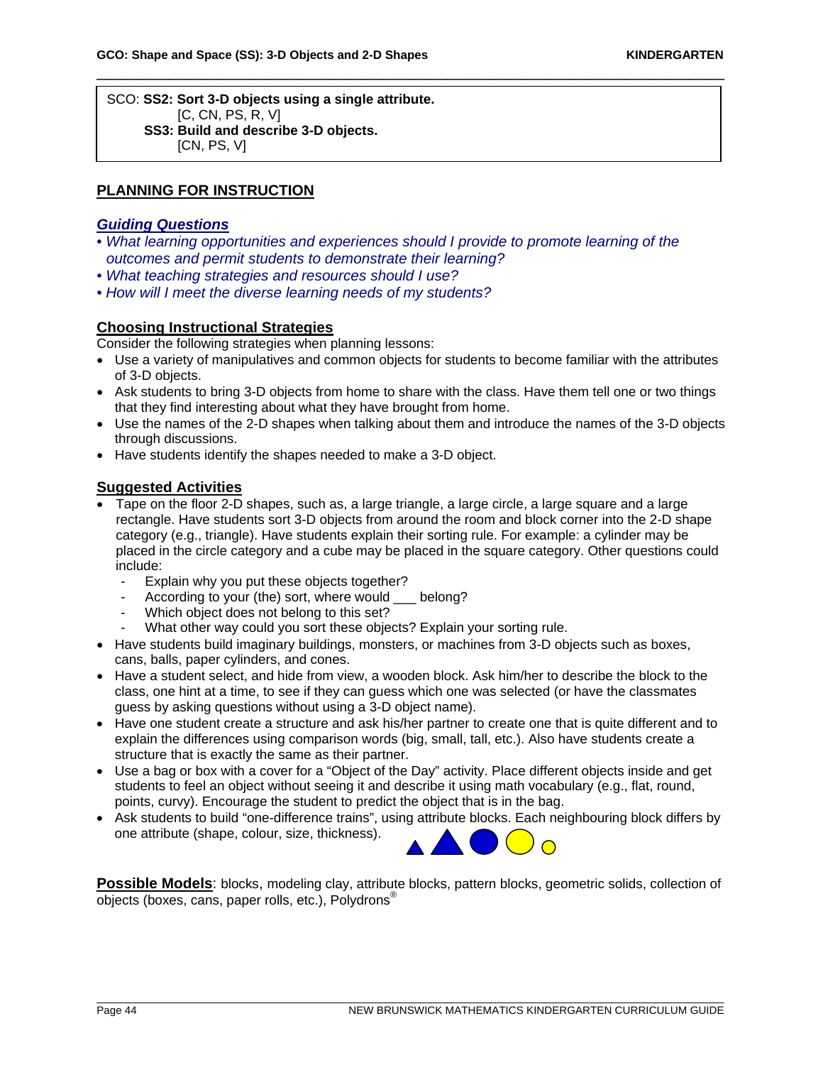SCO: **SS2: Sort 3-D objects using a single attribute.**
[C, CN, PS, R, V]
**SS3: Build and describe 3-D objects.**
[CN, PS, V]

## PLANNING FOR INSTRUCTION

### *Guiding Questions*

- *What learning opportunities and experiences should I provide to promote learning of the outcomes and permit students to demonstrate their learning?*
- *What teaching strategies and resources should I use?*
- *How will I meet the diverse learning needs of my students?*

### Choosing Instructional Strategies

Consider the following strategies when planning lessons:

- Use a variety of manipulatives and common objects for students to become familiar with the attributes of 3-D objects.
- Ask students to bring 3-D objects from home to share with the class. Have them tell one or two things that they find interesting about what they have brought from home.
- Use the names of the 2-D shapes when talking about them and introduce the names of the 3-D objects through discussions.
- Have students identify the shapes needed to make a 3-D object.

### Suggested Activities

- Tape on the floor 2-D shapes, such as, a large triangle, a large circle, a large square and a large rectangle. Have students sort 3-D objects from around the room and block corner into the 2-D shape category (e.g., triangle). Have students explain their sorting rule. For example: a cylinder may be placed in the circle category and a cube may be placed in the square category. Other questions could include:
  - Explain why you put these objects together?
  - According to your (the) sort, where would ___ belong?
  - Which object does not belong to this set?
  - What other way could you sort these objects? Explain your sorting rule.
- Have students build imaginary buildings, monsters, or machines from 3-D objects such as boxes, cans, balls, paper cylinders, and cones.
- Have a student select, and hide from view, a wooden block. Ask him/her to describe the block to the class, one hint at a time, to see if they can guess which one was selected (or have the classmates guess by asking questions without using a 3-D object name).
- Have one student create a structure and ask his/her partner to create one that is quite different and to explain the differences using comparison words (big, small, tall, etc.). Also have students create a structure that is exactly the same as their partner.
- Use a bag or box with a cover for a "Object of the Day" activity. Place different objects inside and get students to feel an object without seeing it and describe it using math vocabulary (e.g., flat, round, points, curvy). Encourage the student to predict the object that is in the bag.
- Ask students to build "one-difference trains", using attribute blocks. Each neighbouring block differs by one attribute (shape, colour, size, thickness).

**Possible Models**: blocks, modeling clay, attribute blocks, pattern blocks, geometric solids, collection of objects (boxes, cans, paper rolls, etc.), Polydrons®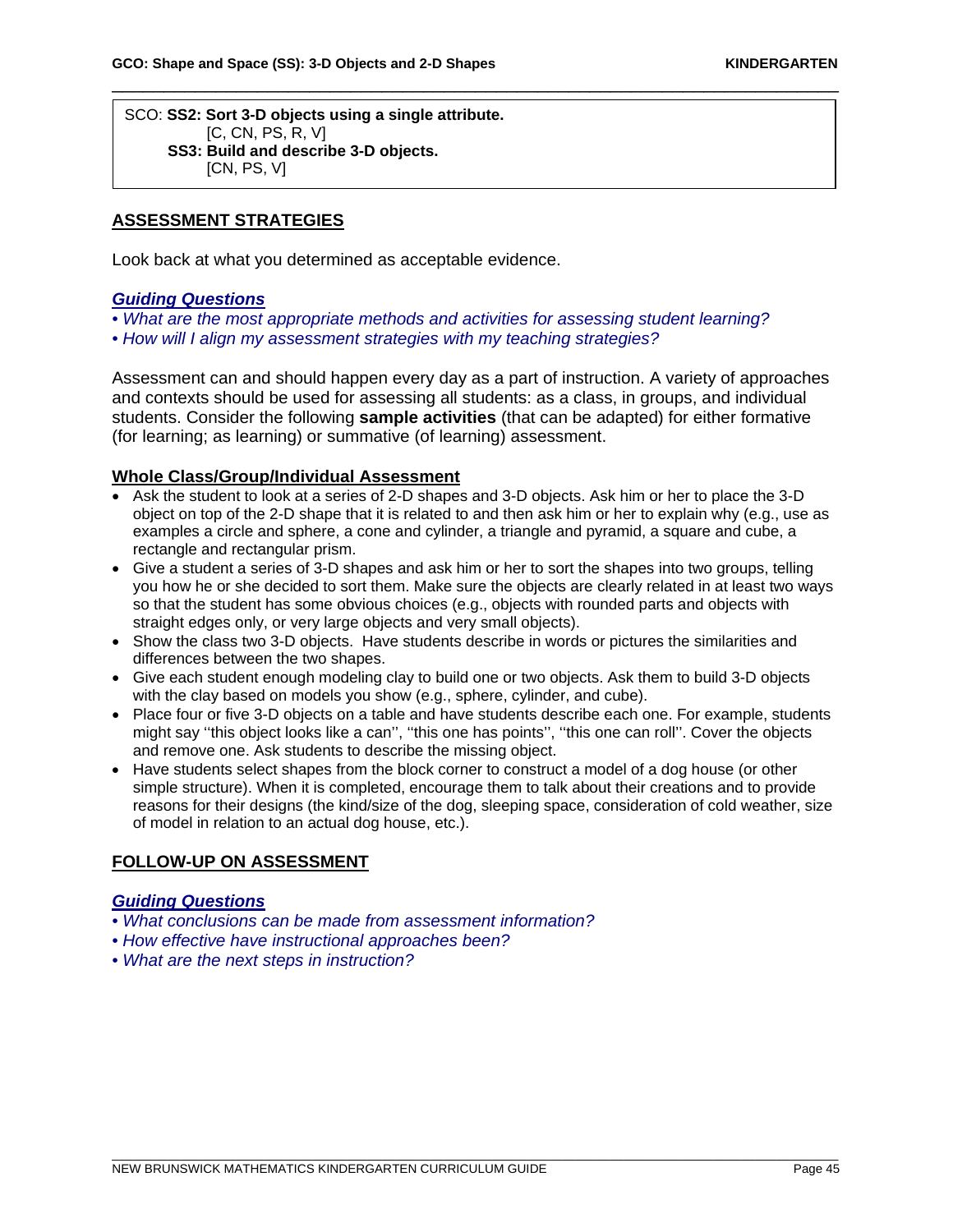SCO: **SS2: Sort 3-D objects using a single attribute.**
[C, CN, PS, R, V]
**SS3: Build and describe 3-D objects.**
[CN, PS, V]

## ASSESSMENT STRATEGIES

Look back at what you determined as acceptable evidence.

### *Guiding Questions*

- *What are the most appropriate methods and activities for assessing student learning?*
- *How will I align my assessment strategies with my teaching strategies?*

Assessment can and should happen every day as a part of instruction. A variety of approaches and contexts should be used for assessing all students: as a class, in groups, and individual students. Consider the following **sample activities** (that can be adapted) for either formative (for learning; as learning) or summative (of learning) assessment.

### Whole Class/Group/Individual Assessment

- Ask the student to look at a series of 2-D shapes and 3-D objects. Ask him or her to place the 3-D object on top of the 2-D shape that it is related to and then ask him or her to explain why (e.g., use as examples a circle and sphere, a cone and cylinder, a triangle and pyramid, a square and cube, a rectangle and rectangular prism.
- Give a student a series of 3-D shapes and ask him or her to sort the shapes into two groups, telling you how he or she decided to sort them. Make sure the objects are clearly related in at least two ways so that the student has some obvious choices (e.g., objects with rounded parts and objects with straight edges only, or very large objects and very small objects).
- Show the class two 3-D objects. Have students describe in words or pictures the similarities and differences between the two shapes.
- Give each student enough modeling clay to build one or two objects. Ask them to build 3-D objects with the clay based on models you show (e.g., sphere, cylinder, and cube).
- Place four or five 3-D objects on a table and have students describe each one. For example, students might say ''this object looks like a can'', ''this one has points'', ''this one can roll''. Cover the objects and remove one. Ask students to describe the missing object.
- Have students select shapes from the block corner to construct a model of a dog house (or other simple structure). When it is completed, encourage them to talk about their creations and to provide reasons for their designs (the kind/size of the dog, sleeping space, consideration of cold weather, size of model in relation to an actual dog house, etc.).

## FOLLOW-UP ON ASSESSMENT

### *Guiding Questions*

- *What conclusions can be made from assessment information?*
- *How effective have instructional approaches been?*
- *What are the next steps in instruction?*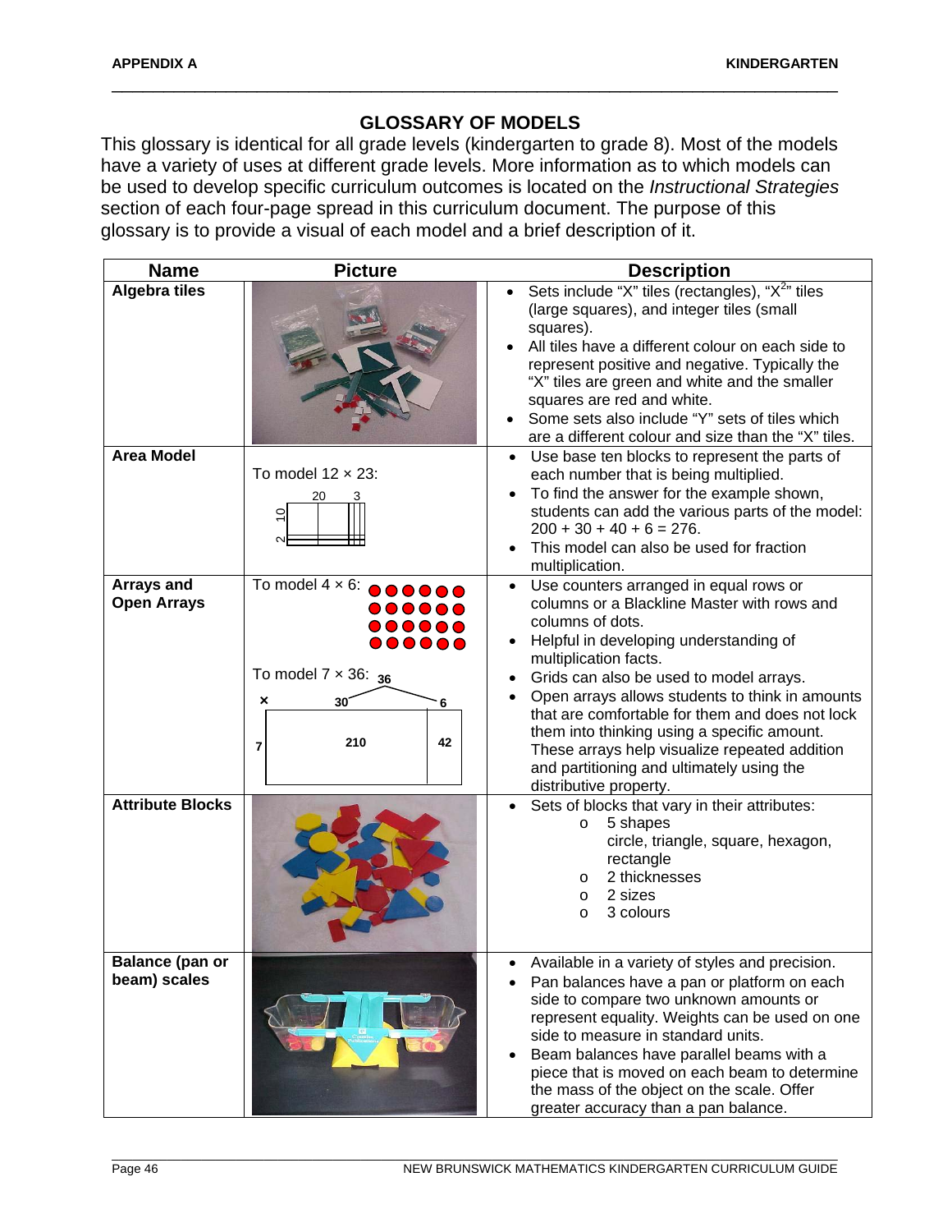## GLOSSARY OF MODELS

This glossary is identical for all grade levels (kindergarten to grade 8). Most of the models have a variety of uses at different grade levels. More information as to which models can be used to develop specific curriculum outcomes is located on the *Instructional Strategies* section of each four-page spread in this curriculum document. The purpose of this glossary is to provide a visual of each model and a brief description of it.

| Name | Picture | Description |
|---|---|---|
| **Algebra tiles** | | • Sets include "X" tiles (rectangles), "$X^2$" tiles (large squares), and integer tiles (small squares).<br>• All tiles have a different colour on each side to represent positive and negative. Typically the "X" tiles are green and white and the smaller squares are red and white.<br>• Some sets also include "Y" sets of tiles which are a different colour and size than the "X" tiles. |
| **Area Model** | To model 12 × 23:<br>20 3<br>10<br>2 | • Use base ten blocks to represent the parts of each number that is being multiplied.<br>• To find the answer for the example shown, students can add the various parts of the model: 200 + 30 + 40 + 6 = 276.<br>• This model can also be used for fraction multiplication. |
| **Arrays and Open Arrays** | To model 4 × 6:<br><br>To model 7 × 36: 36<br>× 30 6<br>7 210 42 | • Use counters arranged in equal rows or columns or a Blackline Master with rows and columns of dots.<br>• Helpful in developing understanding of multiplication facts.<br>• Grids can also be used to model arrays.<br>• Open arrays allows students to think in amounts that are comfortable for them and does not lock them into thinking using a specific amount. These arrays help visualize repeated addition and partitioning and ultimately using the distributive property. |
| **Attribute Blocks** | | • Sets of blocks that vary in their attributes:<br>  o 5 shapes<br>    circle, triangle, square, hexagon, rectangle<br>  o 2 thicknesses<br>  o 2 sizes<br>  o 3 colours |
| **Balance (pan or beam) scales** | | • Available in a variety of styles and precision.<br>• Pan balances have a pan or platform on each side to compare two unknown amounts or represent equality. Weights can be used on one side to measure in standard units.<br>• Beam balances have parallel beams with a piece that is moved on each beam to determine the mass of the object on the scale. Offer greater accuracy than a pan balance. |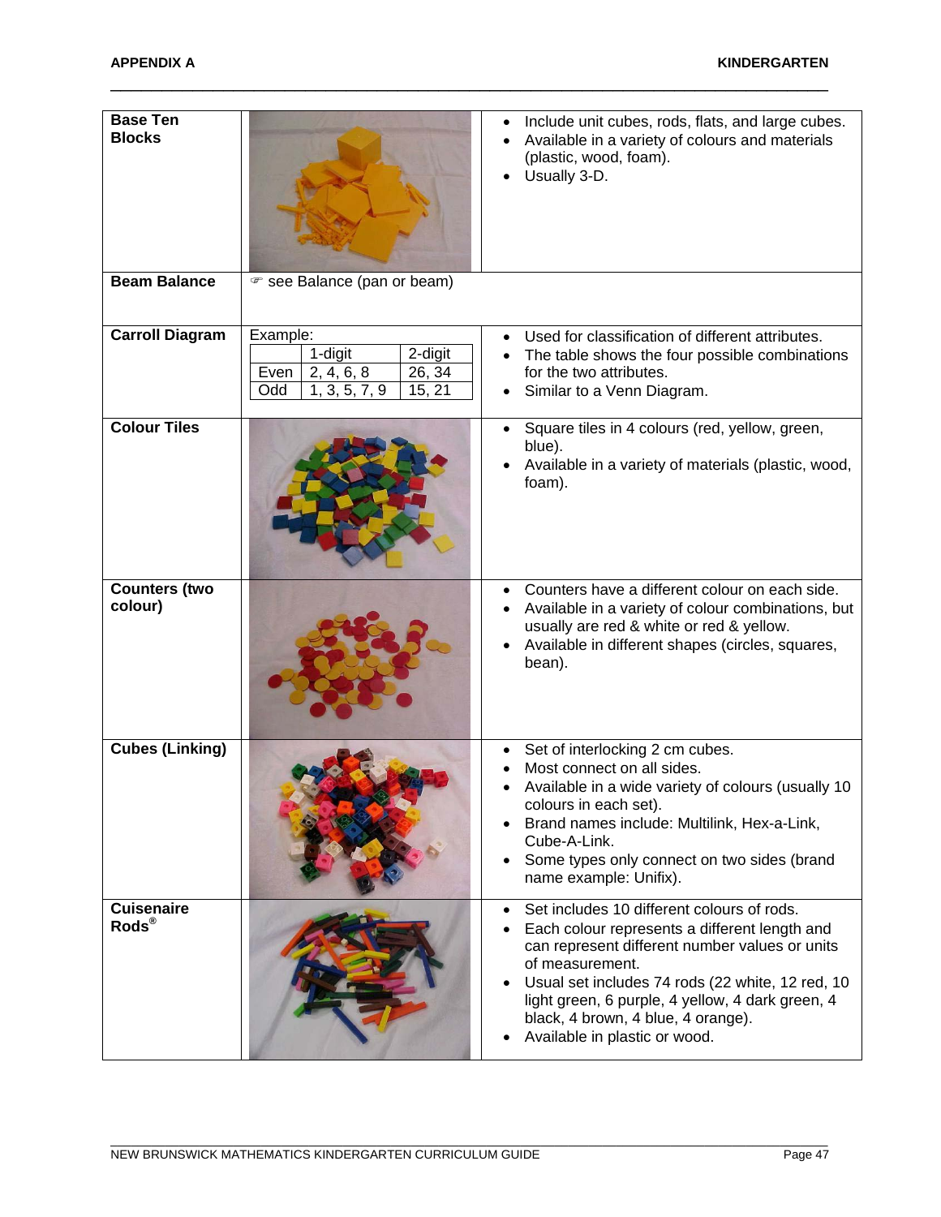| | | |
|---|---|---|
| **Base Ten Blocks** | | • Include unit cubes, rods, flats, and large cubes.<br>• Available in a variety of colours and materials (plastic, wood, foam).<br>• Usually 3-D. |
| **Beam Balance** | ☞ see Balance (pan or beam) | |
| **Carroll Diagram** | Example:<br><br>\| \| 1-digit \| 2-digit \|<br>\| Even \| 2, 4, 6, 8 \| 26, 34 \|<br>\| Odd \| 1, 3, 5, 7, 9 \| 15, 21 \| | • Used for classification of different attributes.<br>• The table shows the four possible combinations for the two attributes.<br>• Similar to a Venn Diagram. |
| **Colour Tiles** | | • Square tiles in 4 colours (red, yellow, green, blue).<br>• Available in a variety of materials (plastic, wood, foam). |
| **Counters (two colour)** | | • Counters have a different colour on each side.<br>• Available in a variety of colour combinations, but usually are red & white or red & yellow.<br>• Available in different shapes (circles, squares, bean). |
| **Cubes (Linking)** | | • Set of interlocking 2 cm cubes.<br>• Most connect on all sides.<br>• Available in a wide variety of colours (usually 10 colours in each set).<br>• Brand names include: Multilink, Hex-a-Link, Cube-A-Link.<br>• Some types only connect on two sides (brand name example: Unifix). |
| **Cuisenaire Rods®** | | • Set includes 10 different colours of rods.<br>• Each colour represents a different length and can represent different number values or units of measurement.<br>• Usual set includes 74 rods (22 white, 12 red, 10 light green, 6 purple, 4 yellow, 4 dark green, 4 black, 4 brown, 4 blue, 4 orange).<br>• Available in plastic or wood. |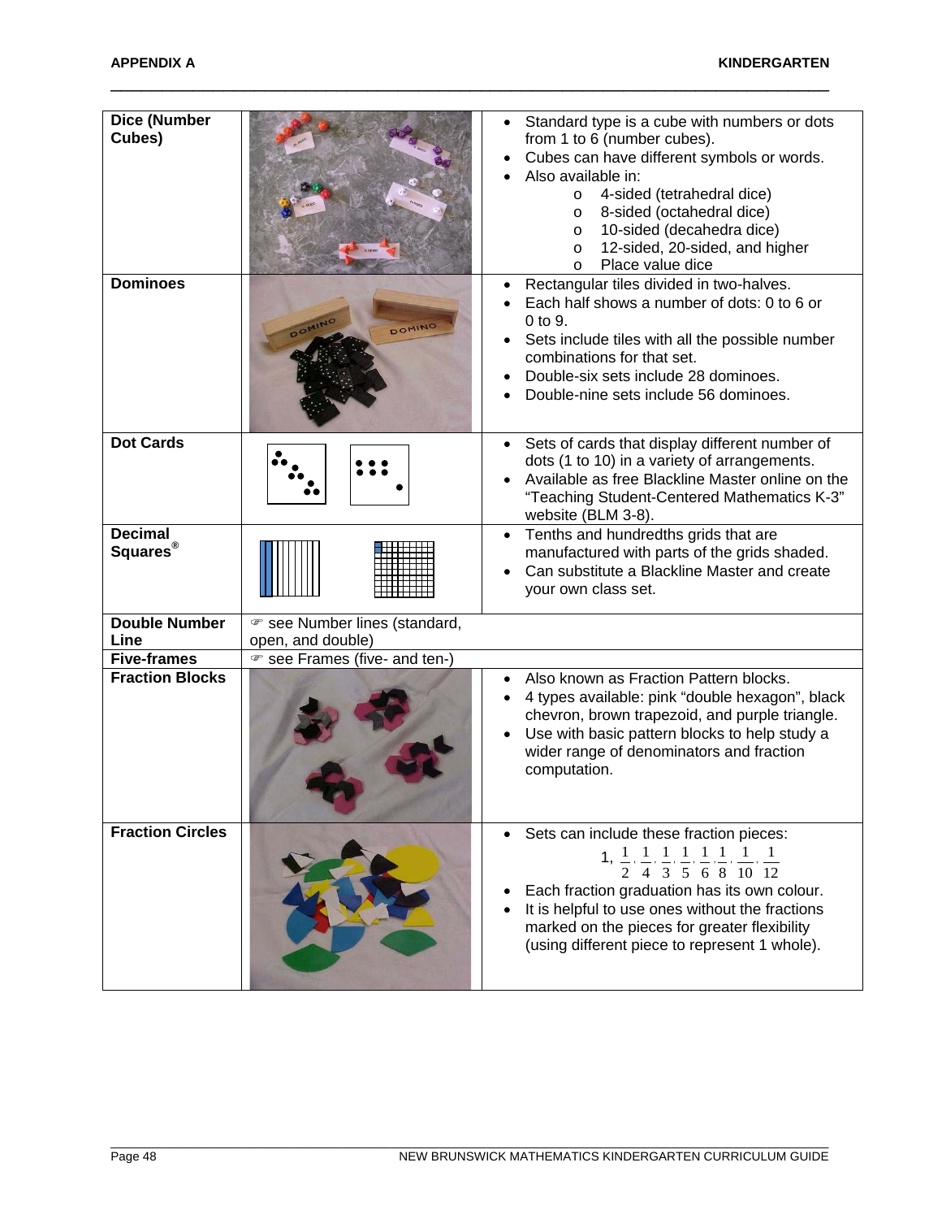| | | |
|---|---|---|
| **Dice (Number Cubes)** | | • Standard type is a cube with numbers or dots from 1 to 6 (number cubes).<br>• Cubes can have different symbols or words.<br>• Also available in:<br>  o 4-sided (tetrahedral dice)<br>  o 8-sided (octahedral dice)<br>  o 10-sided (decahedra dice)<br>  o 12-sided, 20-sided, and higher<br>  o Place value dice |
| **Dominoes** | | • Rectangular tiles divided in two-halves.<br>• Each half shows a number of dots: 0 to 6 or 0 to 9.<br>• Sets include tiles with all the possible number combinations for that set.<br>• Double-six sets include 28 dominoes.<br>• Double-nine sets include 56 dominoes. |
| **Dot Cards** | | • Sets of cards that display different number of dots (1 to 10) in a variety of arrangements.<br>• Available as free Blackline Master online on the “Teaching Student-Centered Mathematics K-3” website (BLM 3-8). |
| **Decimal Squares®** | | • Tenths and hundredths grids that are manufactured with parts of the grids shaded.<br>• Can substitute a Blackline Master and create your own class set. |
| **Double Number Line** | ☞ see Number lines (standard, open, and double) | |
| **Five-frames** | ☞ see Frames (five- and ten-) | |
| **Fraction Blocks** | | • Also known as Fraction Pattern blocks.<br>• 4 types available: pink “double hexagon”, black chevron, brown trapezoid, and purple triangle.<br>• Use with basic pattern blocks to help study a wider range of denominators and fraction computation. |
| **Fraction Circles** | | • Sets can include these fraction pieces: $1, \frac{1}{2}, \frac{1}{4}, \frac{1}{3}, \frac{1}{5}, \frac{1}{6}, \frac{1}{8}, \frac{1}{10}, \frac{1}{12}$<br>• Each fraction graduation has its own colour.<br>• It is helpful to use ones without the fractions marked on the pieces for greater flexibility (using different piece to represent 1 whole). |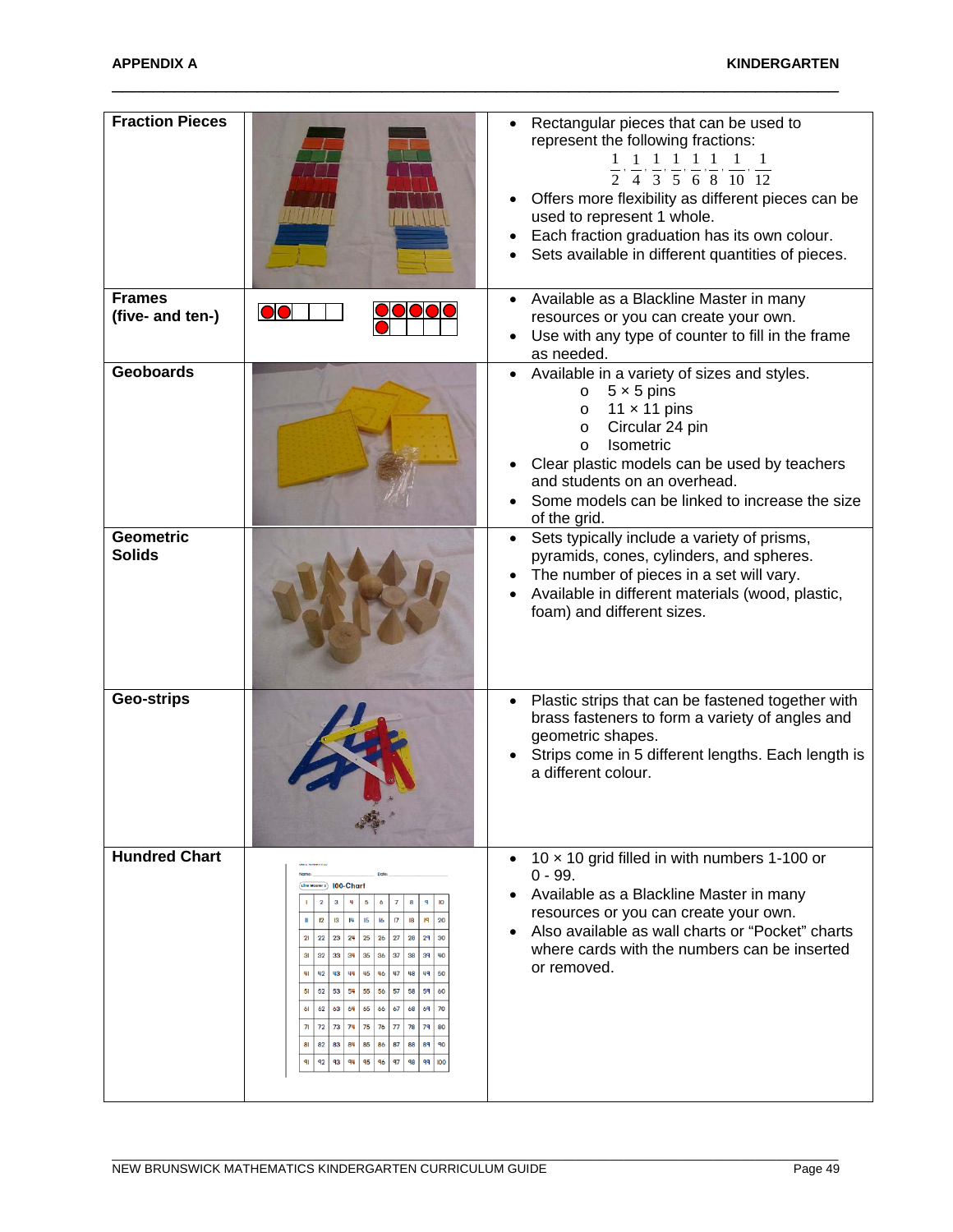| | | |
|---|---|---|
| **Fraction Pieces** | | • Rectangular pieces that can be used to represent the following fractions: $\frac{1}{2}, \frac{1}{4}, \frac{1}{3}, \frac{1}{5}, \frac{1}{6}, \frac{1}{8}, \frac{1}{10}, \frac{1}{12}$<br>• Offers more flexibility as different pieces can be used to represent 1 whole.<br>• Each fraction graduation has its own colour.<br>• Sets available in different quantities of pieces. |
| **Frames (five- and ten-)** | | • Available as a Blackline Master in many resources or you can create your own.<br>• Use with any type of counter to fill in the frame as needed. |
| **Geoboards** | | • Available in a variety of sizes and styles.<br>  o 5 × 5 pins<br>  o 11 × 11 pins<br>  o Circular 24 pin<br>  o Isometric<br>• Clear plastic models can be used by teachers and students on an overhead.<br>• Some models can be linked to increase the size of the grid. |
| **Geometric Solids** | | • Sets typically include a variety of prisms, pyramids, cones, cylinders, and spheres.<br>• The number of pieces in a set will vary.<br>• Available in different materials (wood, plastic, foam) and different sizes. |
| **Geo-strips** | | • Plastic strips that can be fastened together with brass fasteners to form a variety of angles and geometric shapes.<br>• Strips come in 5 different lengths. Each length is a different colour. |
| **Hundred Chart** | | • 10 × 10 grid filled in with numbers 1-100 or 0 - 99.<br>• Available as a Blackline Master in many resources or you can create your own.<br>• Also available as wall charts or "Pocket" charts where cards with the numbers can be inserted or removed. |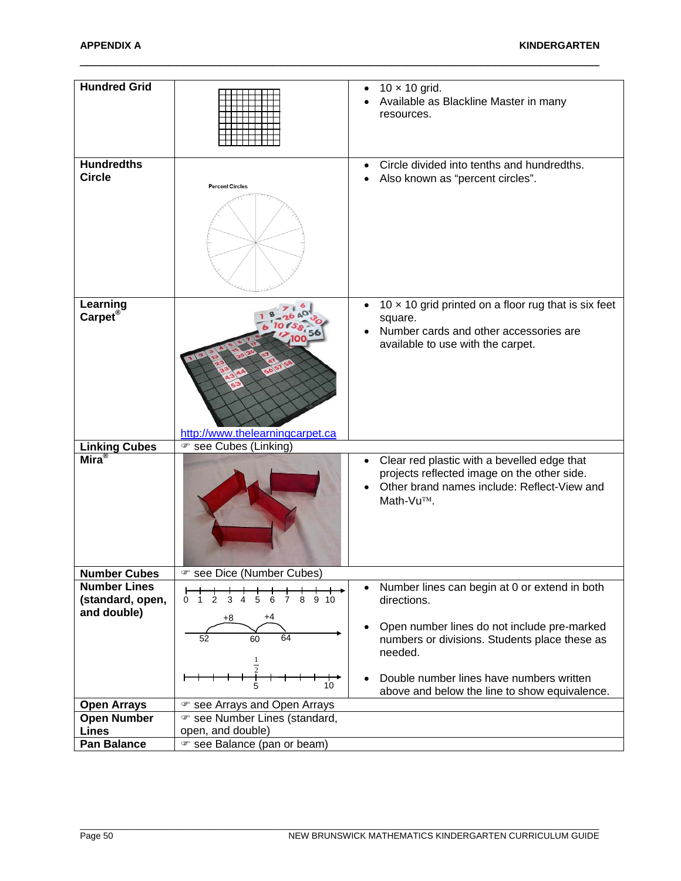| Hundred Grid | | • 10 × 10 grid.<br>• Available as Blackline Master in many resources. |
|---|---|---|
| **Hundredths Circle** | Percent Circles | • Circle divided into tenths and hundredths.<br>• Also known as "percent circles". |
| **Learning Carpet®** | http://www.thelearningcarpet.ca | • 10 × 10 grid printed on a floor rug that is six feet square.<br>• Number cards and other accessories are available to use with the carpet. |
| **Linking Cubes** | ☞ see Cubes (Linking) | |
| **Mira®** | | • Clear red plastic with a bevelled edge that projects reflected image on the other side.<br>• Other brand names include: Reflect-View and Math-Vu™. |
| **Number Cubes** | ☞ see Dice (Number Cubes) | |
| **Number Lines (standard, open, and double)** | 0 1 2 3 4 5 6 7 8 9 10<br>+8 +4<br>52 60 64<br>$\frac{1}{2}$<br>5 10 | • Number lines can begin at 0 or extend in both directions.<br>• Open number lines do not include pre-marked numbers or divisions. Students place these as needed.<br>• Double number lines have numbers written above and below the line to show equivalence. |
| **Open Arrays** | ☞ see Arrays and Open Arrays | |
| **Open Number Lines** | ☞ see Number Lines (standard, open, and double) | |
| **Pan Balance** | ☞ see Balance (pan or beam) | |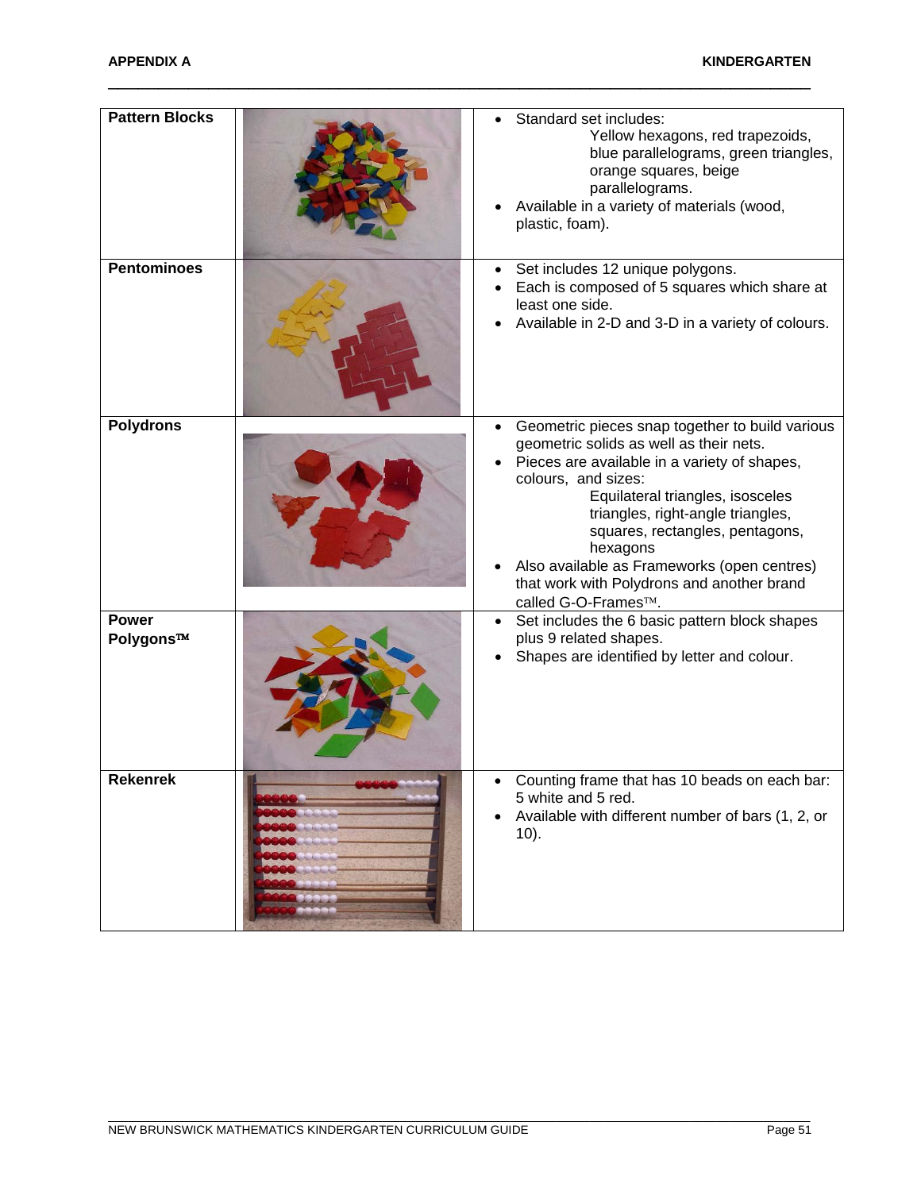| | | |
|---|---|---|
| **Pattern Blocks** | | • Standard set includes: Yellow hexagons, red trapezoids, blue parallelograms, green triangles, orange squares, beige parallelograms.<br>• Available in a variety of materials (wood, plastic, foam). |
| **Pentominoes** | | • Set includes 12 unique polygons.<br>• Each is composed of 5 squares which share at least one side.<br>• Available in 2-D and 3-D in a variety of colours. |
| **Polydrons** | | • Geometric pieces snap together to build various geometric solids as well as their nets.<br>• Pieces are available in a variety of shapes, colours, and sizes: Equilateral triangles, isosceles triangles, right-angle triangles, squares, rectangles, pentagons, hexagons<br>• Also available as Frameworks (open centres) that work with Polydrons and another brand called G-O-Frames™. |
| **Power Polygons™** | | • Set includes the 6 basic pattern block shapes plus 9 related shapes.<br>• Shapes are identified by letter and colour. |
| **Rekenrek** | | • Counting frame that has 10 beads on each bar: 5 white and 5 red.<br>• Available with different number of bars (1, 2, or 10). |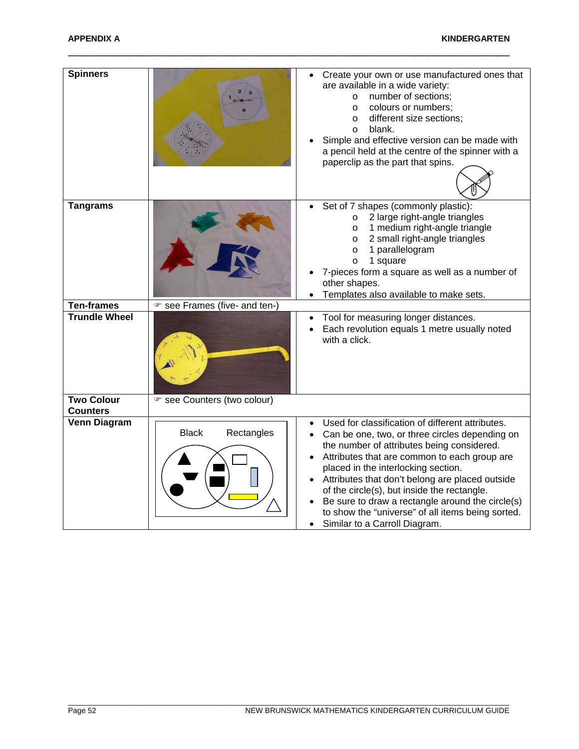| | | |
|---|---|---|
| **Spinners** | | • Create your own or use manufactured ones that are available in a wide variety:<br>  o number of sections;<br>  o colours or numbers;<br>  o different size sections;<br>  o blank.<br>• Simple and effective version can be made with a pencil held at the centre of the spinner with a paperclip as the part that spins. |
| **Tangrams** | | • Set of 7 shapes (commonly plastic):<br>  o 2 large right-angle triangles<br>  o 1 medium right-angle triangle<br>  o 2 small right-angle triangles<br>  o 1 parallelogram<br>  o 1 square<br>• 7-pieces form a square as well as a number of other shapes.<br>• Templates also available to make sets. |
| **Ten-frames** | ☞ see Frames (five- and ten-) | |
| **Trundle Wheel** | | • Tool for measuring longer distances.<br>• Each revolution equals 1 metre usually noted with a click. |
| **Two Colour Counters** | ☞ see Counters (two colour) | |
| **Venn Diagram** | Black Rectangles | • Used for classification of different attributes.<br>• Can be one, two, or three circles depending on the number of attributes being considered.<br>• Attributes that are common to each group are placed in the interlocking section.<br>• Attributes that don't belong are placed outside of the circle(s), but inside the rectangle.<br>• Be sure to draw a rectangle around the circle(s) to show the "universe" of all items being sorted.<br>• Similar to a Carroll Diagram. |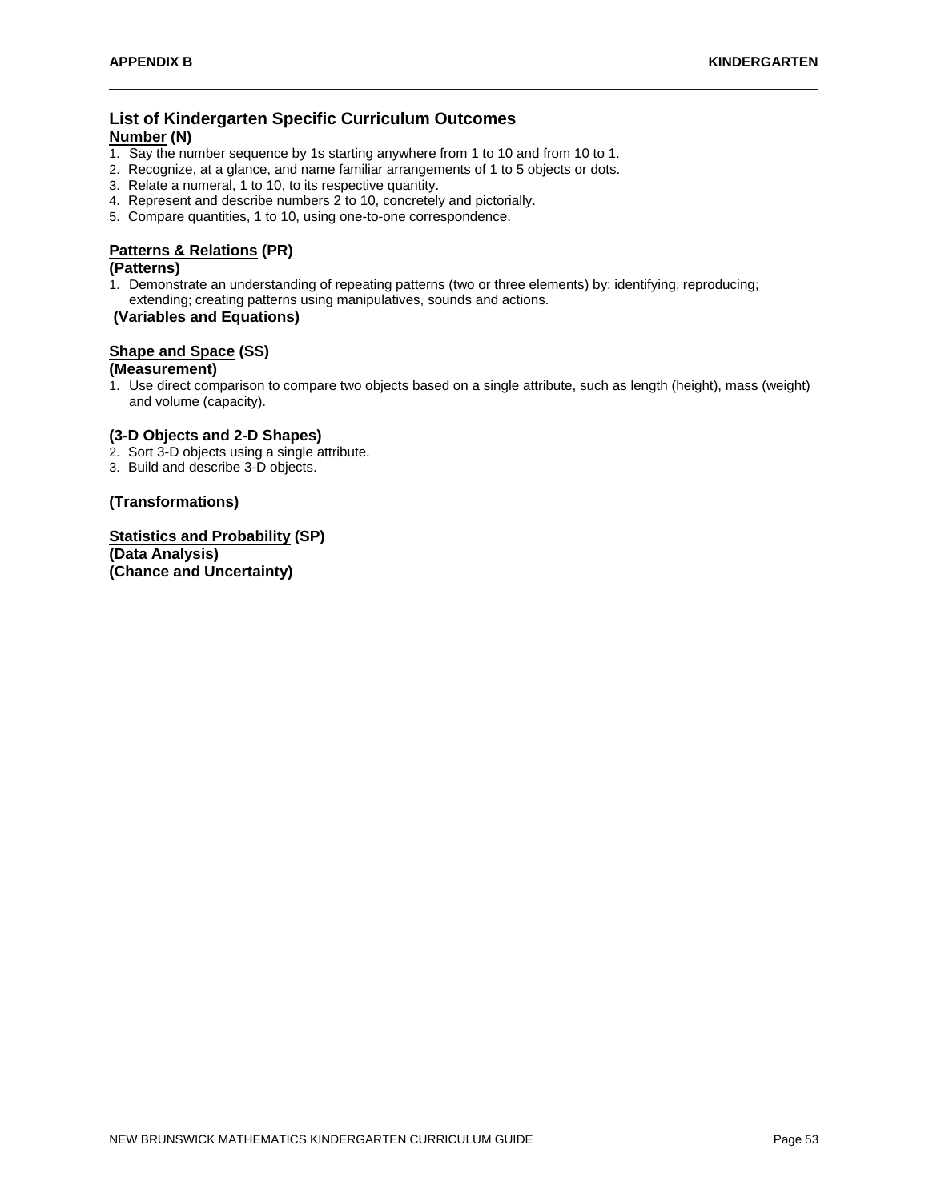## List of Kindergarten Specific Curriculum Outcomes

### Number (N)

1. Say the number sequence by 1s starting anywhere from 1 to 10 and from 10 to 1.
2. Recognize, at a glance, and name familiar arrangements of 1 to 5 objects or dots.
3. Relate a numeral, 1 to 10, to its respective quantity.
4. Represent and describe numbers 2 to 10, concretely and pictorially.
5. Compare quantities, 1 to 10, using one-to-one correspondence.

### Patterns & Relations (PR)

**(Patterns)**

1. Demonstrate an understanding of repeating patterns (two or three elements) by: identifying; reproducing; extending; creating patterns using manipulatives, sounds and actions.

**(Variables and Equations)**

### Shape and Space (SS)

**(Measurement)**

1. Use direct comparison to compare two objects based on a single attribute, such as length (height), mass (weight) and volume (capacity).

**(3-D Objects and 2-D Shapes)**

2. Sort 3-D objects using a single attribute.
3. Build and describe 3-D objects.

**(Transformations)**

### Statistics and Probability (SP)

**(Data Analysis)**

**(Chance and Uncertainty)**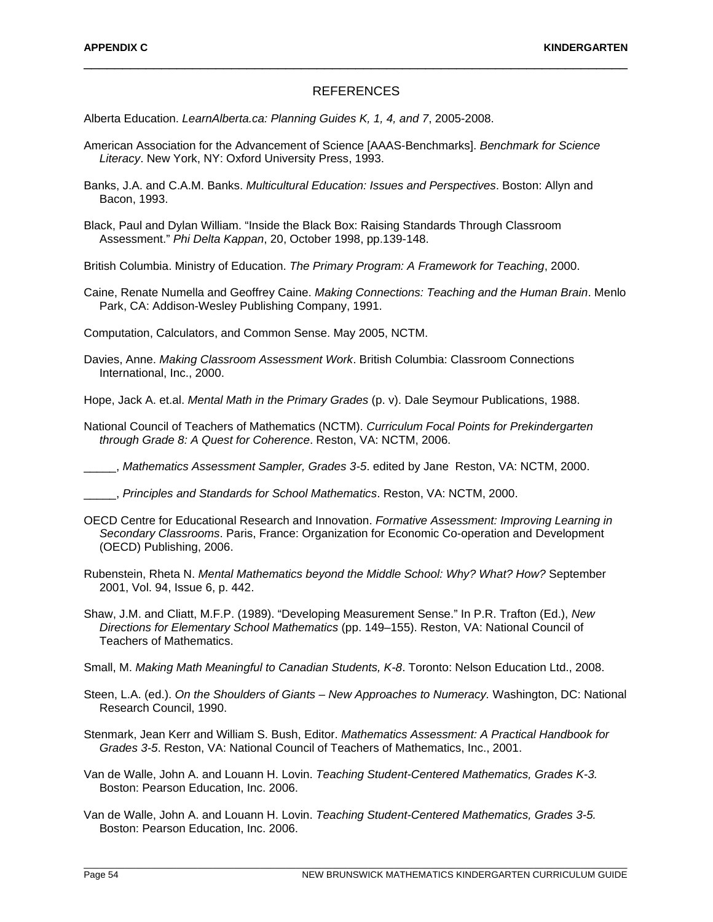# REFERENCES

Alberta Education. *LearnAlberta.ca: Planning Guides K, 1, 4, and 7*, 2005-2008.

American Association for the Advancement of Science [AAAS-Benchmarks]. *Benchmark for Science Literacy*. New York, NY: Oxford University Press, 1993.

Banks, J.A. and C.A.M. Banks. *Multicultural Education: Issues and Perspectives*. Boston: Allyn and Bacon, 1993.

Black, Paul and Dylan William. "Inside the Black Box: Raising Standards Through Classroom Assessment." *Phi Delta Kappan*, 20, October 1998, pp.139-148.

British Columbia. Ministry of Education. *The Primary Program: A Framework for Teaching*, 2000.

Caine, Renate Numella and Geoffrey Caine. *Making Connections: Teaching and the Human Brain*. Menlo Park, CA: Addison-Wesley Publishing Company, 1991.

Computation, Calculators, and Common Sense. May 2005, NCTM.

Davies, Anne. *Making Classroom Assessment Work*. British Columbia: Classroom Connections International, Inc., 2000.

Hope, Jack A. et.al. *Mental Math in the Primary Grades* (p. v). Dale Seymour Publications, 1988.

National Council of Teachers of Mathematics (NCTM). *Curriculum Focal Points for Prekindergarten through Grade 8: A Quest for Coherence*. Reston, VA: NCTM, 2006.

_____, *Mathematics Assessment Sampler, Grades 3-5*. edited by Jane  Reston, VA: NCTM, 2000.

_____, *Principles and Standards for School Mathematics*. Reston, VA: NCTM, 2000.

OECD Centre for Educational Research and Innovation. *Formative Assessment: Improving Learning in Secondary Classrooms*. Paris, France: Organization for Economic Co-operation and Development (OECD) Publishing, 2006.

Rubenstein, Rheta N. *Mental Mathematics beyond the Middle School: Why? What? How?* September 2001, Vol. 94, Issue 6, p. 442.

Shaw, J.M. and Cliatt, M.F.P. (1989). "Developing Measurement Sense." In P.R. Trafton (Ed.), *New Directions for Elementary School Mathematics* (pp. 149–155). Reston, VA: National Council of Teachers of Mathematics.

Small, M. *Making Math Meaningful to Canadian Students, K-8*. Toronto: Nelson Education Ltd., 2008.

Steen, L.A. (ed.). *On the Shoulders of Giants – New Approaches to Numeracy.* Washington, DC: National Research Council, 1990.

Stenmark, Jean Kerr and William S. Bush, Editor. *Mathematics Assessment: A Practical Handbook for Grades 3-5*. Reston, VA: National Council of Teachers of Mathematics, Inc., 2001.

Van de Walle, John A. and Louann H. Lovin. *Teaching Student-Centered Mathematics, Grades K-3.* Boston: Pearson Education, Inc. 2006.

Van de Walle, John A. and Louann H. Lovin. *Teaching Student-Centered Mathematics, Grades 3-5.* Boston: Pearson Education, Inc. 2006.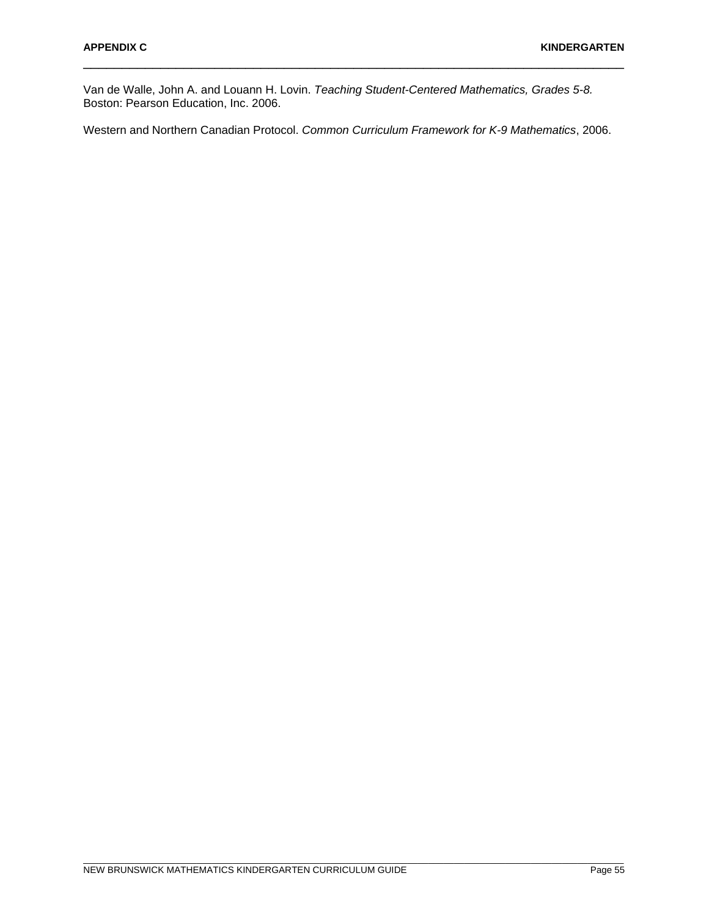Van de Walle, John A. and Louann H. Lovin. *Teaching Student-Centered Mathematics, Grades 5-8.* Boston: Pearson Education, Inc. 2006.

Western and Northern Canadian Protocol. *Common Curriculum Framework for K-9 Mathematics*, 2006.